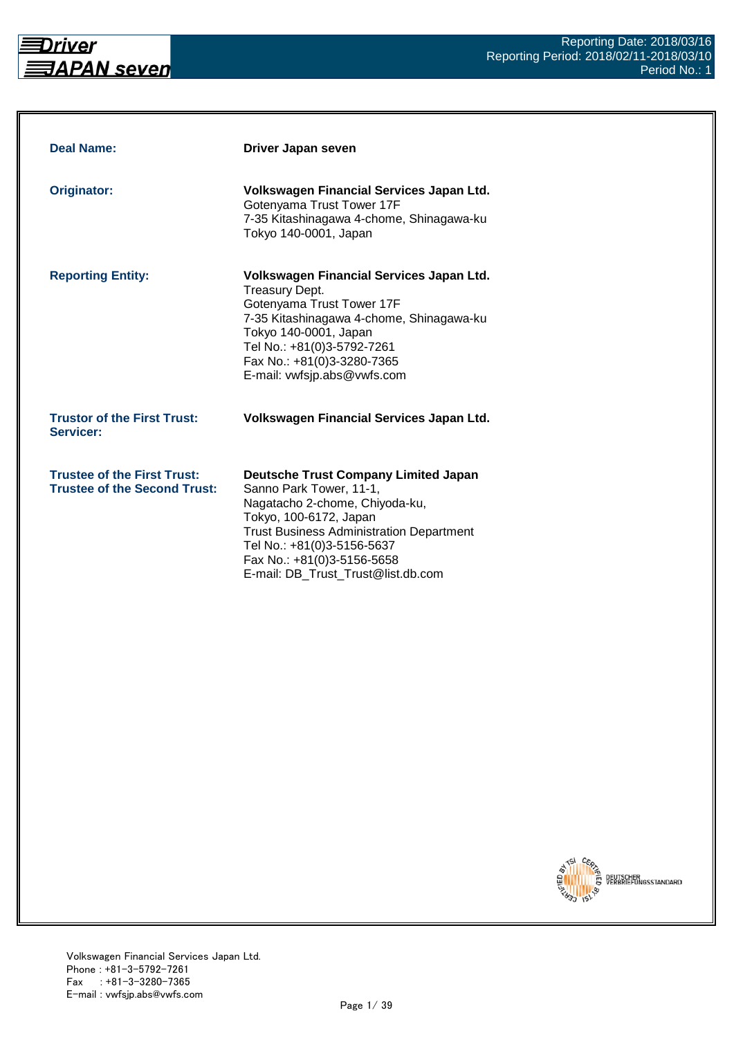Reporting Date: 2018/03/16
Reporting Period: 2018/02/11-2018/03/10
Period No.: 1

| | |
|---|---|
| **Deal Name:** | **Driver Japan seven** |
| **Originator:** | **Volkswagen Financial Services Japan Ltd.**<br>Gotenyama Trust Tower 17F<br>7-35 Kitashinagawa 4-chome, Shinagawa-ku<br>Tokyo 140-0001, Japan |
| **Reporting Entity:** | **Volkswagen Financial Services Japan Ltd.**<br>Treasury Dept.<br>Gotenyama Trust Tower 17F<br>7-35 Kitashinagawa 4-chome, Shinagawa-ku<br>Tokyo 140-0001, Japan<br>Tel No.: +81(0)3-5792-7261<br>Fax No.: +81(0)3-3280-7365<br>E-mail: vwfsjp.abs@vwfs.com |
| **Trustor of the First Trust:**<br>**Servicer:** | **Volkswagen Financial Services Japan Ltd.** |
| **Trustee of the First Trust:**<br>**Trustee of the Second Trust:** | **Deutsche Trust Company Limited Japan**<br>Sanno Park Tower, 11-1,<br>Nagatacho 2-chome, Chiyoda-ku,<br>Tokyo, 100-6172, Japan<br>Trust Business Administration Department<br>Tel No.: +81(0)3-5156-5637<br>Fax No.: +81(0)3-5156-5658<br>E-mail: DB_Trust_Trust@list.db.com |

CERTIFIED BY TSI DEUTSCHER VERBRIEFUNGSSTANDARD

Volkswagen Financial Services Japan Ltd.
Phone : +81-3-5792-7261
Fax : +81-3-3280-7365
E-mail : vwfsjp.abs@vwfs.com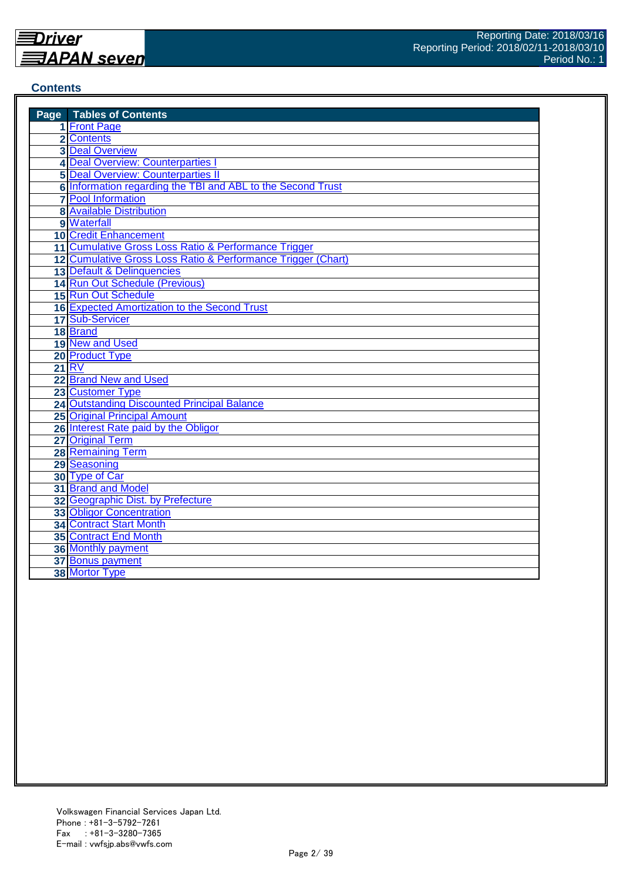Reporting Date: 2018/03/16
Reporting Period: 2018/02/11-2018/03/10
Period No.: 1

## Contents

| Page | Tables of Contents |
|---|---|
| 1 | Front Page |
| 2 | Contents |
| 3 | Deal Overview |
| 4 | Deal Overview: Counterparties I |
| 5 | Deal Overview: Counterparties II |
| 6 | Information regarding the TBI and ABL to the Second Trust |
| 7 | Pool Information |
| 8 | Available Distribution |
| 9 | Waterfall |
| 10 | Credit Enhancement |
| 11 | Cumulative Gross Loss Ratio & Performance Trigger |
| 12 | Cumulative Gross Loss Ratio & Performance Trigger (Chart) |
| 13 | Default & Delinquencies |
| 14 | Run Out Schedule (Previous) |
| 15 | Run Out Schedule |
| 16 | Expected Amortization to the Second Trust |
| 17 | Sub-Servicer |
| 18 | Brand |
| 19 | New and Used |
| 20 | Product Type |
| 21 | RV |
| 22 | Brand New and Used |
| 23 | Customer Type |
| 24 | Outstanding Discounted Principal Balance |
| 25 | Original Principal Amount |
| 26 | Interest Rate paid by the Obligor |
| 27 | Original Term |
| 28 | Remaining Term |
| 29 | Seasoning |
| 30 | Type of Car |
| 31 | Brand and Model |
| 32 | Geographic Dist. by Prefecture |
| 33 | Obligor Concentration |
| 34 | Contract Start Month |
| 35 | Contract End Month |
| 36 | Monthly payment |
| 37 | Bonus payment |
| 38 | Mortor Type |

Volkswagen Financial Services Japan Ltd.
Phone : +81-3-5792-7261
Fax : +81-3-3280-7365
E-mail : vwfsjp.abs@vwfs.com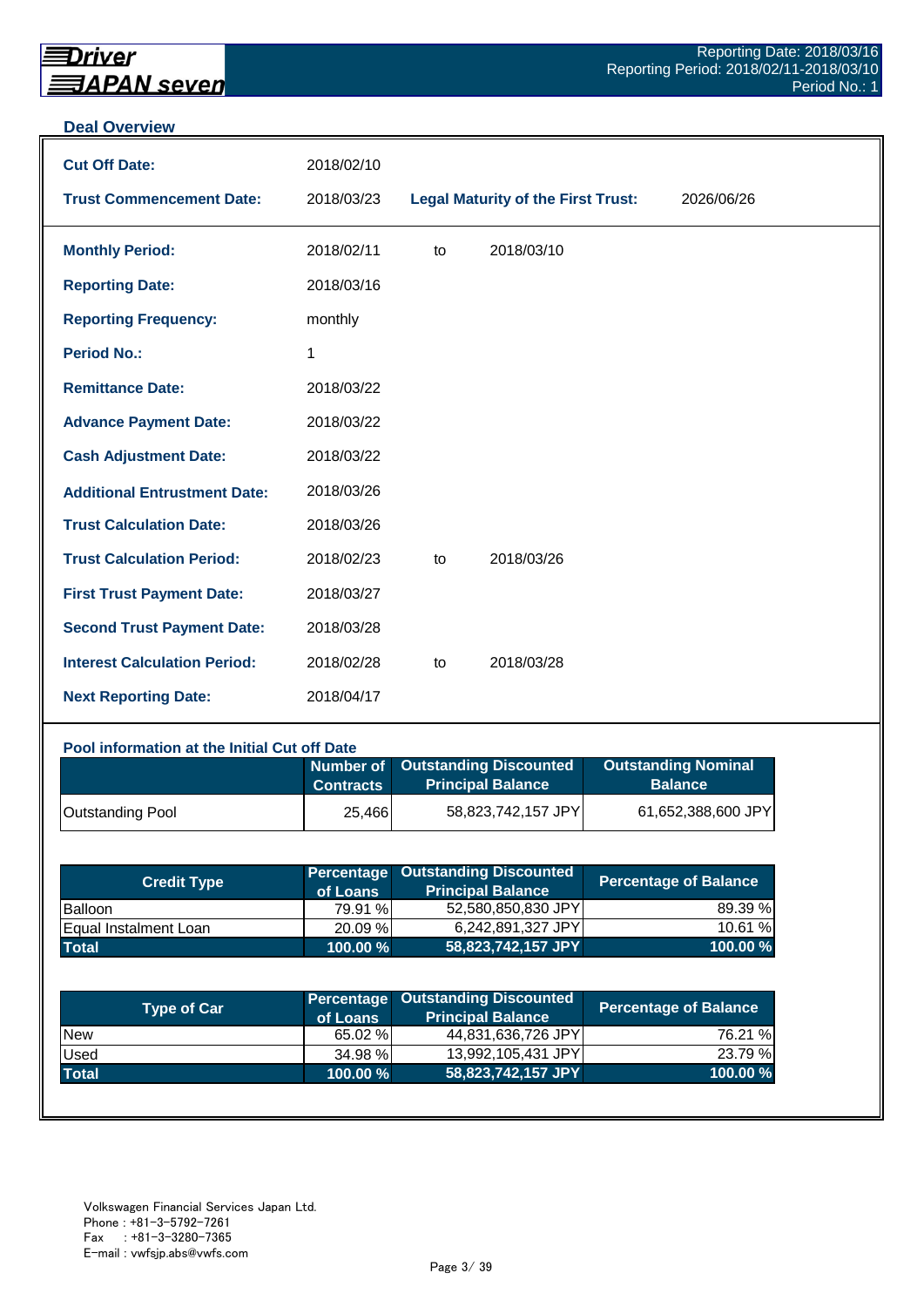## Deal Overview

| | | | |
|---|---|---|---|
| **Cut Off Date:** | 2018/02/10 | | |
| **Trust Commencement Date:** | 2018/03/23 | **Legal Maturity of the First Trust:** | 2026/06/26 |

| | | | |
|---|---|---|---|
| **Monthly Period:** | 2018/02/11 | to | 2018/03/10 |
| **Reporting Date:** | 2018/03/16 | | |
| **Reporting Frequency:** | monthly | | |
| **Period No.:** | 1 | | |
| **Remittance Date:** | 2018/03/22 | | |
| **Advance Payment Date:** | 2018/03/22 | | |
| **Cash Adjustment Date:** | 2018/03/22 | | |
| **Additional Entrustment Date:** | 2018/03/26 | | |
| **Trust Calculation Date:** | 2018/03/26 | | |
| **Trust Calculation Period:** | 2018/02/23 | to | 2018/03/26 |
| **First Trust Payment Date:** | 2018/03/27 | | |
| **Second Trust Payment Date:** | 2018/03/28 | | |
| **Interest Calculation Period:** | 2018/02/28 | to | 2018/03/28 |
| **Next Reporting Date:** | 2018/04/17 | | |

### Pool information at the Initial Cut off Date

| | Number of Contracts | Outstanding Discounted Principal Balance | Outstanding Nominal Balance |
|---|---|---|---|
| Outstanding Pool | 25,466 | 58,823,742,157 JPY | 61,652,388,600 JPY |

| Credit Type | Percentage of Loans | Outstanding Discounted Principal Balance | Percentage of Balance |
|---|---|---|---|
| Balloon | 79.91 % | 52,580,850,830 JPY | 89.39 % |
| Equal Instalment Loan | 20.09 % | 6,242,891,327 JPY | 10.61 % |
| **Total** | **100.00 %** | **58,823,742,157 JPY** | **100.00 %** |

| Type of Car | Percentage of Loans | Outstanding Discounted Principal Balance | Percentage of Balance |
|---|---|---|---|
| New | 65.02 % | 44,831,636,726 JPY | 76.21 % |
| Used | 34.98 % | 13,992,105,431 JPY | 23.79 % |
| **Total** | **100.00 %** | **58,823,742,157 JPY** | **100.00 %** |

Volkswagen Financial Services Japan Ltd.
Phone : +81-3-5792-7261
Fax : +81-3-3280-7365
E-mail : vwfsjp.abs@vwfs.com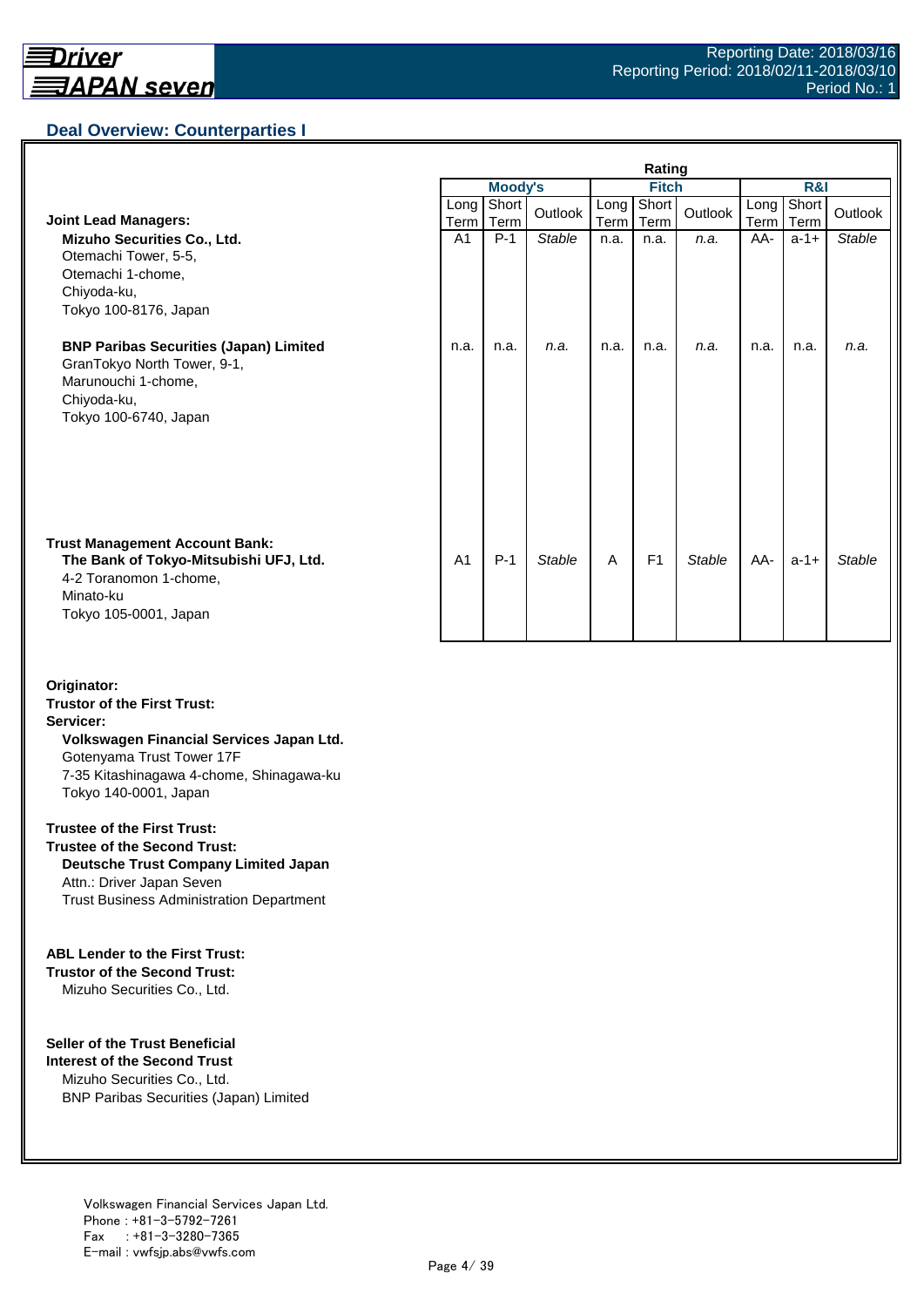## Deal Overview: Counterparties I

| | Rating | | | | | | | | |
|---|---|---|---|---|---|---|---|---|---|
| | Moody's | | | Fitch | | | R&I | | |
| | Long Term | Short Term | Outlook | Long Term | Short Term | Outlook | Long Term | Short Term | Outlook |
| **Joint Lead Managers:** | | | | | | | | | |
| **Mizuho Securities Co., Ltd.**<br>Otemachi Tower, 5-5,<br>Otemachi 1-chome,<br>Chiyoda-ku,<br>Tokyo 100-8176, Japan | A1 | P-1 | *Stable* | n.a. | n.a. | *n.a.* | AA- | a-1+ | *Stable* |
| **BNP Paribas Securities (Japan) Limited**<br>GranTokyo North Tower, 9-1,<br>Marunouchi 1-chome,<br>Chiyoda-ku,<br>Tokyo 100-6740, Japan | n.a. | n.a. | *n.a.* | n.a. | n.a. | *n.a.* | n.a. | n.a. | *n.a.* |
| **Trust Management Account Bank:**<br>**The Bank of Tokyo-Mitsubishi UFJ, Ltd.**<br>4-2 Toranomon 1-chome,<br>Minato-ku<br>Tokyo 105-0001, Japan | A1 | P-1 | *Stable* | A | F1 | *Stable* | AA- | a-1+ | *Stable* |

**Originator:**
**Trustor of the First Trust:**
**Servicer:**
**Volkswagen Financial Services Japan Ltd.**
Gotenyama Trust Tower 17F
7-35 Kitashinagawa 4-chome, Shinagawa-ku
Tokyo 140-0001, Japan

**Trustee of the First Trust:**
**Trustee of the Second Trust:**
**Deutsche Trust Company Limited Japan**
Attn.: Driver Japan Seven
Trust Business Administration Department

**ABL Lender to the First Trust:**
**Trustor of the Second Trust:**
Mizuho Securities Co., Ltd.

**Seller of the Trust Beneficial Interest of the Second Trust**
Mizuho Securities Co., Ltd.
BNP Paribas Securities (Japan) Limited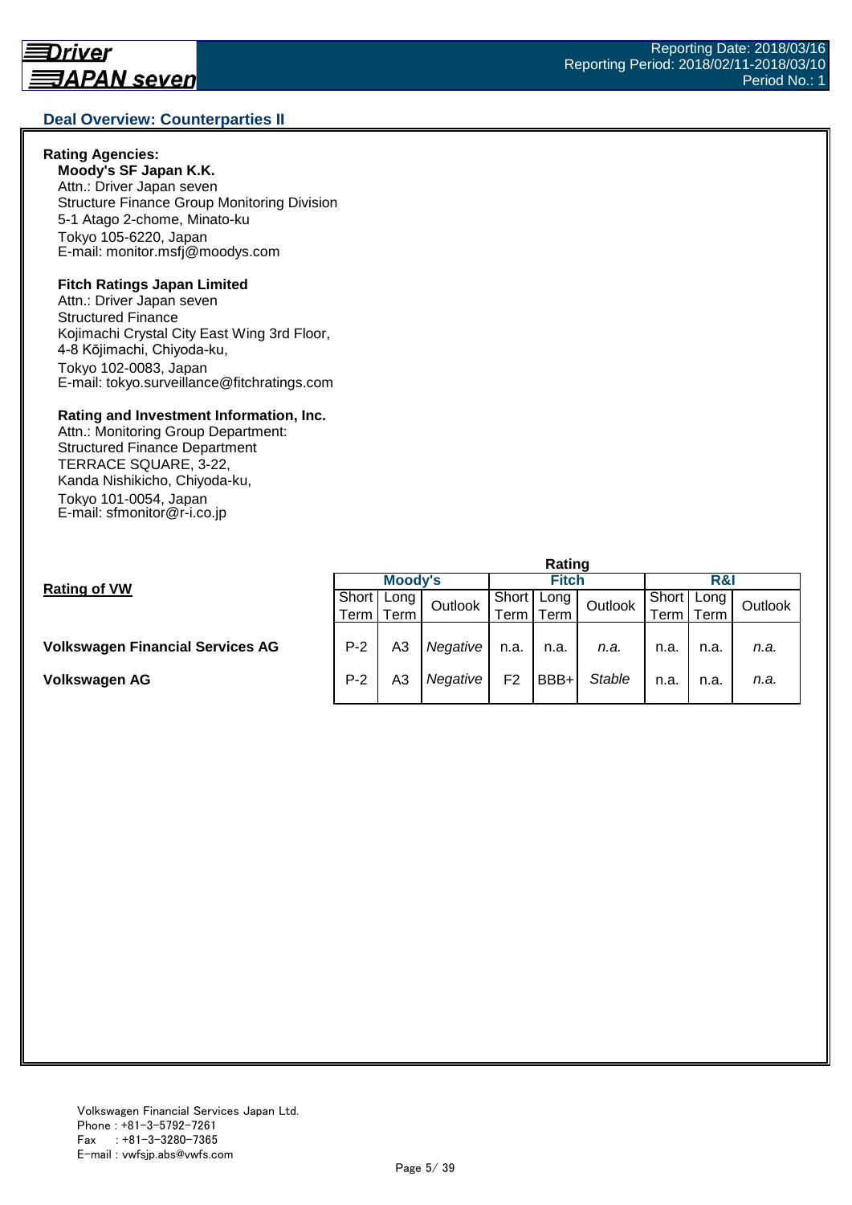## Deal Overview: Counterparties II

**Rating Agencies:**

**Moody's SF Japan K.K.**
Attn.: Driver Japan seven
Structure Finance Group Monitoring Division
5-1 Atago 2-chome, Minato-ku
Tokyo 105-6220, Japan
E-mail: monitor.msfj@moodys.com

**Fitch Ratings Japan Limited**
Attn.: Driver Japan seven
Structured Finance
Kojimachi Crystal City East Wing 3rd Floor,
4-8 Kōjimachi, Chiyoda-ku,
Tokyo 102-0083, Japan
E-mail: tokyo.surveillance@fitchratings.com

**Rating and Investment Information, Inc.**
Attn.: Monitoring Group Department:
Structured Finance Department
TERRACE SQUARE, 3-22,
Kanda Nishikicho, Chiyoda-ku,
Tokyo 101-0054, Japan
E-mail: sfmonitor@r-i.co.jp

**Rating of VW**

| | Rating | | | | | | | | |
|---|---|---|---|---|---|---|---|---|---|
| | Moody's | | | Fitch | | | R&I | | |
| | Short Term | Long Term | Outlook | Short Term | Long Term | Outlook | Short Term | Long Term | Outlook |
| **Volkswagen Financial Services AG** | P-2 | A3 | *Negative* | n.a. | n.a. | *n.a.* | n.a. | n.a. | *n.a.* |
| **Volkswagen AG** | P-2 | A3 | *Negative* | F2 | BBB+ | *Stable* | n.a. | n.a. | *n.a.* |

Volkswagen Financial Services Japan Ltd.
Phone : +81-3-5792-7261
Fax : +81-3-3280-7365
E-mail : vwfsjp.abs@vwfs.com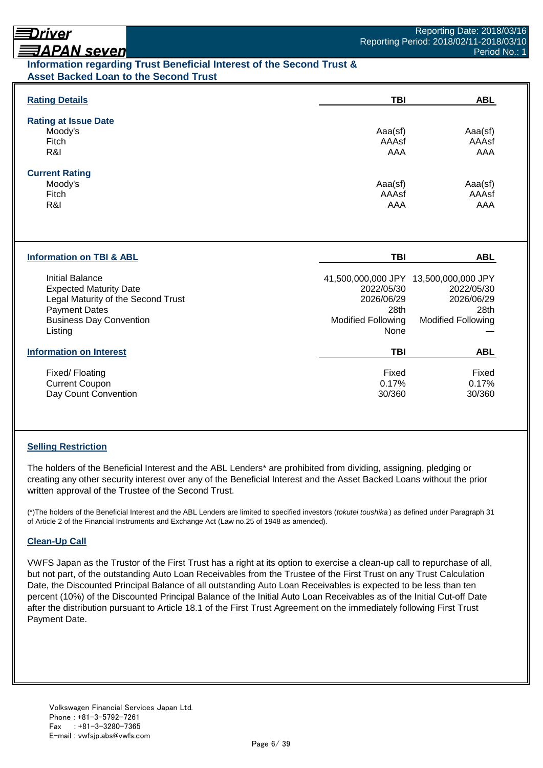## Information regarding Trust Beneficial Interest of the Second Trust & Asset Backed Loan to the Second Trust

| Rating Details | TBI | ABL |
|---|---|---|
| **Rating at Issue Date** | | |
| Moody's | Aaa(sf) | Aaa(sf) |
| Fitch | AAAsf | AAAsf |
| R&I | AAA | AAA |
| **Current Rating** | | |
| Moody's | Aaa(sf) | Aaa(sf) |
| Fitch | AAAsf | AAAsf |
| R&I | AAA | AAA |

| Information on TBI & ABL | TBI | ABL |
|---|---|---|
| Initial Balance | 41,500,000,000 JPY | 13,500,000,000 JPY |
| Expected Maturity Date | 2022/05/30 | 2022/05/30 |
| Legal Maturity of the Second Trust | 2026/06/29 | 2026/06/29 |
| Payment Dates | 28th | 28th |
| Business Day Convention | Modified Following | Modified Following |
| Listing | None | — |

| Information on Interest | TBI | ABL |
|---|---|---|
| Fixed/ Floating | Fixed | Fixed |
| Current Coupon | 0.17% | 0.17% |
| Day Count Convention | 30/360 | 30/360 |

### Selling Restriction

The holders of the Beneficial Interest and the ABL Lenders* are prohibited from dividing, assigning, pledging or creating any other security interest over any of the Beneficial Interest and the Asset Backed Loans without the prior written approval of the Trustee of the Second Trust.

(*)The holders of the Beneficial Interest and the ABL Lenders are limited to specified investors (*tokutei toushika*) as defined under Paragraph 31 of Article 2 of the Financial Instruments and Exchange Act (Law no.25 of 1948 as amended).

### Clean-Up Call

VWFS Japan as the Trustor of the First Trust has a right at its option to exercise a clean-up call to repurchase of all, but not part, of the outstanding Auto Loan Receivables from the Trustee of the First Trust on any Trust Calculation Date, the Discounted Principal Balance of all outstanding Auto Loan Receivables is expected to be less than ten percent (10%) of the Discounted Principal Balance of the Initial Auto Loan Receivables as of the Initial Cut-off Date after the distribution pursuant to Article 18.1 of the First Trust Agreement on the immediately following First Trust Payment Date.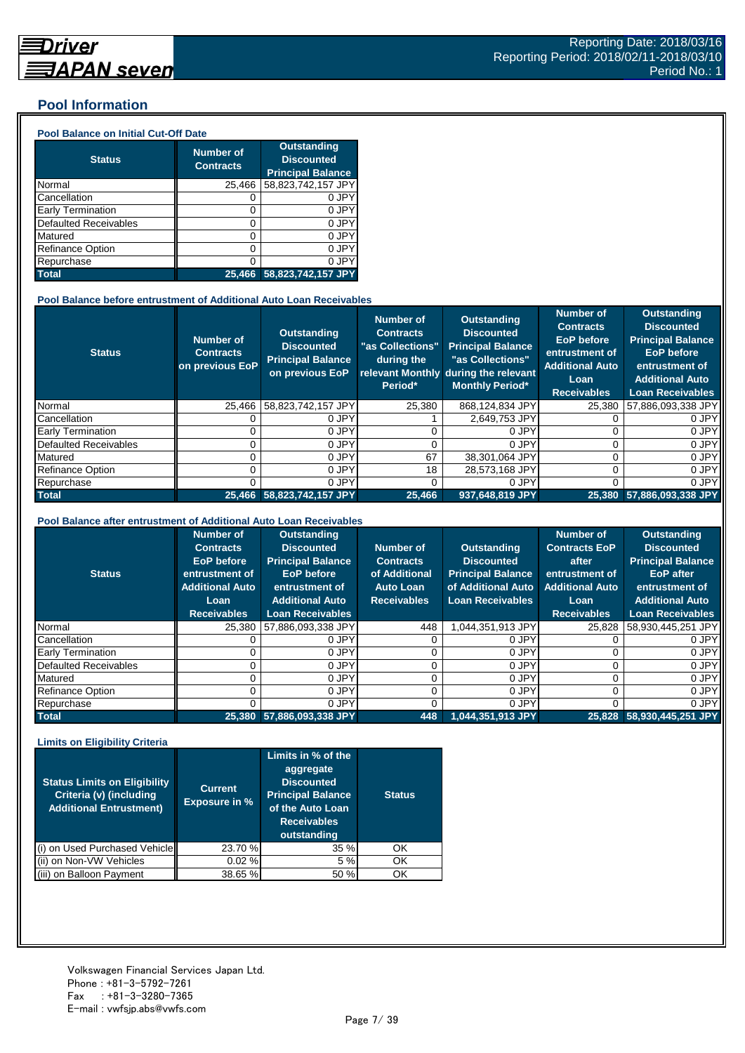Reporting Date: 2018/03/16
Reporting Period: 2018/02/11-2018/03/10
Period No.: 1

## Pool Information

### Pool Balance on Initial Cut-Off Date

| Status | Number of Contracts | Outstanding Discounted Principal Balance |
|---|---|---|
| Normal | 25,466 | 58,823,742,157 JPY |
| Cancellation | 0 | 0 JPY |
| Early Termination | 0 | 0 JPY |
| Defaulted Receivables | 0 | 0 JPY |
| Matured | 0 | 0 JPY |
| Refinance Option | 0 | 0 JPY |
| Repurchase | 0 | 0 JPY |
| **Total** | **25,466** | **58,823,742,157 JPY** |

### Pool Balance before entrustment of Additional Auto Loan Receivables

| Status | Number of Contracts on previous EoP | Outstanding Discounted Principal Balance on previous EoP | Number of Contracts "as Collections" during the relevant Monthly Period* | Outstanding Discounted Principal Balance "as Collections" during the relevant Monthly Period* | Number of Contracts EoP before entrustment of Additional Auto Loan Receivables | Outstanding Discounted Principal Balance EoP before entrustment of Additional Auto Loan Receivables |
|---|---|---|---|---|---|---|
| Normal | 25,466 | 58,823,742,157 JPY | 25,380 | 868,124,834 JPY | 25,380 | 57,886,093,338 JPY |
| Cancellation | 0 | 0 JPY | 1 | 2,649,753 JPY | 0 | 0 JPY |
| Early Termination | 0 | 0 JPY | 0 | 0 JPY | 0 | 0 JPY |
| Defaulted Receivables | 0 | 0 JPY | 0 | 0 JPY | 0 | 0 JPY |
| Matured | 0 | 0 JPY | 67 | 38,301,064 JPY | 0 | 0 JPY |
| Refinance Option | 0 | 0 JPY | 18 | 28,573,168 JPY | 0 | 0 JPY |
| Repurchase | 0 | 0 JPY | 0 | 0 JPY | 0 | 0 JPY |
| **Total** | **25,466** | **58,823,742,157 JPY** | **25,466** | **937,648,819 JPY** | **25,380** | **57,886,093,338 JPY** |

### Pool Balance after entrustment of Additional Auto Loan Receivables

| Status | Number of Contracts EoP before entrustment of Additional Auto Loan Receivables | Outstanding Discounted Principal Balance EoP before entrustment of Additional Auto Loan Receivables | Number of Contracts of Additional Auto Loan Receivables | Outstanding Discounted Principal Balance of Additional Auto Loan Receivables | Number of Contracts EoP after entrustment of Additional Auto Loan Receivables | Outstanding Discounted Principal Balance EoP after entrustment of Additional Auto Loan Receivables |
|---|---|---|---|---|---|---|
| Normal | 25,380 | 57,886,093,338 JPY | 448 | 1,044,351,913 JPY | 25,828 | 58,930,445,251 JPY |
| Cancellation | 0 | 0 JPY | 0 | 0 JPY | 0 | 0 JPY |
| Early Termination | 0 | 0 JPY | 0 | 0 JPY | 0 | 0 JPY |
| Defaulted Receivables | 0 | 0 JPY | 0 | 0 JPY | 0 | 0 JPY |
| Matured | 0 | 0 JPY | 0 | 0 JPY | 0 | 0 JPY |
| Refinance Option | 0 | 0 JPY | 0 | 0 JPY | 0 | 0 JPY |
| Repurchase | 0 | 0 JPY | 0 | 0 JPY | 0 | 0 JPY |
| **Total** | **25,380** | **57,886,093,338 JPY** | **448** | **1,044,351,913 JPY** | **25,828** | **58,930,445,251 JPY** |

### Limits on Eligibility Criteria

| Status Limits on Eligibility Criteria (v) (including Additional Entrustment) | Current Exposure in % | Limits in % of the aggregate Discounted Principal Balance of the Auto Loan Receivables outstanding | Status |
|---|---|---|---|
| (i) on Used Purchased Vehicle | 23.70 % | 35 % | OK |
| (ii) on Non-VW Vehicles | 0.02 % | 5 % | OK |
| (iii) on Balloon Payment | 38.65 % | 50 % | OK |

Volkswagen Financial Services Japan Ltd.
Phone : +81-3-5792-7261
Fax : +81-3-3280-7365
E-mail : vwfsjp.abs@vwfs.com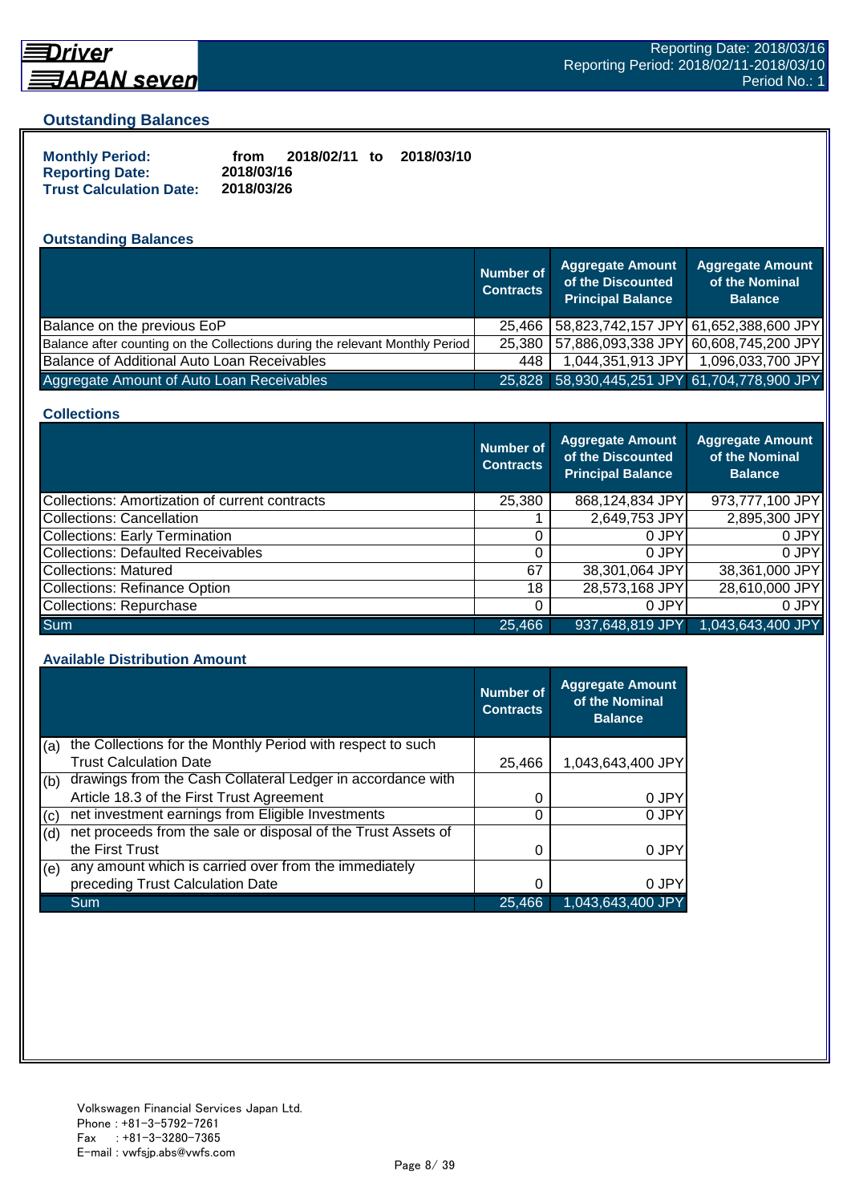## Outstanding Balances

**Monthly Period:** from 2018/02/11 to 2018/03/10
**Reporting Date:** 2018/03/16
**Trust Calculation Date:** 2018/03/26

### Outstanding Balances

| | Number of Contracts | Aggregate Amount of the Discounted Principal Balance | Aggregate Amount of the Nominal Balance |
|---|---|---|---|
| Balance on the previous EoP | 25,466 | 58,823,742,157 JPY | 61,652,388,600 JPY |
| Balance after counting on the Collections during the relevant Monthly Period | 25,380 | 57,886,093,338 JPY | 60,608,745,200 JPY |
| Balance of Additional Auto Loan Receivables | 448 | 1,044,351,913 JPY | 1,096,033,700 JPY |
| Aggregate Amount of Auto Loan Receivables | 25,828 | 58,930,445,251 JPY | 61,704,778,900 JPY |

### Collections

| | Number of Contracts | Aggregate Amount of the Discounted Principal Balance | Aggregate Amount of the Nominal Balance |
|---|---|---|---|
| Collections: Amortization of current contracts | 25,380 | 868,124,834 JPY | 973,777,100 JPY |
| Collections: Cancellation | 1 | 2,649,753 JPY | 2,895,300 JPY |
| Collections: Early Termination | 0 | 0 JPY | 0 JPY |
| Collections: Defaulted Receivables | 0 | 0 JPY | 0 JPY |
| Collections: Matured | 67 | 38,301,064 JPY | 38,361,000 JPY |
| Collections: Refinance Option | 18 | 28,573,168 JPY | 28,610,000 JPY |
| Collections: Repurchase | 0 | 0 JPY | 0 JPY |
| Sum | 25,466 | 937,648,819 JPY | 1,043,643,400 JPY |

### Available Distribution Amount

| | | Number of Contracts | Aggregate Amount of the Nominal Balance |
|---|---|---|---|
| (a) | the Collections for the Monthly Period with respect to such Trust Calculation Date | 25,466 | 1,043,643,400 JPY |
| (b) | drawings from the Cash Collateral Ledger in accordance with Article 18.3 of the First Trust Agreement | 0 | 0 JPY |
| (c) | net investment earnings from Eligible Investments | 0 | 0 JPY |
| (d) | net proceeds from the sale or disposal of the Trust Assets of the First Trust | 0 | 0 JPY |
| (e) | any amount which is carried over from the immediately preceding Trust Calculation Date | 0 | 0 JPY |
| | Sum | 25,466 | 1,043,643,400 JPY |

Volkswagen Financial Services Japan Ltd.
Phone : +81-3-5792-7261
Fax : +81-3-3280-7365
E-mail : vwfsjp.abs@vwfs.com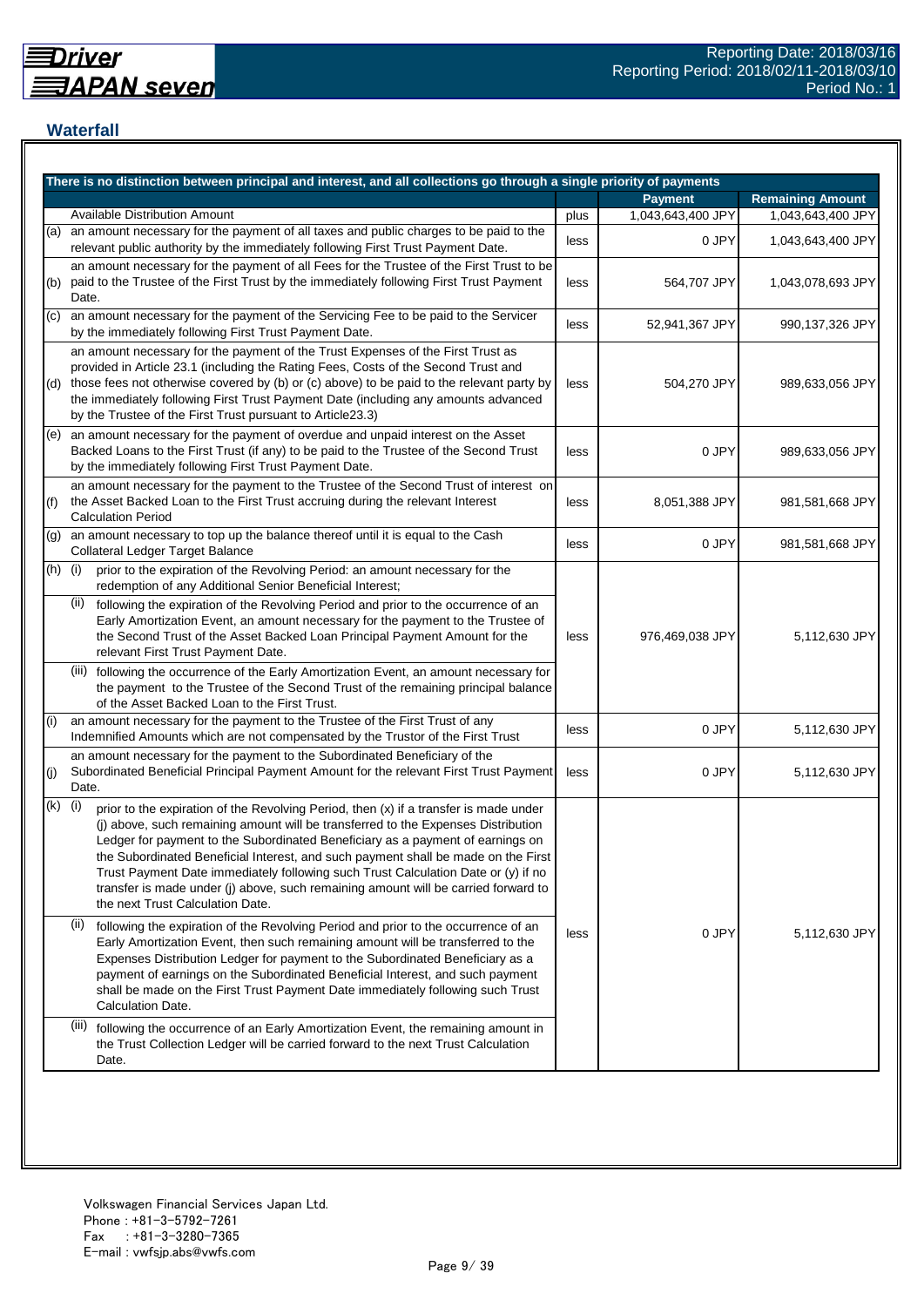## Waterfall

| There is no distinction between principal and interest, and all collections go through a single priority of payments | | | | |
|---|---|---|---|---|
| | | | **Payment** | **Remaining Amount** |
| | Available Distribution Amount | plus | 1,043,643,400 JPY | 1,043,643,400 JPY |
| (a) | an amount necessary for the payment of all taxes and public charges to be paid to the relevant public authority by the immediately following First Trust Payment Date. | less | 0 JPY | 1,043,643,400 JPY |
| (b) | an amount necessary for the payment of all Fees for the Trustee of the First Trust to be paid to the Trustee of the First Trust by the immediately following First Trust Payment Date. | less | 564,707 JPY | 1,043,078,693 JPY |
| (c) | an amount necessary for the payment of the Servicing Fee to be paid to the Servicer by the immediately following First Trust Payment Date. | less | 52,941,367 JPY | 990,137,326 JPY |
| (d) | an amount necessary for the payment of the Trust Expenses of the First Trust as provided in Article 23.1 (including the Rating Fees, Costs of the Second Trust and those fees not otherwise covered by (b) or (c) above) to be paid to the relevant party by the immediately following First Trust Payment Date (including any amounts advanced by the Trustee of the First Trust pursuant to Article23.3) | less | 504,270 JPY | 989,633,056 JPY |
| (e) | an amount necessary for the payment of overdue and unpaid interest on the Asset Backed Loans to the First Trust (if any) to be paid to the Trustee of the Second Trust by the immediately following First Trust Payment Date. | less | 0 JPY | 989,633,056 JPY |
| (f) | an amount necessary for the payment to the Trustee of the Second Trust of interest on the Asset Backed Loan to the First Trust accruing during the relevant Interest Calculation Period | less | 8,051,388 JPY | 981,581,668 JPY |
| (g) | an amount necessary to top up the balance thereof until it is equal to the Cash Collateral Ledger Target Balance | less | 0 JPY | 981,581,668 JPY |
| (h) | (i) prior to the expiration of the Revolving Period: an amount necessary for the redemption of any Additional Senior Beneficial Interest;<br>(ii) following the expiration of the Revolving Period and prior to the occurrence of an Early Amortization Event, an amount necessary for the payment to the Trustee of the Second Trust of the Asset Backed Loan Principal Payment Amount for the relevant First Trust Payment Date.<br>(iii) following the occurrence of the Early Amortization Event, an amount necessary for the payment to the Trustee of the Second Trust of the remaining principal balance of the Asset Backed Loan to the First Trust. | less | 976,469,038 JPY | 5,112,630 JPY |
| (i) | an amount necessary for the payment to the Trustee of the First Trust of any Indemnified Amounts which are not compensated by the Trustor of the First Trust | less | 0 JPY | 5,112,630 JPY |
| (j) | an amount necessary for the payment to the Subordinated Beneficiary of the Subordinated Beneficial Principal Payment Amount for the relevant First Trust Payment Date. | less | 0 JPY | 5,112,630 JPY |
| (k) | (i) prior to the expiration of the Revolving Period, then (x) if a transfer is made under (j) above, such remaining amount will be transferred to the Expenses Distribution Ledger for payment to the Subordinated Beneficiary as a payment of earnings on the Subordinated Beneficial Interest, and such payment shall be made on the First Trust Payment Date immediately following such Trust Calculation Date or (y) if no transfer is made under (j) above, such remaining amount will be carried forward to the next Trust Calculation Date.<br>(ii) following the expiration of the Revolving Period and prior to the occurrence of an Early Amortization Event, then such remaining amount will be transferred to the Expenses Distribution Ledger for payment to the Subordinated Beneficiary as a payment of earnings on the Subordinated Beneficial Interest, and such payment shall be made on the First Trust Payment Date immediately following such Trust Calculation Date.<br>(iii) following the occurrence of an Early Amortization Event, the remaining amount in the Trust Collection Ledger will be carried forward to the next Trust Calculation Date. | less | 0 JPY | 5,112,630 JPY |

Volkswagen Financial Services Japan Ltd.
Phone : +81−3−5792−7261
Fax : +81−3−3280−7365
E-mail : vwfsjp.abs@vwfs.com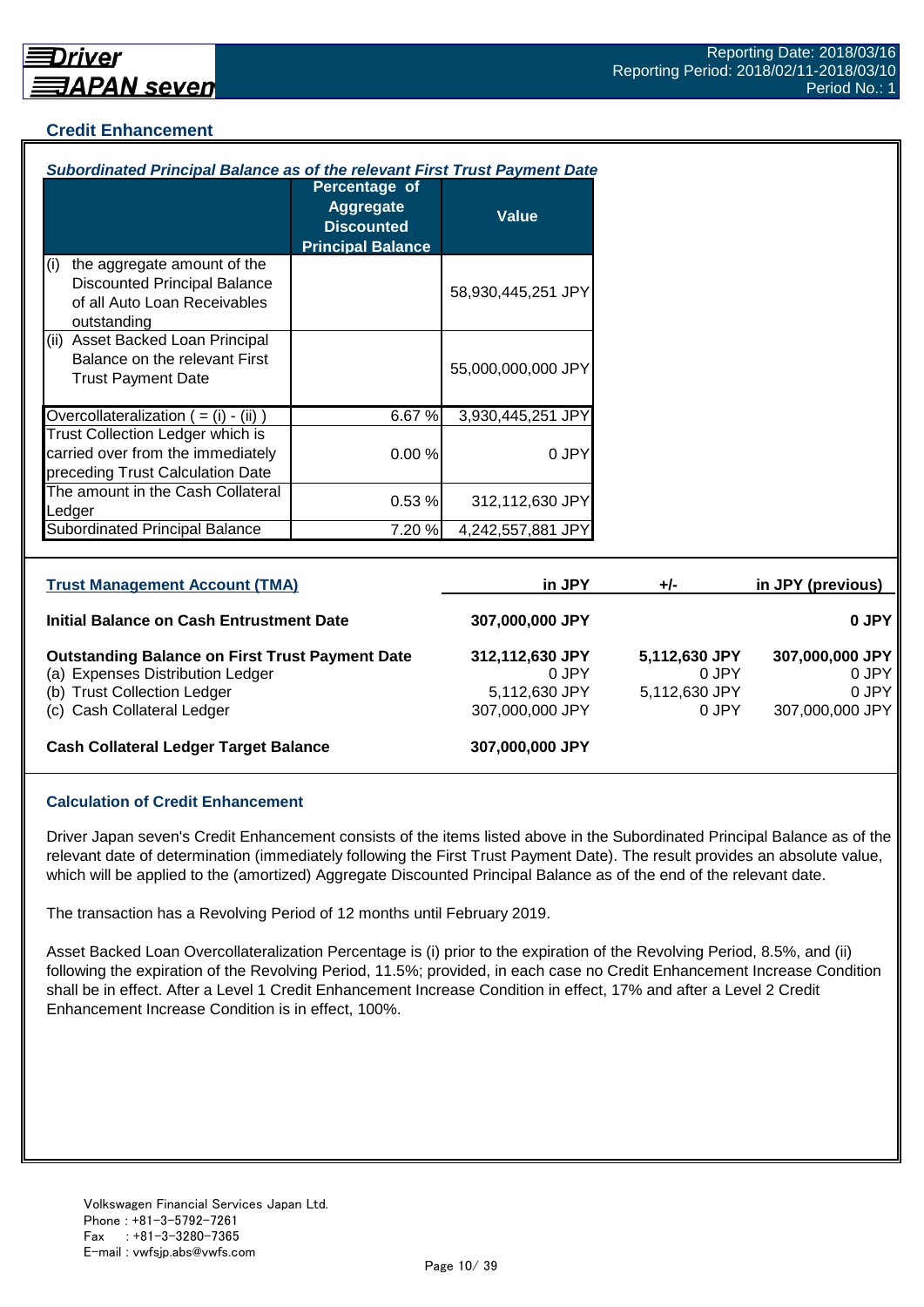## Credit Enhancement

***Subordinated Principal Balance as of the relevant First Trust Payment Date***

| | Percentage of Aggregate Discounted Principal Balance | Value |
|---|---|---|
| (i) the aggregate amount of the Discounted Principal Balance of all Auto Loan Receivables outstanding | | 58,930,445,251 JPY |
| (ii) Asset Backed Loan Principal Balance on the relevant First Trust Payment Date | | 55,000,000,000 JPY |
| Overcollateralization ( = (i) - (ii) ) | 6.67 % | 3,930,445,251 JPY |
| Trust Collection Ledger which is carried over from the immediately preceding Trust Calculation Date | 0.00 % | 0 JPY |
| The amount in the Cash Collateral Ledger | 0.53 % | 312,112,630 JPY |
| Subordinated Principal Balance | 7.20 % | 4,242,557,881 JPY |

| Trust Management Account (TMA) | in JPY | +/- | in JPY (previous) |
|---|---|---|---|
| **Initial Balance on Cash Entrustment Date** | **307,000,000 JPY** | | **0 JPY** |
| **Outstanding Balance on First Trust Payment Date** | **312,112,630 JPY** | **5,112,630 JPY** | **307,000,000 JPY** |
| (a) Expenses Distribution Ledger | 0 JPY | 0 JPY | 0 JPY |
| (b) Trust Collection Ledger | 5,112,630 JPY | 5,112,630 JPY | 0 JPY |
| (c) Cash Collateral Ledger | 307,000,000 JPY | 0 JPY | 307,000,000 JPY |
| **Cash Collateral Ledger Target Balance** | **307,000,000 JPY** | | |

### Calculation of Credit Enhancement

Driver Japan seven's Credit Enhancement consists of the items listed above in the Subordinated Principal Balance as of the relevant date of determination (immediately following the First Trust Payment Date). The result provides an absolute value, which will be applied to the (amortized) Aggregate Discounted Principal Balance as of the end of the relevant date.

The transaction has a Revolving Period of 12 months until February 2019.

Asset Backed Loan Overcollateralization Percentage is (i) prior to the expiration of the Revolving Period, 8.5%, and (ii) following the expiration of the Revolving Period, 11.5%; provided, in each case no Credit Enhancement Increase Condition shall be in effect. After a Level 1 Credit Enhancement Increase Condition in effect, 17% and after a Level 2 Credit Enhancement Increase Condition is in effect, 100%.

Volkswagen Financial Services Japan Ltd.
Phone : +81-3-5792-7261
Fax : +81-3-3280-7365
E-mail : vwfsjp.abs@vwfs.com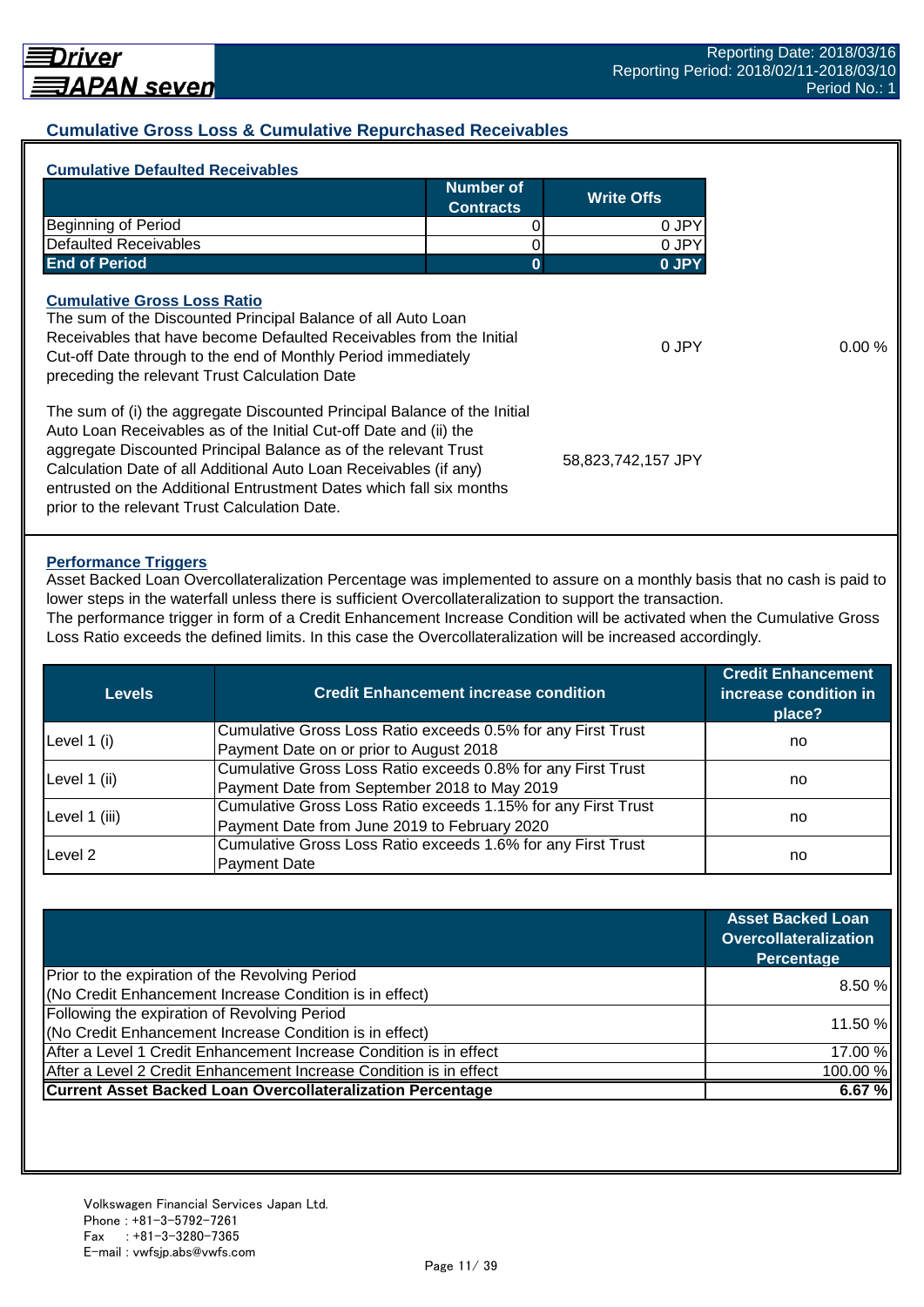## Cumulative Gross Loss & Cumulative Repurchased Receivables

### Cumulative Defaulted Receivables

| | Number of Contracts | Write Offs |
|---|---|---|
| Beginning of Period | 0 | 0 JPY |
| Defaulted Receivables | 0 | 0 JPY |
| **End of Period** | **0** | **0 JPY** |

### Cumulative Gross Loss Ratio

| | | |
|---|---|---|
| The sum of the Discounted Principal Balance of all Auto Loan Receivables that have become Defaulted Receivables from the Initial Cut-off Date through to the end of Monthly Period immediately preceding the relevant Trust Calculation Date | 0 JPY | 0.00 % |
| The sum of (i) the aggregate Discounted Principal Balance of the Initial Auto Loan Receivables as of the Initial Cut-off Date and (ii) the aggregate Discounted Principal Balance as of the relevant Trust Calculation Date of all Additional Auto Loan Receivables (if any) entrusted on the Additional Entrustment Dates which fall six months prior to the relevant Trust Calculation Date. | 58,823,742,157 JPY | |

### Performance Triggers

Asset Backed Loan Overcollateralization Percentage was implemented to assure on a monthly basis that no cash is paid to lower steps in the waterfall unless there is sufficient Overcollateralization to support the transaction.
The performance trigger in form of a Credit Enhancement Increase Condition will be activated when the Cumulative Gross Loss Ratio exceeds the defined limits. In this case the Overcollateralization will be increased accordingly.

| Levels | Credit Enhancement increase condition | Credit Enhancement increase condition in place? |
|---|---|---|
| Level 1 (i) | Cumulative Gross Loss Ratio exceeds 0.5% for any First Trust Payment Date on or prior to August 2018 | no |
| Level 1 (ii) | Cumulative Gross Loss Ratio exceeds 0.8% for any First Trust Payment Date from September 2018 to May 2019 | no |
| Level 1 (iii) | Cumulative Gross Loss Ratio exceeds 1.15% for any First Trust Payment Date from June 2019 to February 2020 | no |
| Level 2 | Cumulative Gross Loss Ratio exceeds 1.6% for any First Trust Payment Date | no |

| | Asset Backed Loan Overcollateralization Percentage |
|---|---|
| Prior to the expiration of the Revolving Period (No Credit Enhancement Increase Condition is in effect) | 8.50 % |
| Following the expiration of Revolving Period (No Credit Enhancement Increase Condition is in effect) | 11.50 % |
| After a Level 1 Credit Enhancement Increase Condition is in effect | 17.00 % |
| After a Level 2 Credit Enhancement Increase Condition is in effect | 100.00 % |
| **Current Asset Backed Loan Overcollateralization Percentage** | **6.67 %** |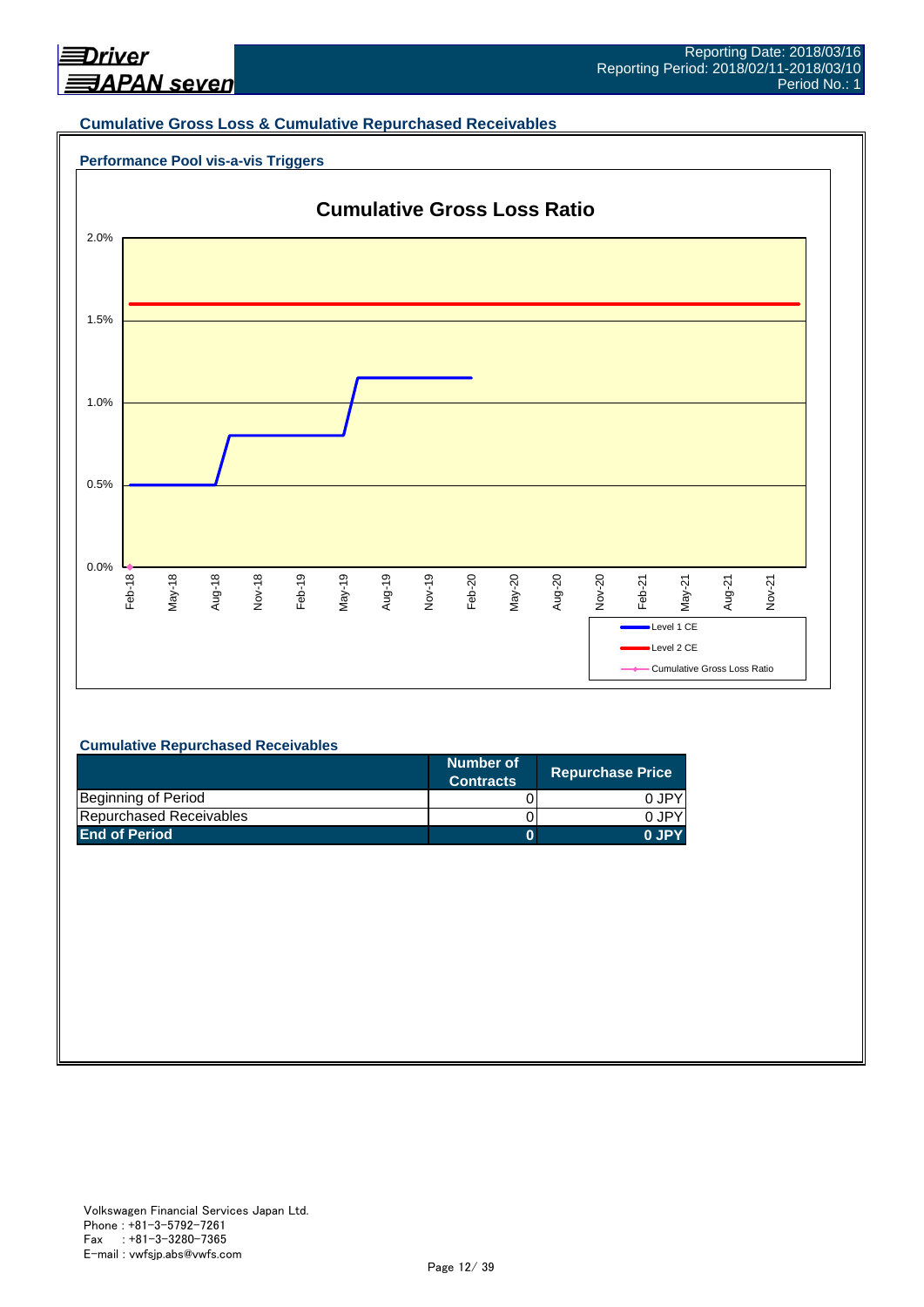## Cumulative Gross Loss & Cumulative Repurchased Receivables

### Performance Pool vis-a-vis Triggers

**Cumulative Gross Loss Ratio**

2.0%
1.5%
1.0%
0.5%
0.0%

Feb-18, May-18, Aug-18, Nov-18, Feb-19, May-19, Aug-19, Nov-19, Feb-20, May-20, Aug-20, Nov-20, Feb-21, May-21, Aug-21, Nov-21

Level 1 CE
Level 2 CE
Cumulative Gross Loss Ratio

### Cumulative Repurchased Receivables

| | Number of Contracts | Repurchase Price |
|---|---|---|
| Beginning of Period | 0 | 0 JPY |
| Repurchased Receivables | 0 | 0 JPY |
| **End of Period** | **0** | **0 JPY** |

Volkswagen Financial Services Japan Ltd.
Phone : +81-3-5792-7261
Fax : +81-3-3280-7365
E-mail : vwfsjp.abs@vwfs.com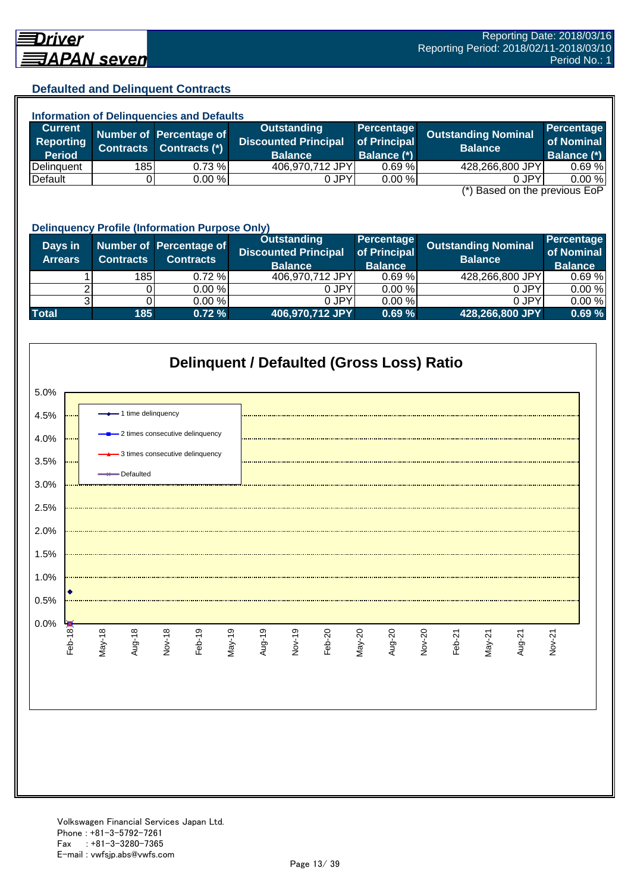Reporting Date: 2018/03/16
Reporting Period: 2018/02/11-2018/03/10
Period No.: 1

## Defaulted and Delinquent Contracts

### Information of Delinquencies and Defaults

| Current Reporting Period | Number of Contracts | Percentage of Contracts (*) | Outstanding Discounted Principal Balance | Percentage of Principal Balance (*) | Outstanding Nominal Balance | Percentage of Nominal Balance (*) |
|---|---|---|---|---|---|---|
| Delinquent | 185 | 0.73 % | 406,970,712 JPY | 0.69 % | 428,266,800 JPY | 0.69 % |
| Default | 0 | 0.00 % | 0 JPY | 0.00 % | 0 JPY | 0.00 % |

(*) Based on the previous EoP

### Delinquency Profile (Information Purpose Only)

| Days in Arrears | Number of Contracts | Percentage of Contracts | Outstanding Discounted Principal Balance | Percentage of Principal Balance | Outstanding Nominal Balance | Percentage of Nominal Balance |
|---|---|---|---|---|---|---|
| 1 | 185 | 0.72 % | 406,970,712 JPY | 0.69 % | 428,266,800 JPY | 0.69 % |
| 2 | 0 | 0.00 % | 0 JPY | 0.00 % | 0 JPY | 0.00 % |
| 3 | 0 | 0.00 % | 0 JPY | 0.00 % | 0 JPY | 0.00 % |
| **Total** | **185** | **0.72 %** | **406,970,712 JPY** | **0.69 %** | **428,266,800 JPY** | **0.69 %** |

### Delinquent / Defaulted (Gross Loss) Ratio

Legend: 1 time delinquency; 2 times consecutive delinquency; 3 times consecutive delinquency; Defaulted

Y-axis: 0.0% – 5.0%
X-axis: Feb-18, May-18, Aug-18, Nov-18, Feb-19, May-19, Aug-19, Nov-19, Feb-20, May-20, Aug-20, Nov-20, Feb-21, May-21, Aug-21, Nov-21

Volkswagen Financial Services Japan Ltd.
Phone : +81-3-5792-7261
Fax : +81-3-3280-7365
E-mail : vwfsjp.abs@vwfs.com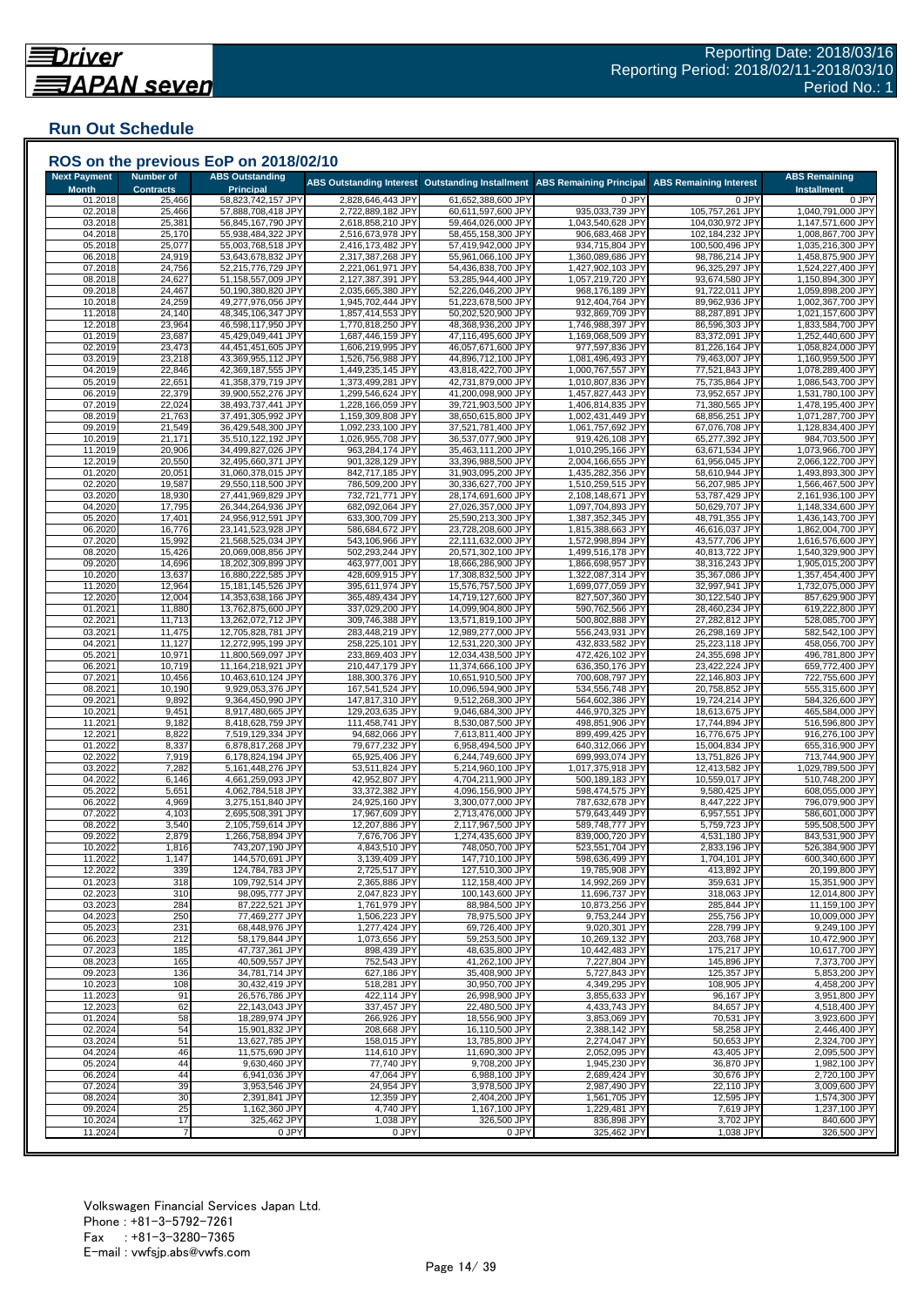## Run Out Schedule

### ROS on the previous EoP on 2018/02/10

| Next Payment Month | Number of Contracts | ABS Outstanding Principal | ABS Outstanding Interest | Outstanding Installment | ABS Remaining Principal | ABS Remaining Interest | ABS Remaining Installment |
|---|---|---|---|---|---|---|---|
| 01.2018 | 25,466 | 58,823,742,157 JPY | 2,828,646,443 JPY | 61,652,388,600 JPY | 0 JPY | 0 JPY | 0 JPY |
| 02.2018 | 25,466 | 57,888,708,418 JPY | 2,722,889,182 JPY | 60,611,597,600 JPY | 935,033,739 JPY | 105,757,261 JPY | 1,040,791,000 JPY |
| 03.2018 | 25,381 | 56,845,167,790 JPY | 2,618,858,210 JPY | 59,464,026,000 JPY | 1,043,540,628 JPY | 104,030,972 JPY | 1,147,571,600 JPY |
| 04.2018 | 25,170 | 55,938,484,322 JPY | 2,516,673,978 JPY | 58,455,158,300 JPY | 906,683,468 JPY | 102,184,232 JPY | 1,008,867,700 JPY |
| 05.2018 | 25,077 | 55,003,768,518 JPY | 2,416,173,482 JPY | 57,419,942,000 JPY | 934,715,804 JPY | 100,500,496 JPY | 1,035,216,300 JPY |
| 06.2018 | 24,919 | 53,643,678,832 JPY | 2,317,387,268 JPY | 55,961,066,100 JPY | 1,360,089,686 JPY | 98,786,214 JPY | 1,458,875,900 JPY |
| 07.2018 | 24,756 | 52,215,776,729 JPY | 2,221,061,971 JPY | 54,436,838,700 JPY | 1,427,902,103 JPY | 96,325,297 JPY | 1,524,227,400 JPY |
| 08.2018 | 24,627 | 51,158,557,009 JPY | 2,127,387,391 JPY | 53,285,944,400 JPY | 1,057,219,720 JPY | 93,674,580 JPY | 1,150,894,300 JPY |
| 09.2018 | 24,467 | 50,190,380,820 JPY | 2,035,665,380 JPY | 52,226,046,200 JPY | 968,176,189 JPY | 91,722,011 JPY | 1,059,898,200 JPY |
| 10.2018 | 24,259 | 49,277,976,056 JPY | 1,945,702,444 JPY | 51,223,678,500 JPY | 912,404,764 JPY | 89,962,936 JPY | 1,002,367,700 JPY |
| 11.2018 | 24,140 | 48,345,106,347 JPY | 1,857,414,553 JPY | 50,202,520,900 JPY | 932,869,709 JPY | 88,287,891 JPY | 1,021,157,600 JPY |
| 12.2018 | 23,964 | 46,598,117,950 JPY | 1,770,818,250 JPY | 48,368,936,200 JPY | 1,746,988,397 JPY | 86,596,303 JPY | 1,833,584,700 JPY |
| 01.2019 | 23,687 | 45,429,049,441 JPY | 1,687,446,159 JPY | 47,116,495,600 JPY | 1,169,068,509 JPY | 83,372,091 JPY | 1,252,440,600 JPY |
| 02.2019 | 23,473 | 44,451,451,605 JPY | 1,606,219,995 JPY | 46,057,671,600 JPY | 977,597,836 JPY | 81,226,164 JPY | 1,058,824,000 JPY |
| 03.2019 | 23,218 | 43,369,955,112 JPY | 1,526,756,988 JPY | 44,896,712,100 JPY | 1,081,496,493 JPY | 79,463,007 JPY | 1,160,959,500 JPY |
| 04.2019 | 22,846 | 42,369,187,555 JPY | 1,449,235,145 JPY | 43,818,422,700 JPY | 1,000,767,557 JPY | 77,521,843 JPY | 1,078,289,400 JPY |
| 05.2019 | 22,651 | 41,358,379,719 JPY | 1,373,499,281 JPY | 42,731,879,000 JPY | 1,010,807,836 JPY | 75,735,864 JPY | 1,086,543,700 JPY |
| 06.2019 | 22,379 | 39,900,552,276 JPY | 1,299,546,624 JPY | 41,200,098,900 JPY | 1,457,827,443 JPY | 73,952,657 JPY | 1,531,780,100 JPY |
| 07.2019 | 22,024 | 38,493,737,441 JPY | 1,228,166,059 JPY | 39,721,903,500 JPY | 1,406,814,835 JPY | 71,380,565 JPY | 1,478,195,400 JPY |
| 08.2019 | 21,763 | 37,491,305,992 JPY | 1,159,309,808 JPY | 38,650,615,800 JPY | 1,002,431,449 JPY | 68,856,251 JPY | 1,071,287,700 JPY |
| 09.2019 | 21,549 | 36,429,548,300 JPY | 1,092,233,100 JPY | 37,521,781,400 JPY | 1,061,757,692 JPY | 67,076,708 JPY | 1,128,834,400 JPY |
| 10.2019 | 21,171 | 35,510,122,192 JPY | 1,026,955,708 JPY | 36,537,077,900 JPY | 919,426,108 JPY | 65,277,392 JPY | 984,703,500 JPY |
| 11.2019 | 20,906 | 34,499,827,026 JPY | 963,284,174 JPY | 35,463,111,200 JPY | 1,010,295,166 JPY | 63,671,534 JPY | 1,073,966,700 JPY |
| 12.2019 | 20,550 | 32,495,660,371 JPY | 901,328,129 JPY | 33,396,988,500 JPY | 2,004,166,655 JPY | 61,956,045 JPY | 2,066,122,700 JPY |
| 01.2020 | 20,051 | 31,060,378,015 JPY | 842,717,185 JPY | 31,903,095,200 JPY | 1,435,282,356 JPY | 58,610,944 JPY | 1,493,893,300 JPY |
| 02.2020 | 19,587 | 29,550,118,500 JPY | 786,509,200 JPY | 30,336,627,700 JPY | 1,510,259,515 JPY | 56,207,985 JPY | 1,566,467,500 JPY |
| 03.2020 | 18,930 | 27,441,969,829 JPY | 732,721,771 JPY | 28,174,691,600 JPY | 2,108,148,671 JPY | 53,787,429 JPY | 2,161,936,100 JPY |
| 04.2020 | 17,795 | 26,344,264,936 JPY | 682,092,064 JPY | 27,026,357,000 JPY | 1,097,704,893 JPY | 50,629,707 JPY | 1,148,334,600 JPY |
| 05.2020 | 17,401 | 24,956,912,591 JPY | 633,300,709 JPY | 25,590,213,300 JPY | 1,387,352,345 JPY | 48,791,355 JPY | 1,436,143,700 JPY |
| 06.2020 | 16,776 | 23,141,523,928 JPY | 586,684,672 JPY | 23,728,208,600 JPY | 1,815,388,663 JPY | 46,616,037 JPY | 1,862,004,700 JPY |
| 07.2020 | 15,992 | 21,568,525,034 JPY | 543,106,966 JPY | 22,111,632,000 JPY | 1,572,998,894 JPY | 43,577,706 JPY | 1,616,576,600 JPY |
| 08.2020 | 15,426 | 20,069,008,856 JPY | 502,293,244 JPY | 20,571,302,100 JPY | 1,499,516,178 JPY | 40,813,722 JPY | 1,540,329,900 JPY |
| 09.2020 | 14,696 | 18,202,309,899 JPY | 463,977,001 JPY | 18,666,286,900 JPY | 1,866,698,957 JPY | 38,316,243 JPY | 1,905,015,200 JPY |
| 10.2020 | 13,637 | 16,880,222,585 JPY | 428,609,915 JPY | 17,308,832,500 JPY | 1,322,087,314 JPY | 35,367,086 JPY | 1,357,454,400 JPY |
| 11.2020 | 12,964 | 15,181,145,526 JPY | 395,611,974 JPY | 15,576,757,500 JPY | 1,699,077,059 JPY | 32,997,941 JPY | 1,732,075,000 JPY |
| 12.2020 | 12,004 | 14,353,638,166 JPY | 365,489,434 JPY | 14,719,127,600 JPY | 827,507,360 JPY | 30,122,540 JPY | 857,629,900 JPY |
| 01.2021 | 11,880 | 13,762,875,600 JPY | 337,029,200 JPY | 14,099,904,800 JPY | 590,762,566 JPY | 28,460,234 JPY | 619,222,800 JPY |
| 02.2021 | 11,713 | 13,262,072,712 JPY | 309,746,388 JPY | 13,571,819,100 JPY | 500,802,888 JPY | 27,282,812 JPY | 528,085,700 JPY |
| 03.2021 | 11,475 | 12,705,828,781 JPY | 283,448,219 JPY | 12,989,277,000 JPY | 556,243,931 JPY | 26,298,169 JPY | 582,542,100 JPY |
| 04.2021 | 11,127 | 12,272,995,199 JPY | 258,225,101 JPY | 12,531,220,300 JPY | 432,833,582 JPY | 25,223,118 JPY | 458,056,700 JPY |
| 05.2021 | 10,971 | 11,800,569,097 JPY | 233,869,403 JPY | 12,034,438,500 JPY | 472,426,102 JPY | 24,355,698 JPY | 496,781,800 JPY |
| 06.2021 | 10,719 | 11,164,218,921 JPY | 210,447,179 JPY | 11,374,666,100 JPY | 636,350,176 JPY | 23,422,224 JPY | 659,772,400 JPY |
| 07.2021 | 10,456 | 10,463,610,124 JPY | 188,300,376 JPY | 10,651,910,500 JPY | 700,608,797 JPY | 22,146,803 JPY | 722,755,600 JPY |
| 08.2021 | 10,190 | 9,929,053,376 JPY | 167,541,524 JPY | 10,096,594,900 JPY | 534,556,748 JPY | 20,758,852 JPY | 555,315,600 JPY |
| 09.2021 | 9,892 | 9,364,450,990 JPY | 147,817,310 JPY | 9,512,268,300 JPY | 564,602,386 JPY | 19,724,214 JPY | 584,326,600 JPY |
| 10.2021 | 9,451 | 8,917,480,665 JPY | 129,203,635 JPY | 9,046,684,300 JPY | 446,970,325 JPY | 18,613,675 JPY | 465,584,000 JPY |
| 11.2021 | 9,182 | 8,418,628,759 JPY | 111,458,741 JPY | 8,530,087,500 JPY | 498,851,906 JPY | 17,744,894 JPY | 516,596,800 JPY |
| 12.2021 | 8,822 | 7,519,129,334 JPY | 94,682,066 JPY | 7,613,811,400 JPY | 899,499,425 JPY | 16,776,675 JPY | 916,276,100 JPY |
| 01.2022 | 8,337 | 6,878,817,268 JPY | 79,677,232 JPY | 6,958,494,500 JPY | 640,312,066 JPY | 15,004,834 JPY | 655,316,900 JPY |
| 02.2022 | 7,919 | 6,178,824,194 JPY | 65,925,406 JPY | 6,244,749,600 JPY | 699,993,074 JPY | 13,751,826 JPY | 713,744,900 JPY |
| 03.2022 | 7,282 | 5,161,448,276 JPY | 53,511,824 JPY | 5,214,960,100 JPY | 1,017,375,918 JPY | 12,413,582 JPY | 1,029,789,500 JPY |
| 04.2022 | 6,146 | 4,661,259,093 JPY | 42,952,807 JPY | 4,704,211,900 JPY | 500,189,183 JPY | 10,559,017 JPY | 510,748,200 JPY |
| 05.2022 | 5,651 | 4,062,784,518 JPY | 33,372,382 JPY | 4,096,156,900 JPY | 598,474,575 JPY | 9,580,425 JPY | 608,055,000 JPY |
| 06.2022 | 4,969 | 3,275,151,840 JPY | 24,925,160 JPY | 3,300,077,000 JPY | 787,632,678 JPY | 8,447,222 JPY | 796,079,900 JPY |
| 07.2022 | 4,103 | 2,695,508,391 JPY | 17,967,609 JPY | 2,713,476,000 JPY | 579,643,449 JPY | 6,957,551 JPY | 586,601,000 JPY |
| 08.2022 | 3,540 | 2,105,759,614 JPY | 12,207,886 JPY | 2,117,967,500 JPY | 589,748,777 JPY | 5,759,723 JPY | 595,508,500 JPY |
| 09.2022 | 2,879 | 1,266,758,894 JPY | 7,676,706 JPY | 1,274,435,600 JPY | 839,000,720 JPY | 4,531,180 JPY | 843,531,900 JPY |
| 10.2022 | 1,816 | 743,207,190 JPY | 4,843,510 JPY | 748,050,700 JPY | 523,551,704 JPY | 2,833,196 JPY | 526,384,900 JPY |
| 11.2022 | 1,147 | 144,570,691 JPY | 3,139,409 JPY | 147,710,100 JPY | 598,636,499 JPY | 1,704,101 JPY | 600,340,600 JPY |
| 12.2022 | 339 | 124,784,783 JPY | 2,725,517 JPY | 127,510,300 JPY | 19,785,908 JPY | 413,892 JPY | 20,199,800 JPY |
| 01.2023 | 318 | 109,792,514 JPY | 2,365,886 JPY | 112,158,400 JPY | 14,992,269 JPY | 359,631 JPY | 15,351,900 JPY |
| 02.2023 | 310 | 98,095,777 JPY | 2,047,823 JPY | 100,143,600 JPY | 11,696,737 JPY | 318,063 JPY | 12,014,800 JPY |
| 03.2023 | 284 | 87,222,521 JPY | 1,761,979 JPY | 88,984,500 JPY | 10,873,256 JPY | 285,844 JPY | 11,159,100 JPY |
| 04.2023 | 250 | 77,469,277 JPY | 1,506,223 JPY | 78,975,500 JPY | 9,753,244 JPY | 255,756 JPY | 10,009,000 JPY |
| 05.2023 | 231 | 68,448,976 JPY | 1,277,424 JPY | 69,726,400 JPY | 9,020,301 JPY | 228,799 JPY | 9,249,100 JPY |
| 06.2023 | 212 | 58,179,844 JPY | 1,073,656 JPY | 59,253,500 JPY | 10,269,132 JPY | 203,768 JPY | 10,472,900 JPY |
| 07.2023 | 185 | 47,737,361 JPY | 898,439 JPY | 48,635,800 JPY | 10,442,483 JPY | 175,217 JPY | 10,617,700 JPY |
| 08.2023 | 165 | 40,509,557 JPY | 752,543 JPY | 41,262,100 JPY | 7,227,804 JPY | 145,896 JPY | 7,373,700 JPY |
| 09.2023 | 136 | 34,781,714 JPY | 627,186 JPY | 35,408,900 JPY | 5,727,843 JPY | 125,357 JPY | 5,853,200 JPY |
| 10.2023 | 108 | 30,432,419 JPY | 518,281 JPY | 30,950,700 JPY | 4,349,295 JPY | 108,905 JPY | 4,458,200 JPY |
| 11.2023 | 91 | 26,576,786 JPY | 422,114 JPY | 26,998,900 JPY | 3,855,633 JPY | 96,167 JPY | 3,951,800 JPY |
| 12.2023 | 62 | 22,143,043 JPY | 337,457 JPY | 22,480,500 JPY | 4,433,743 JPY | 84,657 JPY | 4,518,400 JPY |
| 01.2024 | 58 | 18,289,974 JPY | 266,926 JPY | 18,556,900 JPY | 3,853,069 JPY | 70,531 JPY | 3,923,600 JPY |
| 02.2024 | 54 | 15,901,832 JPY | 208,668 JPY | 16,110,500 JPY | 2,388,142 JPY | 58,258 JPY | 2,446,400 JPY |
| 03.2024 | 51 | 13,627,785 JPY | 158,015 JPY | 13,785,800 JPY | 2,274,047 JPY | 50,653 JPY | 2,324,700 JPY |
| 04.2024 | 46 | 11,575,690 JPY | 114,610 JPY | 11,690,300 JPY | 2,052,095 JPY | 43,405 JPY | 2,095,500 JPY |
| 05.2024 | 44 | 9,630,460 JPY | 77,740 JPY | 9,708,200 JPY | 1,945,230 JPY | 36,870 JPY | 1,982,100 JPY |
| 06.2024 | 44 | 6,941,036 JPY | 47,064 JPY | 6,988,100 JPY | 2,689,424 JPY | 30,676 JPY | 2,720,100 JPY |
| 07.2024 | 39 | 3,953,546 JPY | 24,954 JPY | 3,978,500 JPY | 2,987,490 JPY | 22,110 JPY | 3,009,600 JPY |
| 08.2024 | 30 | 2,391,841 JPY | 12,359 JPY | 2,404,200 JPY | 1,561,705 JPY | 12,595 JPY | 1,574,300 JPY |
| 09.2024 | 25 | 1,162,360 JPY | 4,740 JPY | 1,167,100 JPY | 1,229,481 JPY | 7,619 JPY | 1,237,100 JPY |
| 10.2024 | 17 | 325,462 JPY | 1,038 JPY | 326,500 JPY | 836,898 JPY | 3,702 JPY | 840,600 JPY |
| 11.2024 | 7 | 0 JPY | 0 JPY | 0 JPY | 325,462 JPY | 1,038 JPY | 326,500 JPY |

Volkswagen Financial Services Japan Ltd.
Phone : +81-3-5792-7261
Fax : +81-3-3280-7365
E-mail : vwfsjp.abs@vwfs.com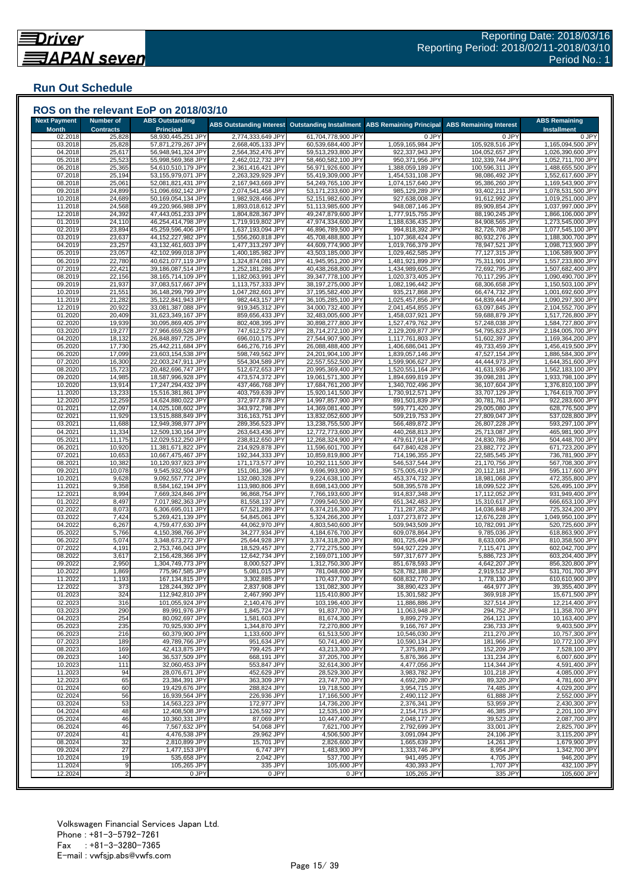## Run Out Schedule

### ROS on the relevant EoP on 2018/03/10

| Next Payment Month | Number of Contracts | ABS Outstanding Principal | ABS Outstanding Interest | Outstanding Installment | ABS Remaining Principal | ABS Remaining Interest | ABS Remaining Installment |
|---|---|---|---|---|---|---|---|
| 02.2018 | 25,828 | 58,930,445,251 JPY | 2,774,333,649 JPY | 61,704,778,900 JPY | 0 JPY | 0 JPY | 0 JPY |
| 03.2018 | 25,828 | 57,871,279,267 JPY | 2,668,405,133 JPY | 60,539,684,400 JPY | 1,059,165,984 JPY | 105,928,516 JPY | 1,165,094,500 JPY |
| 04.2018 | 25,617 | 56,948,941,324 JPY | 2,564,352,476 JPY | 59,513,293,800 JPY | 922,337,943 JPY | 104,052,657 JPY | 1,026,390,600 JPY |
| 05.2018 | 25,523 | 55,998,569,368 JPY | 2,462,012,732 JPY | 58,460,582,100 JPY | 950,371,956 JPY | 102,339,744 JPY | 1,052,711,700 JPY |
| 06.2018 | 25,365 | 54,610,510,179 JPY | 2,361,416,421 JPY | 56,971,926,600 JPY | 1,388,059,189 JPY | 100,596,311 JPY | 1,488,655,500 JPY |
| 07.2018 | 25,194 | 53,155,979,071 JPY | 2,263,329,929 JPY | 55,419,309,000 JPY | 1,454,531,108 JPY | 98,086,492 JPY | 1,552,617,600 JPY |
| 08.2018 | 25,061 | 52,081,821,431 JPY | 2,167,943,669 JPY | 54,249,765,100 JPY | 1,074,157,640 JPY | 95,386,260 JPY | 1,169,543,900 JPY |
| 09.2018 | 24,899 | 51,096,692,142 JPY | 2,074,541,458 JPY | 53,171,233,600 JPY | 985,129,289 JPY | 93,402,211 JPY | 1,078,531,500 JPY |
| 10.2018 | 24,689 | 50,169,054,134 JPY | 1,982,928,466 JPY | 52,151,982,600 JPY | 927,638,008 JPY | 91,612,992 JPY | 1,019,251,000 JPY |
| 11.2018 | 24,568 | 49,220,966,988 JPY | 1,893,018,612 JPY | 51,113,985,600 JPY | 948,087,146 JPY | 89,909,854 JPY | 1,037,997,000 JPY |
| 12.2018 | 24,392 | 47,443,051,233 JPY | 1,804,828,367 JPY | 49,247,879,600 JPY | 1,777,915,755 JPY | 88,190,245 JPY | 1,866,106,000 JPY |
| 01.2019 | 24,110 | 46,254,414,798 JPY | 1,719,919,802 JPY | 47,974,334,600 JPY | 1,188,636,435 JPY | 84,908,565 JPY | 1,273,545,000 JPY |
| 02.2019 | 23,894 | 45,259,596,406 JPY | 1,637,193,094 JPY | 46,896,789,500 JPY | 994,818,392 JPY | 82,726,708 JPY | 1,077,545,100 JPY |
| 03.2019 | 23,637 | 44,152,227,982 JPY | 1,556,260,818 JPY | 45,708,488,800 JPY | 1,107,368,424 JPY | 80,932,276 JPY | 1,188,300,700 JPY |
| 04.2019 | 23,257 | 43,132,461,603 JPY | 1,477,313,297 JPY | 44,609,774,900 JPY | 1,019,766,379 JPY | 78,947,521 JPY | 1,098,713,900 JPY |
| 05.2019 | 23,057 | 42,102,999,018 JPY | 1,400,185,982 JPY | 43,503,185,000 JPY | 1,029,462,585 JPY | 77,127,315 JPY | 1,106,589,900 JPY |
| 06.2019 | 22,780 | 40,621,077,119 JPY | 1,324,874,081 JPY | 41,945,951,200 JPY | 1,481,921,899 JPY | 75,311,901 JPY | 1,557,233,800 JPY |
| 07.2019 | 22,421 | 39,186,087,514 JPY | 1,252,181,286 JPY | 40,438,268,800 JPY | 1,434,989,605 JPY | 72,692,795 JPY | 1,507,682,400 JPY |
| 08.2019 | 22,156 | 38,165,714,109 JPY | 1,182,063,991 JPY | 39,347,778,100 JPY | 1,020,373,405 JPY | 70,117,295 JPY | 1,090,490,700 JPY |
| 09.2019 | 21,937 | 37,083,517,667 JPY | 1,113,757,333 JPY | 38,197,275,000 JPY | 1,082,196,442 JPY | 68,306,658 JPY | 1,150,503,100 JPY |
| 10.2019 | 21,551 | 36,148,299,799 JPY | 1,047,282,601 JPY | 37,195,582,400 JPY | 935,217,868 JPY | 66,474,732 JPY | 1,001,692,600 JPY |
| 11.2019 | 21,282 | 35,122,841,943 JPY | 982,443,157 JPY | 36,105,285,100 JPY | 1,025,457,856 JPY | 64,839,444 JPY | 1,090,297,300 JPY |
| 12.2019 | 20,922 | 33,081,387,088 JPY | 919,345,312 JPY | 34,000,732,400 JPY | 2,041,454,855 JPY | 63,097,845 JPY | 2,104,552,700 JPY |
| 01.2020 | 20,409 | 31,623,349,167 JPY | 859,656,433 JPY | 32,483,005,600 JPY | 1,458,037,921 JPY | 59,688,879 JPY | 1,517,726,800 JPY |
| 02.2020 | 19,939 | 30,095,869,405 JPY | 802,408,395 JPY | 30,898,277,800 JPY | 1,527,479,762 JPY | 57,248,038 JPY | 1,584,727,800 JPY |
| 03.2020 | 19,277 | 27,966,659,528 JPY | 747,612,572 JPY | 28,714,272,100 JPY | 2,129,209,877 JPY | 54,795,823 JPY | 2,184,005,700 JPY |
| 04.2020 | 18,132 | 26,848,897,725 JPY | 696,010,175 JPY | 27,544,907,900 JPY | 1,117,761,803 JPY | 51,602,397 JPY | 1,169,364,200 JPY |
| 05.2020 | 17,730 | 25,442,211,684 JPY | 646,276,716 JPY | 26,088,488,400 JPY | 1,406,686,041 JPY | 49,733,459 JPY | 1,456,419,500 JPY |
| 06.2020 | 17,099 | 23,603,154,538 JPY | 598,749,562 JPY | 24,201,904,100 JPY | 1,839,057,146 JPY | 47,527,154 JPY | 1,886,584,300 JPY |
| 07.2020 | 16,300 | 22,003,247,911 JPY | 554,304,589 JPY | 22,557,552,500 JPY | 1,599,906,627 JPY | 44,444,973 JPY | 1,644,351,600 JPY |
| 08.2020 | 15,723 | 20,482,696,747 JPY | 512,672,653 JPY | 20,995,369,400 JPY | 1,520,551,164 JPY | 41,631,936 JPY | 1,562,183,100 JPY |
| 09.2020 | 14,985 | 18,587,996,928 JPY | 473,574,372 JPY | 19,061,571,300 JPY | 1,894,699,819 JPY | 39,098,281 JPY | 1,933,798,100 JPY |
| 10.2020 | 13,914 | 17,247,294,432 JPY | 437,466,768 JPY | 17,684,761,200 JPY | 1,340,702,496 JPY | 36,107,604 JPY | 1,376,810,100 JPY |
| 11.2020 | 13,233 | 15,516,381,861 JPY | 403,759,639 JPY | 15,920,141,500 JPY | 1,730,912,571 JPY | 33,707,129 JPY | 1,764,619,700 JPY |
| 12.2020 | 12,259 | 14,624,880,022 JPY | 372,977,878 JPY | 14,997,857,900 JPY | 891,501,839 JPY | 30,781,761 JPY | 922,283,600 JPY |
| 01.2021 | 12,097 | 14,025,108,602 JPY | 343,972,798 JPY | 14,369,081,400 JPY | 599,771,420 JPY | 29,005,080 JPY | 628,776,500 JPY |
| 02.2021 | 11,929 | 13,515,888,849 JPY | 316,163,751 JPY | 13,832,052,600 JPY | 509,219,753 JPY | 27,809,047 JPY | 537,028,800 JPY |
| 03.2021 | 11,688 | 12,949,398,977 JPY | 289,356,523 JPY | 13,238,755,500 JPY | 566,489,872 JPY | 26,807,228 JPY | 593,297,100 JPY |
| 04.2021 | 11,334 | 12,509,130,164 JPY | 263,643,436 JPY | 12,772,773,600 JPY | 440,268,813 JPY | 25,713,087 JPY | 465,981,900 JPY |
| 05.2021 | 11,175 | 12,029,512,250 JPY | 238,812,650 JPY | 12,268,324,900 JPY | 479,617,914 JPY | 24,830,786 JPY | 504,448,700 JPY |
| 06.2021 | 10,920 | 11,381,671,822 JPY | 214,929,878 JPY | 11,596,601,700 JPY | 647,840,428 JPY | 23,882,772 JPY | 671,723,200 JPY |
| 07.2021 | 10,653 | 10,667,475,467 JPY | 192,344,333 JPY | 10,859,819,800 JPY | 714,196,355 JPY | 22,585,545 JPY | 736,781,900 JPY |
| 08.2021 | 10,382 | 10,120,937,923 JPY | 171,173,577 JPY | 10,292,111,500 JPY | 546,537,544 JPY | 21,170,756 JPY | 567,708,300 JPY |
| 09.2021 | 10,078 | 9,545,932,504 JPY | 151,061,396 JPY | 9,696,993,900 JPY | 575,005,419 JPY | 20,112,181 JPY | 595,117,600 JPY |
| 10.2021 | 9,628 | 9,092,557,772 JPY | 132,080,328 JPY | 9,224,638,100 JPY | 453,374,732 JPY | 18,981,068 JPY | 472,355,800 JPY |
| 11.2021 | 9,358 | 8,584,162,194 JPY | 113,980,806 JPY | 8,698,143,000 JPY | 508,395,578 JPY | 18,099,522 JPY | 526,495,100 JPY |
| 12.2021 | 8,994 | 7,669,324,846 JPY | 96,868,754 JPY | 7,766,193,600 JPY | 914,837,348 JPY | 17,112,052 JPY | 931,949,400 JPY |
| 01.2022 | 8,497 | 7,017,982,363 JPY | 81,558,137 JPY | 7,099,540,500 JPY | 651,342,483 JPY | 15,310,617 JPY | 666,653,100 JPY |
| 02.2022 | 8,073 | 6,306,695,011 JPY | 67,521,289 JPY | 6,374,216,300 JPY | 711,287,352 JPY | 14,036,848 JPY | 725,324,200 JPY |
| 03.2022 | 7,424 | 5,269,421,139 JPY | 54,845,061 JPY | 5,324,266,200 JPY | 1,037,273,872 JPY | 12,676,228 JPY | 1,049,950,100 JPY |
| 04.2022 | 6,267 | 4,759,477,630 JPY | 44,062,970 JPY | 4,803,540,600 JPY | 509,943,509 JPY | 10,782,091 JPY | 520,725,600 JPY |
| 05.2022 | 5,766 | 4,150,398,766 JPY | 34,277,934 JPY | 4,184,676,700 JPY | 609,078,864 JPY | 9,785,036 JPY | 618,863,900 JPY |
| 06.2022 | 5,074 | 3,348,673,272 JPY | 25,644,928 JPY | 3,374,318,200 JPY | 801,725,494 JPY | 8,633,006 JPY | 810,358,500 JPY |
| 07.2022 | 4,191 | 2,753,746,043 JPY | 18,529,457 JPY | 2,772,275,500 JPY | 594,927,229 JPY | 7,115,471 JPY | 602,042,700 JPY |
| 08.2022 | 3,617 | 2,156,428,366 JPY | 12,642,734 JPY | 2,169,071,100 JPY | 597,317,677 JPY | 5,886,723 JPY | 603,204,400 JPY |
| 09.2022 | 2,950 | 1,304,749,773 JPY | 8,000,527 JPY | 1,312,750,300 JPY | 851,678,593 JPY | 4,642,207 JPY | 856,320,800 JPY |
| 10.2022 | 1,869 | 775,967,585 JPY | 5,081,015 JPY | 781,048,600 JPY | 528,782,188 JPY | 2,919,512 JPY | 531,701,700 JPY |
| 11.2022 | 1,193 | 167,134,815 JPY | 3,302,885 JPY | 170,437,700 JPY | 608,832,770 JPY | 1,778,130 JPY | 610,610,900 JPY |
| 12.2022 | 373 | 128,244,392 JPY | 2,837,908 JPY | 131,082,300 JPY | 38,890,423 JPY | 464,977 JPY | 39,355,400 JPY |
| 01.2023 | 324 | 112,942,810 JPY | 2,467,990 JPY | 115,410,800 JPY | 15,301,582 JPY | 369,918 JPY | 15,671,500 JPY |
| 02.2023 | 316 | 101,055,924 JPY | 2,140,476 JPY | 103,196,400 JPY | 11,886,886 JPY | 327,514 JPY | 12,214,400 JPY |
| 03.2023 | 290 | 89,991,976 JPY | 1,845,724 JPY | 91,837,700 JPY | 11,063,948 JPY | 294,752 JPY | 11,358,700 JPY |
| 04.2023 | 254 | 80,092,697 JPY | 1,581,603 JPY | 81,674,300 JPY | 9,899,279 JPY | 264,121 JPY | 10,163,400 JPY |
| 05.2023 | 235 | 70,925,930 JPY | 1,344,870 JPY | 72,270,800 JPY | 9,166,767 JPY | 236,733 JPY | 9,403,500 JPY |
| 06.2023 | 216 | 60,379,900 JPY | 1,133,600 JPY | 61,513,500 JPY | 10,546,030 JPY | 211,270 JPY | 10,757,300 JPY |
| 07.2023 | 189 | 49,789,766 JPY | 951,634 JPY | 50,741,400 JPY | 10,590,134 JPY | 181,966 JPY | 10,772,100 JPY |
| 08.2023 | 169 | 42,413,875 JPY | 799,425 JPY | 43,213,300 JPY | 7,375,891 JPY | 152,209 JPY | 7,528,100 JPY |
| 09.2023 | 140 | 36,537,509 JPY | 668,191 JPY | 37,205,700 JPY | 5,876,366 JPY | 131,234 JPY | 6,007,600 JPY |
| 10.2023 | 111 | 32,060,453 JPY | 553,847 JPY | 32,614,300 JPY | 4,477,056 JPY | 114,344 JPY | 4,591,400 JPY |
| 11.2023 | 94 | 28,076,671 JPY | 452,629 JPY | 28,529,300 JPY | 3,983,782 JPY | 101,218 JPY | 4,085,000 JPY |
| 12.2023 | 65 | 23,384,391 JPY | 363,309 JPY | 23,747,700 JPY | 4,692,280 JPY | 89,320 JPY | 4,781,600 JPY |
| 01.2024 | 60 | 19,429,676 JPY | 288,824 JPY | 19,718,500 JPY | 3,954,715 JPY | 74,485 JPY | 4,029,200 JPY |
| 02.2024 | 56 | 16,939,564 JPY | 226,936 JPY | 17,166,500 JPY | 2,490,112 JPY | 61,888 JPY | 2,552,000 JPY |
| 03.2024 | 53 | 14,563,223 JPY | 172,977 JPY | 14,736,200 JPY | 2,376,341 JPY | 53,959 JPY | 2,430,300 JPY |
| 04.2024 | 48 | 12,408,508 JPY | 126,592 JPY | 12,535,100 JPY | 2,154,715 JPY | 46,385 JPY | 2,201,100 JPY |
| 05.2024 | 46 | 10,360,331 JPY | 87,069 JPY | 10,447,400 JPY | 2,048,177 JPY | 39,523 JPY | 2,087,700 JPY |
| 06.2024 | 46 | 7,567,632 JPY | 54,068 JPY | 7,621,700 JPY | 2,792,699 JPY | 33,001 JPY | 2,825,700 JPY |
| 07.2024 | 41 | 4,476,538 JPY | 29,962 JPY | 4,506,500 JPY | 3,091,094 JPY | 24,106 JPY | 3,115,200 JPY |
| 08.2024 | 32 | 2,810,899 JPY | 15,701 JPY | 2,826,600 JPY | 1,665,639 JPY | 14,261 JPY | 1,679,900 JPY |
| 09.2024 | 27 | 1,477,153 JPY | 6,747 JPY | 1,483,900 JPY | 1,333,746 JPY | 8,954 JPY | 1,342,700 JPY |
| 10.2024 | 19 | 535,658 JPY | 2,042 JPY | 537,700 JPY | 941,495 JPY | 4,705 JPY | 946,200 JPY |
| 11.2024 | 9 | 105,265 JPY | 335 JPY | 105,600 JPY | 430,393 JPY | 1,707 JPY | 432,100 JPY |
| 12.2024 | 2 | 0 JPY | 0 JPY | 0 JPY | 105,265 JPY | 335 JPY | 105,600 JPY |

Volkswagen Financial Services Japan Ltd.
Phone : +81-3-5792-7261
Fax : +81-3-3280-7365
E-mail : vwfsjp.abs@vwfs.com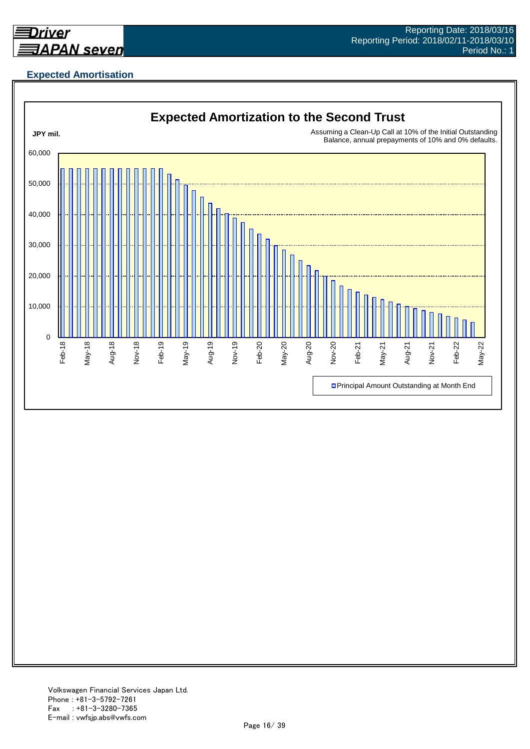## Expected Amortisation

### Expected Amortization to the Second Trust

JPY mil.

Assuming a Clean-Up Call at 10% of the Initial Outstanding Balance, annual prepayments of 10% and 0% defaults.

60,000
50,000
40,000
30,000
20,000
10,000
0

Feb-18 May-18 Aug-18 Nov-18 Feb-19 May-19 Aug-19 Nov-19 Feb-20 May-20 Aug-20 Nov-20 Feb-21 May-21 Aug-21 Nov-21 Feb-22 May-22

Principal Amount Outstanding at Month End

Volkswagen Financial Services Japan Ltd.
Phone : +81-3-5792-7261
Fax : +81-3-3280-7365
E-mail : vwfsjp.abs@vwfs.com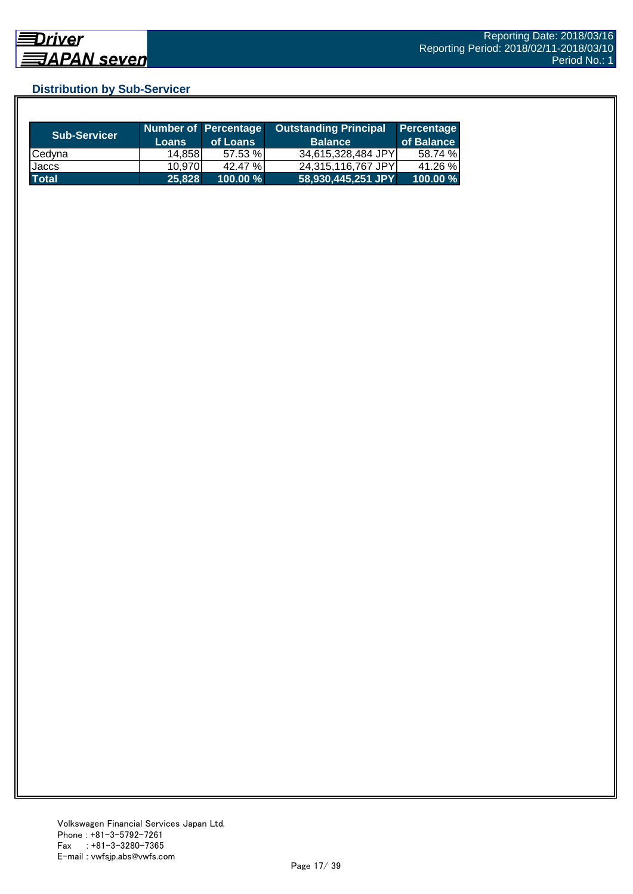## Distribution by Sub-Servicer

| Sub-Servicer | Number of Loans | Percentage of Loans | Outstanding Principal Balance | Percentage of Balance |
|---|---|---|---|---|
| Cedyna | 14,858 | 57.53 % | 34,615,328,484 JPY | 58.74 % |
| Jaccs | 10,970 | 42.47 % | 24,315,116,767 JPY | 41.26 % |
| **Total** | **25,828** | **100.00 %** | **58,930,445,251 JPY** | **100.00 %** |

Volkswagen Financial Services Japan Ltd.
Phone : +81-3-5792-7261
Fax : +81-3-3280-7365
E-mail : vwfsjp.abs@vwfs.com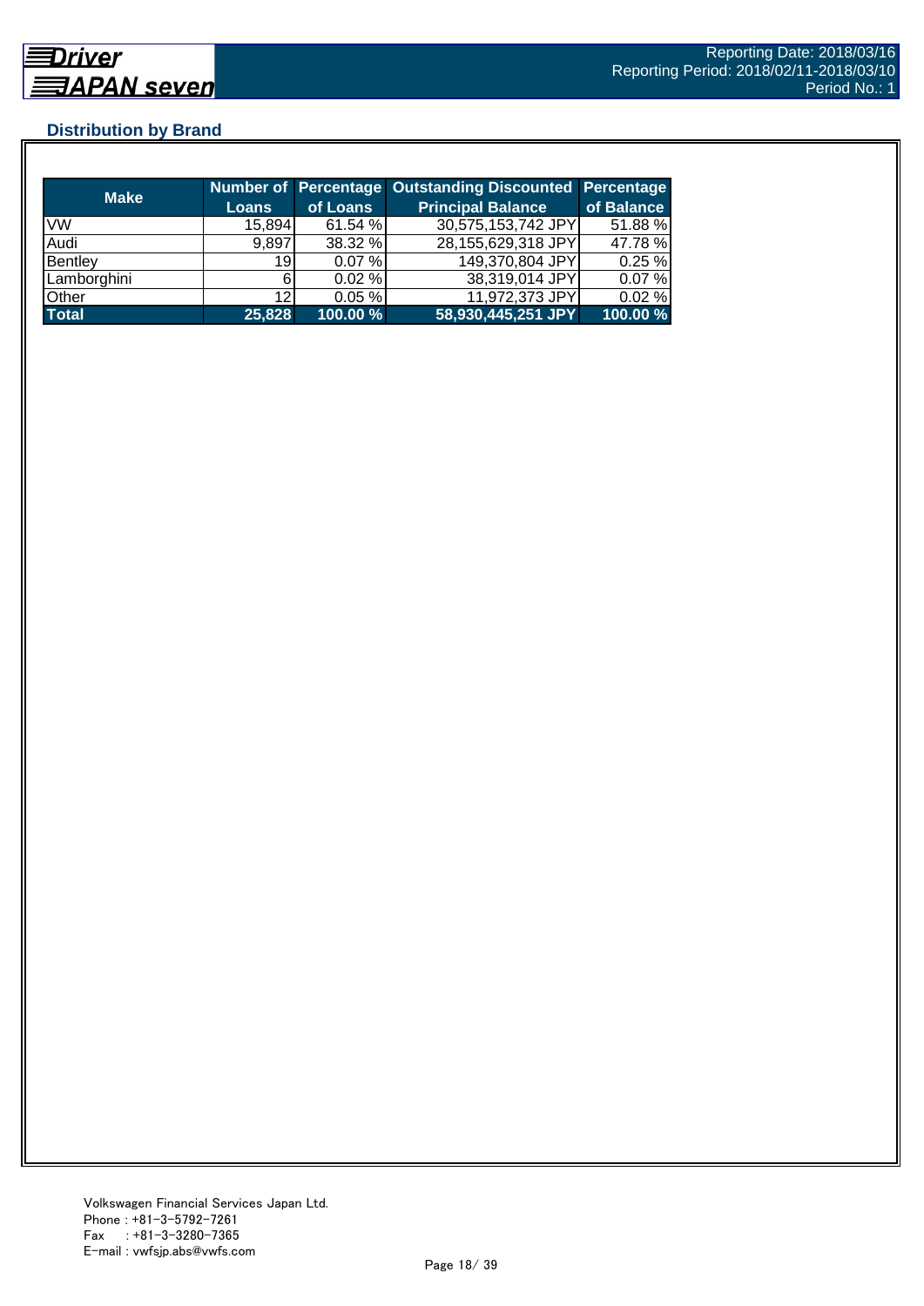## Distribution by Brand

| Make | Number of Loans | Percentage of Loans | Outstanding Discounted Principal Balance | Percentage of Balance |
|---|---|---|---|---|
| VW | 15,894 | 61.54 % | 30,575,153,742 JPY | 51.88 % |
| Audi | 9,897 | 38.32 % | 28,155,629,318 JPY | 47.78 % |
| Bentley | 19 | 0.07 % | 149,370,804 JPY | 0.25 % |
| Lamborghini | 6 | 0.02 % | 38,319,014 JPY | 0.07 % |
| Other | 12 | 0.05 % | 11,972,373 JPY | 0.02 % |
| **Total** | **25,828** | **100.00 %** | **58,930,445,251 JPY** | **100.00 %** |

Volkswagen Financial Services Japan Ltd.
Phone : +81-3-5792-7261
Fax : +81-3-3280-7365
E-mail : vwfsjp.abs@vwfs.com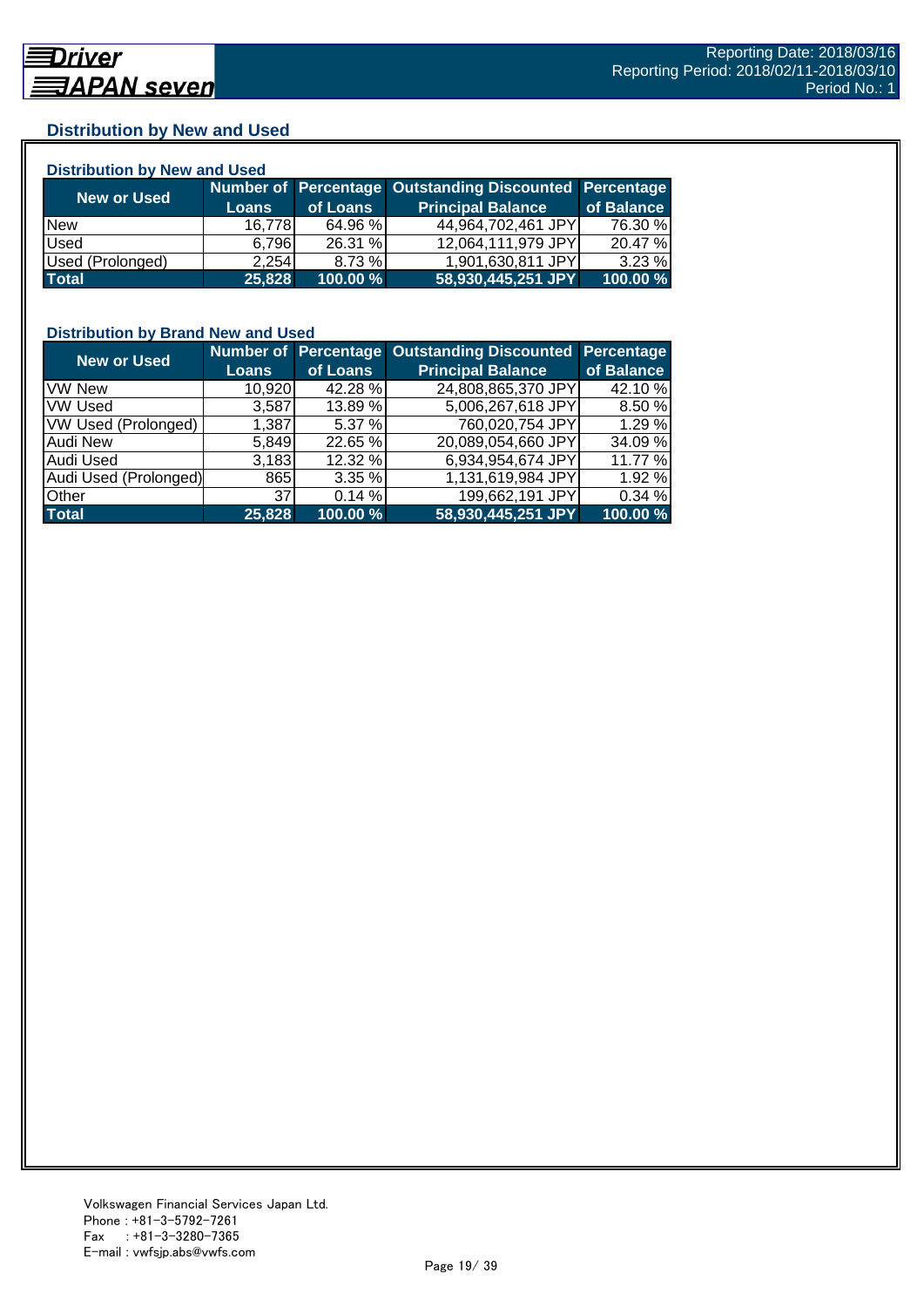## Distribution by New and Used

### Distribution by New and Used

| New or Used | Number of Loans | Percentage of Loans | Outstanding Discounted Principal Balance | Percentage of Balance |
|---|---|---|---|---|
| New | 16,778 | 64.96 % | 44,964,702,461 JPY | 76.30 % |
| Used | 6,796 | 26.31 % | 12,064,111,979 JPY | 20.47 % |
| Used (Prolonged) | 2,254 | 8.73 % | 1,901,630,811 JPY | 3.23 % |
| **Total** | **25,828** | **100.00 %** | **58,930,445,251 JPY** | **100.00 %** |

### Distribution by Brand New and Used

| New or Used | Number of Loans | Percentage of Loans | Outstanding Discounted Principal Balance | Percentage of Balance |
|---|---|---|---|---|
| VW New | 10,920 | 42.28 % | 24,808,865,370 JPY | 42.10 % |
| VW Used | 3,587 | 13.89 % | 5,006,267,618 JPY | 8.50 % |
| VW Used (Prolonged) | 1,387 | 5.37 % | 760,020,754 JPY | 1.29 % |
| Audi New | 5,849 | 22.65 % | 20,089,054,660 JPY | 34.09 % |
| Audi Used | 3,183 | 12.32 % | 6,934,954,674 JPY | 11.77 % |
| Audi Used (Prolonged) | 865 | 3.35 % | 1,131,619,984 JPY | 1.92 % |
| Other | 37 | 0.14 % | 199,662,191 JPY | 0.34 % |
| **Total** | **25,828** | **100.00 %** | **58,930,445,251 JPY** | **100.00 %** |

Volkswagen Financial Services Japan Ltd.
Phone : +81-3-5792-7261
Fax : +81-3-3280-7365
E-mail : vwfsjp.abs@vwfs.com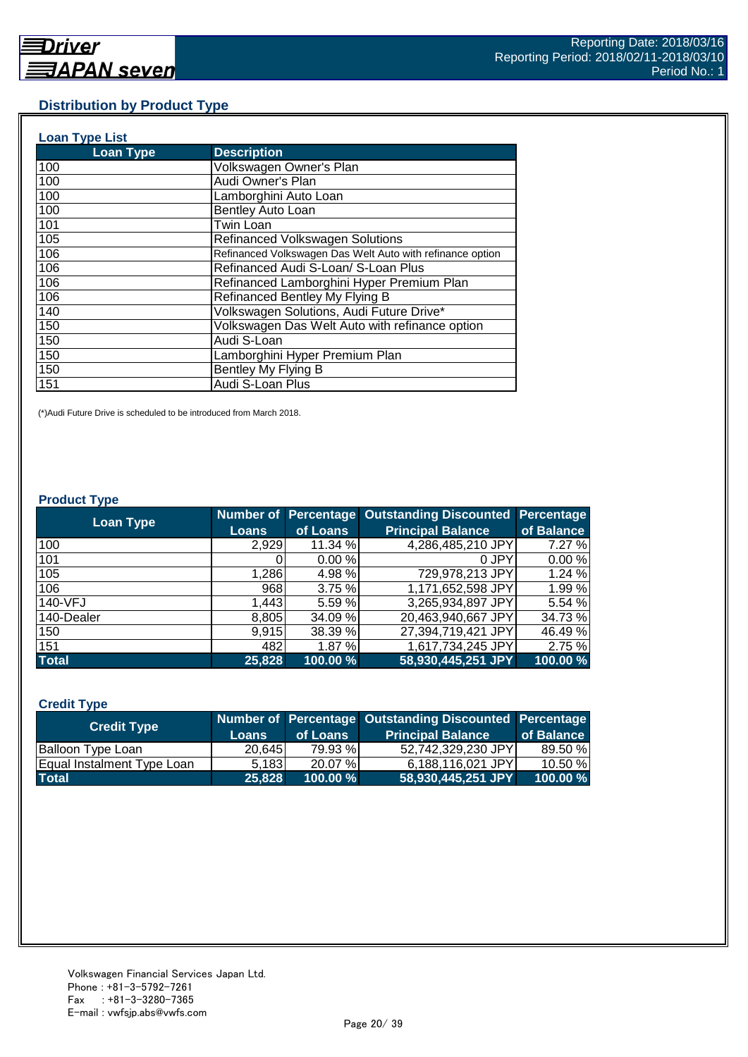## Distribution by Product Type

### Loan Type List

| Loan Type | Description |
|---|---|
| 100 | Volkswagen Owner's Plan |
| 100 | Audi Owner's Plan |
| 100 | Lamborghini Auto Loan |
| 100 | Bentley Auto Loan |
| 101 | Twin Loan |
| 105 | Refinanced Volkswagen Solutions |
| 106 | Refinanced Volkswagen Das Welt Auto with refinance option |
| 106 | Refinanced Audi S-Loan/ S-Loan Plus |
| 106 | Refinanced Lamborghini Hyper Premium Plan |
| 106 | Refinanced Bentley My Flying B |
| 140 | Volkswagen Solutions, Audi Future Drive* |
| 150 | Volkswagen Das Welt Auto with refinance option |
| 150 | Audi S-Loan |
| 150 | Lamborghini Hyper Premium Plan |
| 150 | Bentley My Flying B |
| 151 | Audi S-Loan Plus |

(*)Audi Future Drive is scheduled to be introduced from March 2018.

### Product Type

| Loan Type | Number of Loans | Percentage of Loans | Outstanding Discounted Principal Balance | Percentage of Balance |
|---|---|---|---|---|
| 100 | 2,929 | 11.34 % | 4,286,485,210 JPY | 7.27 % |
| 101 | 0 | 0.00 % | 0 JPY | 0.00 % |
| 105 | 1,286 | 4.98 % | 729,978,213 JPY | 1.24 % |
| 106 | 968 | 3.75 % | 1,171,652,598 JPY | 1.99 % |
| 140-VFJ | 1,443 | 5.59 % | 3,265,934,897 JPY | 5.54 % |
| 140-Dealer | 8,805 | 34.09 % | 20,463,940,667 JPY | 34.73 % |
| 150 | 9,915 | 38.39 % | 27,394,719,421 JPY | 46.49 % |
| 151 | 482 | 1.87 % | 1,617,734,245 JPY | 2.75 % |
| **Total** | **25,828** | **100.00 %** | **58,930,445,251 JPY** | **100.00 %** |

### Credit Type

| Credit Type | Number of Loans | Percentage of Loans | Outstanding Discounted Principal Balance | Percentage of Balance |
|---|---|---|---|---|
| Balloon Type Loan | 20,645 | 79.93 % | 52,742,329,230 JPY | 89.50 % |
| Equal Instalment Type Loan | 5,183 | 20.07 % | 6,188,116,021 JPY | 10.50 % |
| **Total** | **25,828** | **100.00 %** | **58,930,445,251 JPY** | **100.00 %** |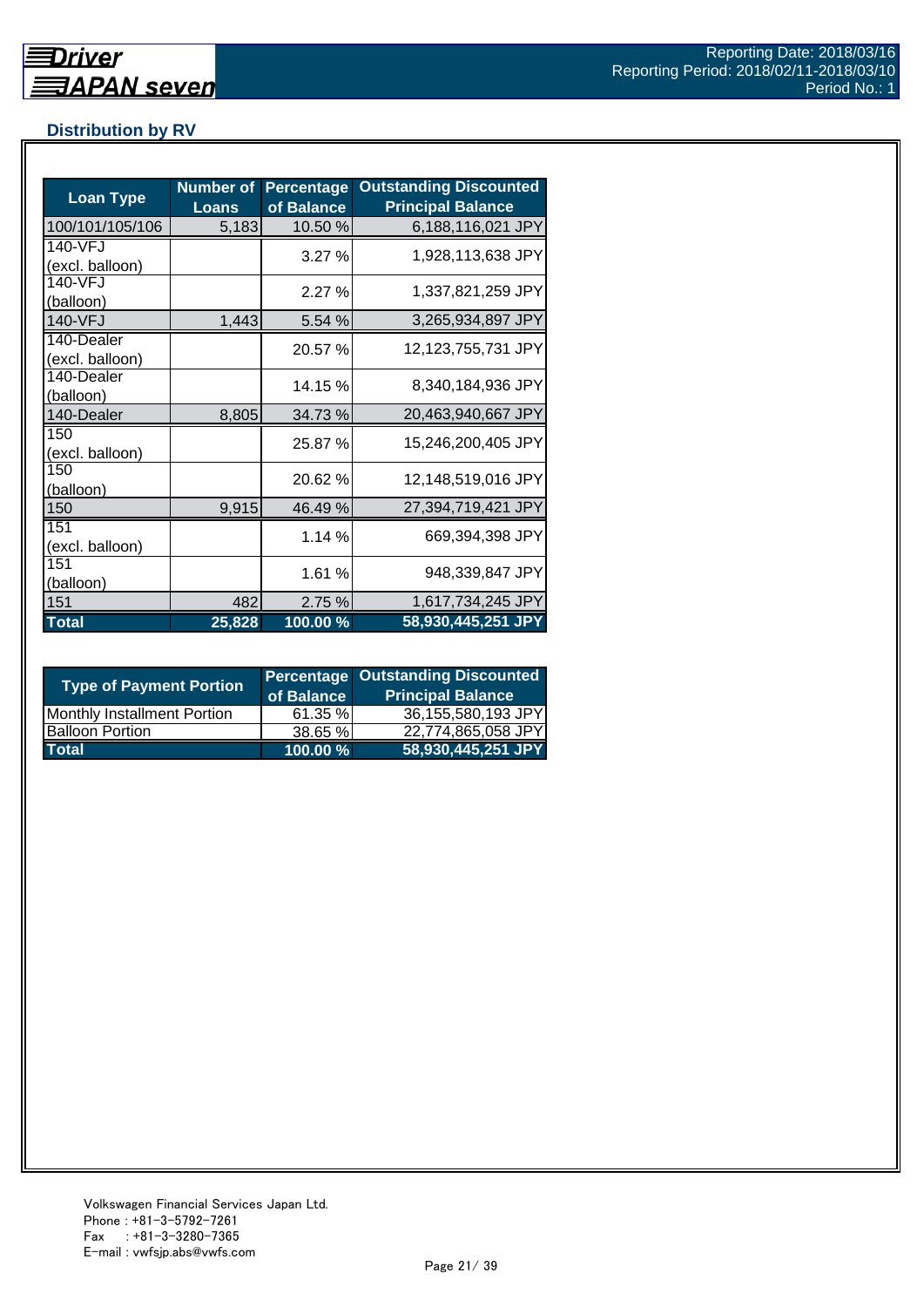## Distribution by RV

| Loan Type | Number of Loans | Percentage of Balance | Outstanding Discounted Principal Balance |
|---|---|---|---|
| 100/101/105/106 | 5,183 | 10.50 % | 6,188,116,021 JPY |
| 140-VFJ (excl. balloon) | | 3.27 % | 1,928,113,638 JPY |
| 140-VFJ (balloon) | | 2.27 % | 1,337,821,259 JPY |
| 140-VFJ | 1,443 | 5.54 % | 3,265,934,897 JPY |
| 140-Dealer (excl. balloon) | | 20.57 % | 12,123,755,731 JPY |
| 140-Dealer (balloon) | | 14.15 % | 8,340,184,936 JPY |
| 140-Dealer | 8,805 | 34.73 % | 20,463,940,667 JPY |
| 150 (excl. balloon) | | 25.87 % | 15,246,200,405 JPY |
| 150 (balloon) | | 20.62 % | 12,148,519,016 JPY |
| 150 | 9,915 | 46.49 % | 27,394,719,421 JPY |
| 151 (excl. balloon) | | 1.14 % | 669,394,398 JPY |
| 151 (balloon) | | 1.61 % | 948,339,847 JPY |
| 151 | 482 | 2.75 % | 1,617,734,245 JPY |
| **Total** | **25,828** | **100.00 %** | **58,930,445,251 JPY** |

| Type of Payment Portion | Percentage of Balance | Outstanding Discounted Principal Balance |
|---|---|---|
| Monthly Installment Portion | 61.35 % | 36,155,580,193 JPY |
| Balloon Portion | 38.65 % | 22,774,865,058 JPY |
| **Total** | **100.00 %** | **58,930,445,251 JPY** |

Volkswagen Financial Services Japan Ltd.
Phone : +81-3-5792-7261
Fax : +81-3-3280-7365
E-mail : vwfsjp.abs@vwfs.com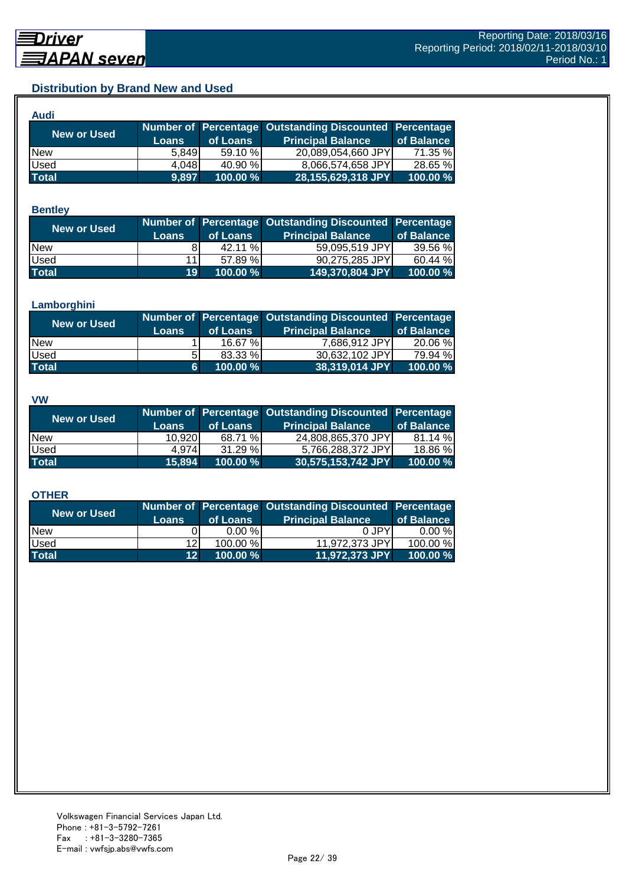## Distribution by Brand New and Used

### Audi

| New or Used | Number of Loans | Percentage of Loans | Outstanding Discounted Principal Balance | Percentage of Balance |
|---|---|---|---|---|
| New | 5,849 | 59.10 % | 20,089,054,660 JPY | 71.35 % |
| Used | 4,048 | 40.90 % | 8,066,574,658 JPY | 28.65 % |
| **Total** | **9,897** | **100.00 %** | **28,155,629,318 JPY** | **100.00 %** |

### Bentley

| New or Used | Number of Loans | Percentage of Loans | Outstanding Discounted Principal Balance | Percentage of Balance |
|---|---|---|---|---|
| New | 8 | 42.11 % | 59,095,519 JPY | 39.56 % |
| Used | 11 | 57.89 % | 90,275,285 JPY | 60.44 % |
| **Total** | **19** | **100.00 %** | **149,370,804 JPY** | **100.00 %** |

### Lamborghini

| New or Used | Number of Loans | Percentage of Loans | Outstanding Discounted Principal Balance | Percentage of Balance |
|---|---|---|---|---|
| New | 1 | 16.67 % | 7,686,912 JPY | 20.06 % |
| Used | 5 | 83.33 % | 30,632,102 JPY | 79.94 % |
| **Total** | **6** | **100.00 %** | **38,319,014 JPY** | **100.00 %** |

### VW

| New or Used | Number of Loans | Percentage of Loans | Outstanding Discounted Principal Balance | Percentage of Balance |
|---|---|---|---|---|
| New | 10,920 | 68.71 % | 24,808,865,370 JPY | 81.14 % |
| Used | 4,974 | 31.29 % | 5,766,288,372 JPY | 18.86 % |
| **Total** | **15,894** | **100.00 %** | **30,575,153,742 JPY** | **100.00 %** |

### OTHER

| New or Used | Number of Loans | Percentage of Loans | Outstanding Discounted Principal Balance | Percentage of Balance |
|---|---|---|---|---|
| New | 0 | 0.00 % | 0 JPY | 0.00 % |
| Used | 12 | 100.00 % | 11,972,373 JPY | 100.00 % |
| **Total** | **12** | **100.00 %** | **11,972,373 JPY** | **100.00 %** |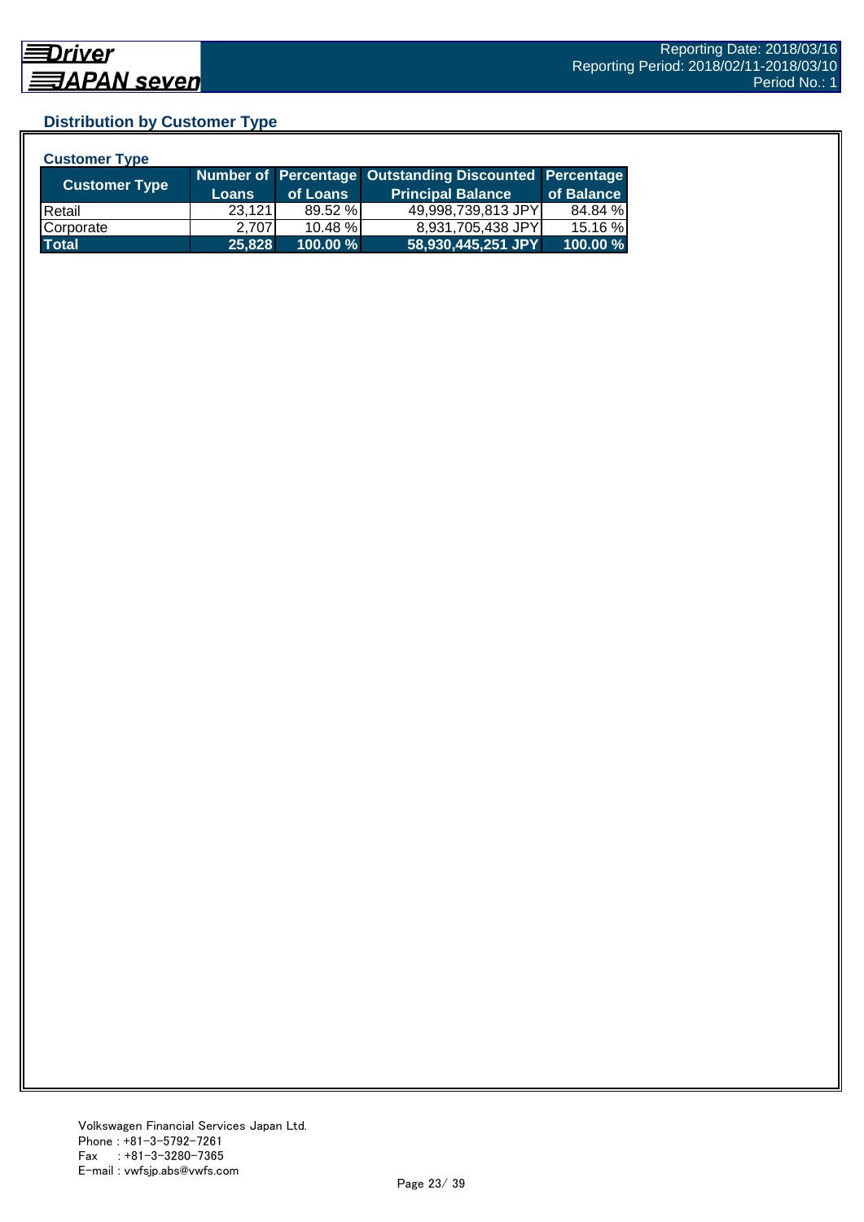## Distribution by Customer Type

### Customer Type

| Customer Type | Number of Loans | Percentage of Loans | Outstanding Discounted Principal Balance | Percentage of Balance |
|---|---|---|---|---|
| Retail | 23,121 | 89.52 % | 49,998,739,813 JPY | 84.84 % |
| Corporate | 2,707 | 10.48 % | 8,931,705,438 JPY | 15.16 % |
| **Total** | **25,828** | **100.00 %** | **58,930,445,251 JPY** | **100.00 %** |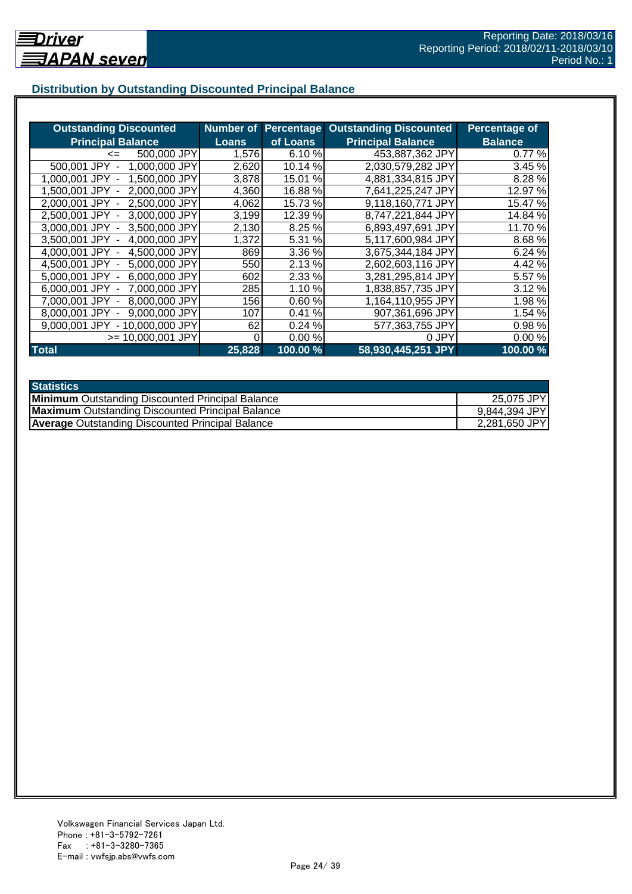## Distribution by Outstanding Discounted Principal Balance

| Outstanding Discounted Principal Balance | Number of Loans | Percentage of Loans | Outstanding Discounted Principal Balance | Percentage of Balance |
|---|---|---|---|---|
| <= 500,000 JPY | 1,576 | 6.10 % | 453,887,362 JPY | 0.77 % |
| 500,001 JPY - 1,000,000 JPY | 2,620 | 10.14 % | 2,030,579,282 JPY | 3.45 % |
| 1,000,001 JPY - 1,500,000 JPY | 3,878 | 15.01 % | 4,881,334,815 JPY | 8.28 % |
| 1,500,001 JPY - 2,000,000 JPY | 4,360 | 16.88 % | 7,641,225,247 JPY | 12.97 % |
| 2,000,001 JPY - 2,500,000 JPY | 4,062 | 15.73 % | 9,118,160,771 JPY | 15.47 % |
| 2,500,001 JPY - 3,000,000 JPY | 3,199 | 12.39 % | 8,747,221,844 JPY | 14.84 % |
| 3,000,001 JPY - 3,500,000 JPY | 2,130 | 8.25 % | 6,893,497,691 JPY | 11.70 % |
| 3,500,001 JPY - 4,000,000 JPY | 1,372 | 5.31 % | 5,117,600,984 JPY | 8.68 % |
| 4,000,001 JPY - 4,500,000 JPY | 869 | 3.36 % | 3,675,344,184 JPY | 6.24 % |
| 4,500,001 JPY - 5,000,000 JPY | 550 | 2.13 % | 2,602,603,116 JPY | 4.42 % |
| 5,000,001 JPY - 6,000,000 JPY | 602 | 2.33 % | 3,281,295,814 JPY | 5.57 % |
| 6,000,001 JPY - 7,000,000 JPY | 285 | 1.10 % | 1,838,857,735 JPY | 3.12 % |
| 7,000,001 JPY - 8,000,000 JPY | 156 | 0.60 % | 1,164,110,955 JPY | 1.98 % |
| 8,000,001 JPY - 9,000,000 JPY | 107 | 0.41 % | 907,361,696 JPY | 1.54 % |
| 9,000,001 JPY - 10,000,000 JPY | 62 | 0.24 % | 577,363,755 JPY | 0.98 % |
| >= 10,000,001 JPY | 0 | 0.00 % | 0 JPY | 0.00 % |
| **Total** | **25,828** | **100.00 %** | **58,930,445,251 JPY** | **100.00 %** |

| Statistics | |
|---|---|
| **Minimum** Outstanding Discounted Principal Balance | 25,075 JPY |
| **Maximum** Outstanding Discounted Principal Balance | 9,844,394 JPY |
| **Average** Outstanding Discounted Principal Balance | 2,281,650 JPY |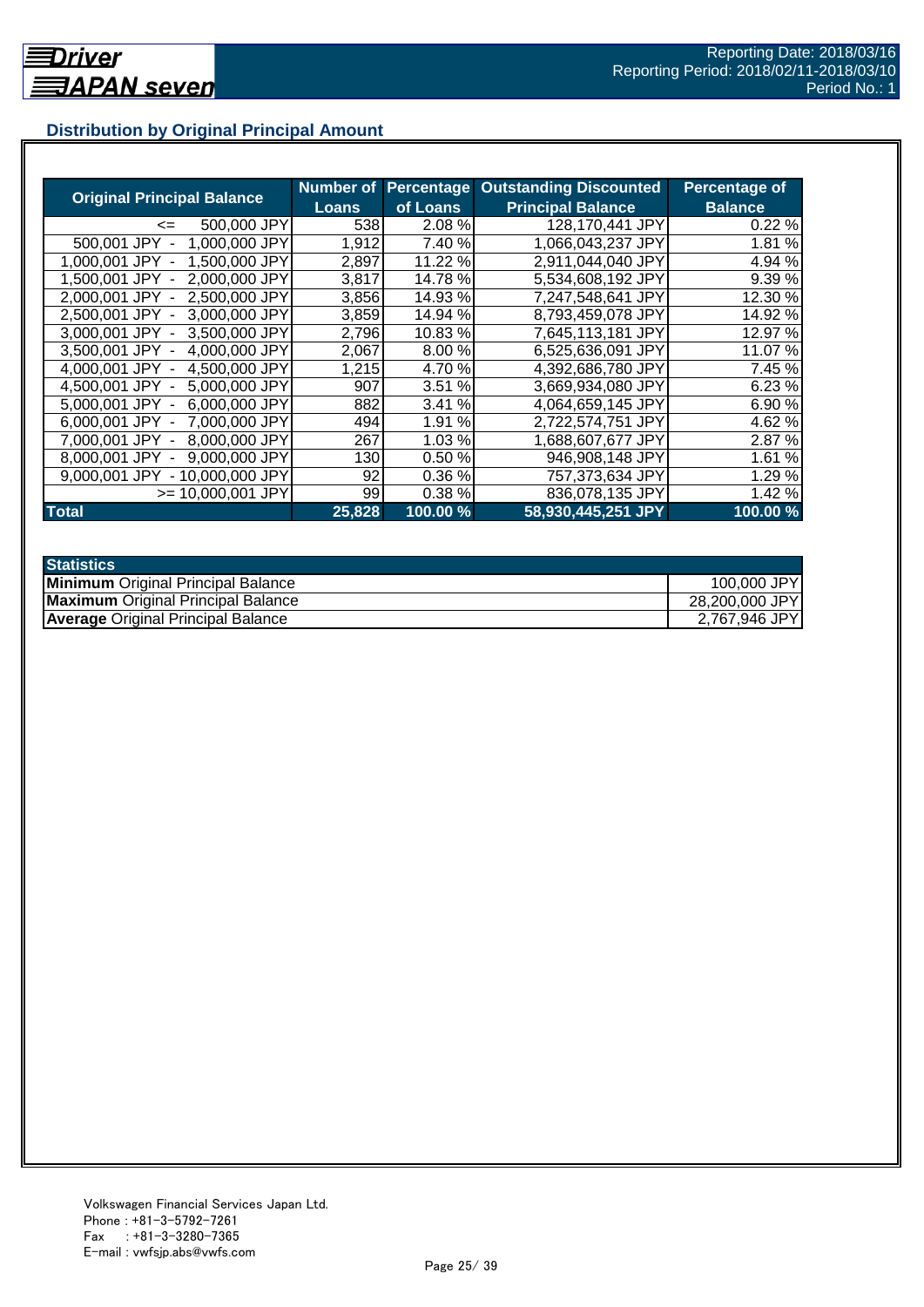## Distribution by Original Principal Amount

| Original Principal Balance | Number of Loans | Percentage of Loans | Outstanding Discounted Principal Balance | Percentage of Balance |
|---|---|---|---|---|
| <= 500,000 JPY | 538 | 2.08 % | 128,170,441 JPY | 0.22 % |
| 500,001 JPY - 1,000,000 JPY | 1,912 | 7.40 % | 1,066,043,237 JPY | 1.81 % |
| 1,000,001 JPY - 1,500,000 JPY | 2,897 | 11.22 % | 2,911,044,040 JPY | 4.94 % |
| 1,500,001 JPY - 2,000,000 JPY | 3,817 | 14.78 % | 5,534,608,192 JPY | 9.39 % |
| 2,000,001 JPY - 2,500,000 JPY | 3,856 | 14.93 % | 7,247,548,641 JPY | 12.30 % |
| 2,500,001 JPY - 3,000,000 JPY | 3,859 | 14.94 % | 8,793,459,078 JPY | 14.92 % |
| 3,000,001 JPY - 3,500,000 JPY | 2,796 | 10.83 % | 7,645,113,181 JPY | 12.97 % |
| 3,500,001 JPY - 4,000,000 JPY | 2,067 | 8.00 % | 6,525,636,091 JPY | 11.07 % |
| 4,000,001 JPY - 4,500,000 JPY | 1,215 | 4.70 % | 4,392,686,780 JPY | 7.45 % |
| 4,500,001 JPY - 5,000,000 JPY | 907 | 3.51 % | 3,669,934,080 JPY | 6.23 % |
| 5,000,001 JPY - 6,000,000 JPY | 882 | 3.41 % | 4,064,659,145 JPY | 6.90 % |
| 6,000,001 JPY - 7,000,000 JPY | 494 | 1.91 % | 2,722,574,751 JPY | 4.62 % |
| 7,000,001 JPY - 8,000,000 JPY | 267 | 1.03 % | 1,688,607,677 JPY | 2.87 % |
| 8,000,001 JPY - 9,000,000 JPY | 130 | 0.50 % | 946,908,148 JPY | 1.61 % |
| 9,000,001 JPY - 10,000,000 JPY | 92 | 0.36 % | 757,373,634 JPY | 1.29 % |
| >= 10,000,001 JPY | 99 | 0.38 % | 836,078,135 JPY | 1.42 % |
| **Total** | **25,828** | **100.00 %** | **58,930,445,251 JPY** | **100.00 %** |

| Statistics | |
|---|---|
| **Minimum** Original Principal Balance | 100,000 JPY |
| **Maximum** Original Principal Balance | 28,200,000 JPY |
| **Average** Original Principal Balance | 2,767,946 JPY |

Volkswagen Financial Services Japan Ltd.
Phone : +81-3-5792-7261
Fax : +81-3-3280-7365
E-mail : vwfsjp.abs@vwfs.com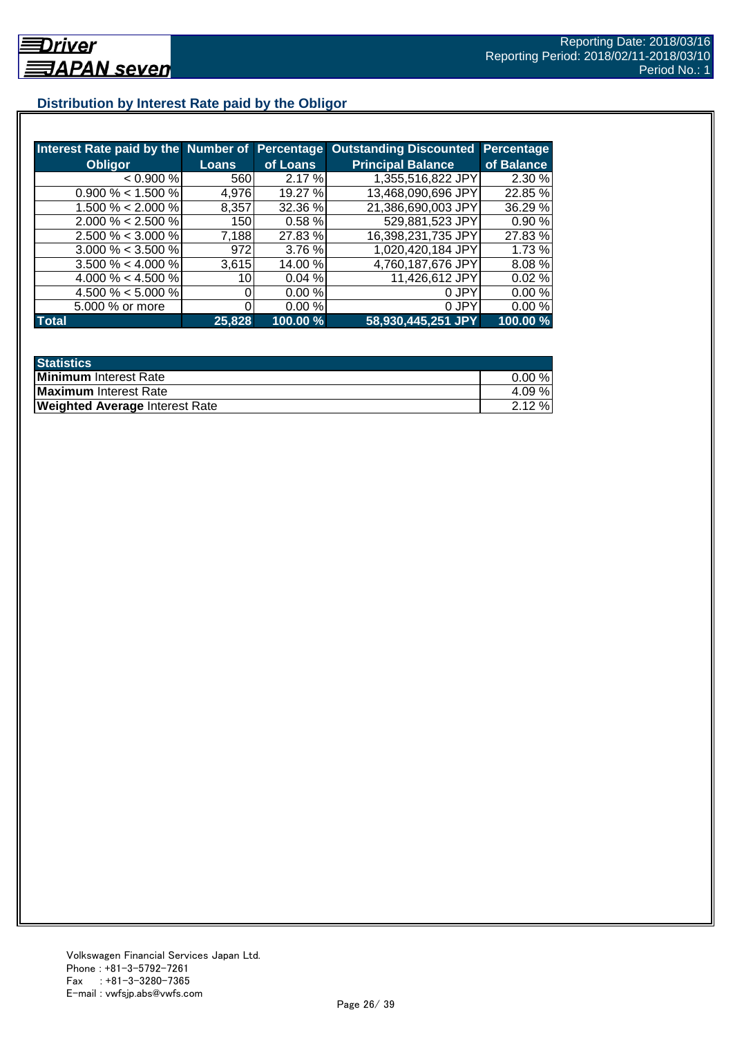## Distribution by Interest Rate paid by the Obligor

| Interest Rate paid by the Obligor | Number of Loans | Percentage of Loans | Outstanding Discounted Principal Balance | Percentage of Balance |
|---|---|---|---|---|
| < 0.900 % | 560 | 2.17 % | 1,355,516,822 JPY | 2.30 % |
| 0.900 % < 1.500 % | 4,976 | 19.27 % | 13,468,090,696 JPY | 22.85 % |
| 1.500 % < 2.000 % | 8,357 | 32.36 % | 21,386,690,003 JPY | 36.29 % |
| 2.000 % < 2.500 % | 150 | 0.58 % | 529,881,523 JPY | 0.90 % |
| 2.500 % < 3.000 % | 7,188 | 27.83 % | 16,398,231,735 JPY | 27.83 % |
| 3.000 % < 3.500 % | 972 | 3.76 % | 1,020,420,184 JPY | 1.73 % |
| 3.500 % < 4.000 % | 3,615 | 14.00 % | 4,760,187,676 JPY | 8.08 % |
| 4.000 % < 4.500 % | 10 | 0.04 % | 11,426,612 JPY | 0.02 % |
| 4.500 % < 5.000 % | 0 | 0.00 % | 0 JPY | 0.00 % |
| 5.000 % or more | 0 | 0.00 % | 0 JPY | 0.00 % |
| **Total** | **25,828** | **100.00 %** | **58,930,445,251 JPY** | **100.00 %** |

| Statistics | |
|---|---|
| **Minimum** Interest Rate | 0.00 % |
| **Maximum** Interest Rate | 4.09 % |
| **Weighted Average** Interest Rate | 2.12 % |

Volkswagen Financial Services Japan Ltd.
Phone : +81-3-5792-7261
Fax : +81-3-3280-7365
E-mail : vwfsjp.abs@vwfs.com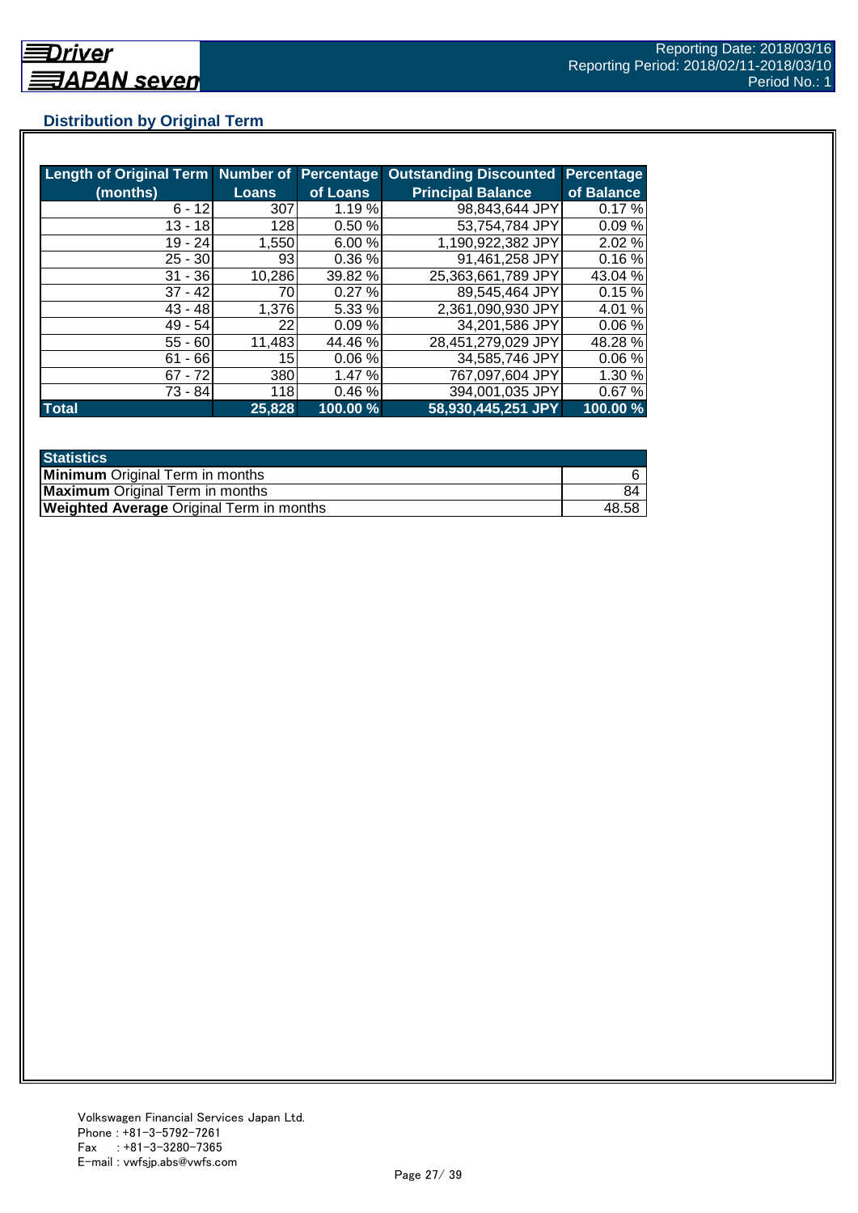## Distribution by Original Term

| Length of Original Term (months) | Number of Loans | Percentage of Loans | Outstanding Discounted Principal Balance | Percentage of Balance |
|---|---|---|---|---|
| 6 - 12 | 307 | 1.19 % | 98,843,644 JPY | 0.17 % |
| 13 - 18 | 128 | 0.50 % | 53,754,784 JPY | 0.09 % |
| 19 - 24 | 1,550 | 6.00 % | 1,190,922,382 JPY | 2.02 % |
| 25 - 30 | 93 | 0.36 % | 91,461,258 JPY | 0.16 % |
| 31 - 36 | 10,286 | 39.82 % | 25,363,661,789 JPY | 43.04 % |
| 37 - 42 | 70 | 0.27 % | 89,545,464 JPY | 0.15 % |
| 43 - 48 | 1,376 | 5.33 % | 2,361,090,930 JPY | 4.01 % |
| 49 - 54 | 22 | 0.09 % | 34,201,586 JPY | 0.06 % |
| 55 - 60 | 11,483 | 44.46 % | 28,451,279,029 JPY | 48.28 % |
| 61 - 66 | 15 | 0.06 % | 34,585,746 JPY | 0.06 % |
| 67 - 72 | 380 | 1.47 % | 767,097,604 JPY | 1.30 % |
| 73 - 84 | 118 | 0.46 % | 394,001,035 JPY | 0.67 % |
| **Total** | **25,828** | **100.00 %** | **58,930,445,251 JPY** | **100.00 %** |

| Statistics | |
|---|---|
| **Minimum** Original Term in months | 6 |
| **Maximum** Original Term in months | 84 |
| **Weighted Average** Original Term in months | 48.58 |

Volkswagen Financial Services Japan Ltd.
Phone : +81-3-5792-7261
Fax : +81-3-3280-7365
E-mail : vwfsjp.abs@vwfs.com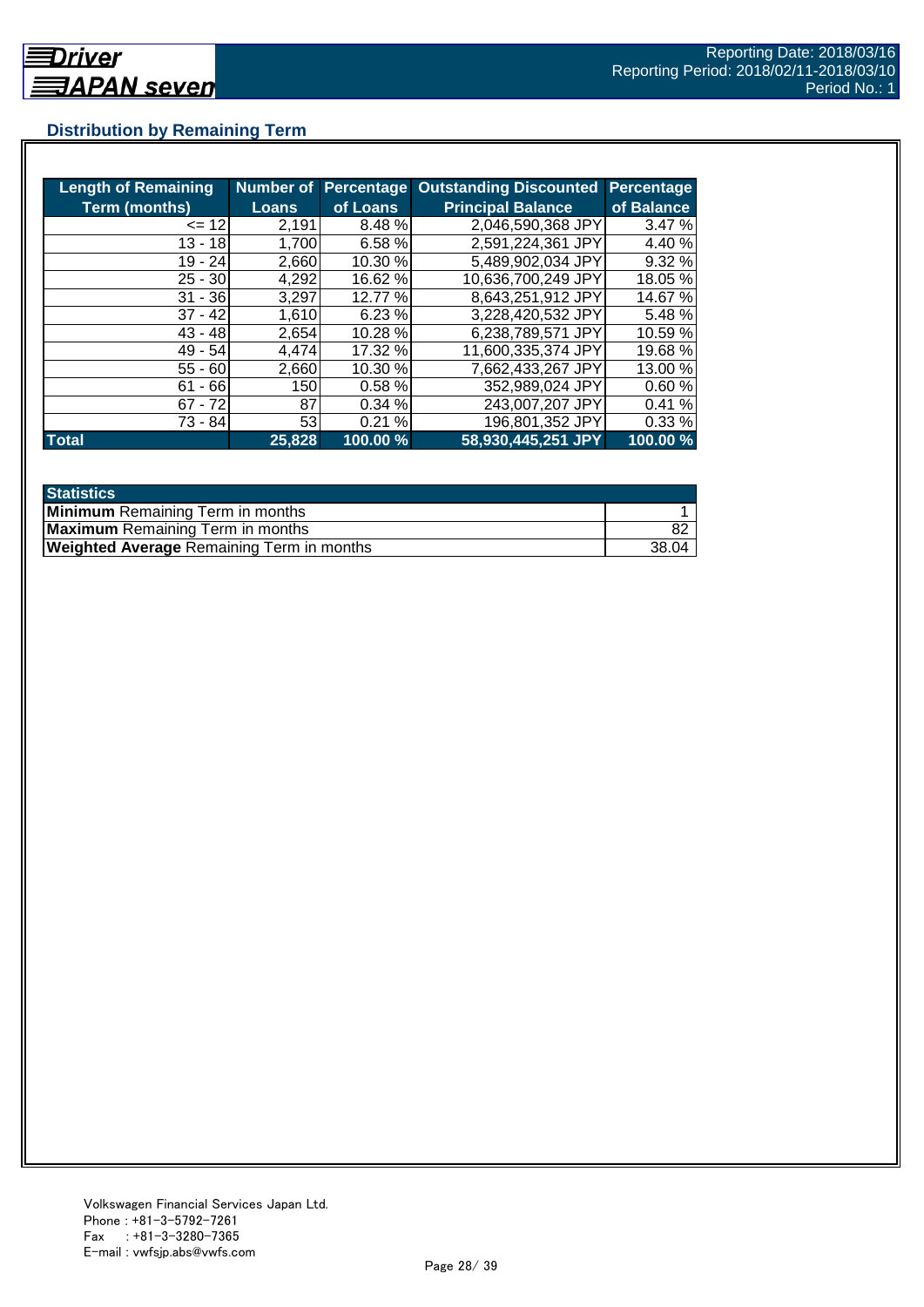## Distribution by Remaining Term

| Length of Remaining Term (months) | Number of Loans | Percentage of Loans | Outstanding Discounted Principal Balance | Percentage of Balance |
|---|---|---|---|---|
| <= 12 | 2,191 | 8.48 % | 2,046,590,368 JPY | 3.47 % |
| 13 - 18 | 1,700 | 6.58 % | 2,591,224,361 JPY | 4.40 % |
| 19 - 24 | 2,660 | 10.30 % | 5,489,902,034 JPY | 9.32 % |
| 25 - 30 | 4,292 | 16.62 % | 10,636,700,249 JPY | 18.05 % |
| 31 - 36 | 3,297 | 12.77 % | 8,643,251,912 JPY | 14.67 % |
| 37 - 42 | 1,610 | 6.23 % | 3,228,420,532 JPY | 5.48 % |
| 43 - 48 | 2,654 | 10.28 % | 6,238,789,571 JPY | 10.59 % |
| 49 - 54 | 4,474 | 17.32 % | 11,600,335,374 JPY | 19.68 % |
| 55 - 60 | 2,660 | 10.30 % | 7,662,433,267 JPY | 13.00 % |
| 61 - 66 | 150 | 0.58 % | 352,989,024 JPY | 0.60 % |
| 67 - 72 | 87 | 0.34 % | 243,007,207 JPY | 0.41 % |
| 73 - 84 | 53 | 0.21 % | 196,801,352 JPY | 0.33 % |
| **Total** | **25,828** | **100.00 %** | **58,930,445,251 JPY** | **100.00 %** |

| Statistics | |
|---|---|
| **Minimum** Remaining Term in months | 1 |
| **Maximum** Remaining Term in months | 82 |
| **Weighted Average** Remaining Term in months | 38.04 |

Volkswagen Financial Services Japan Ltd.
Phone : +81-3-5792-7261
Fax : +81-3-3280-7365
E-mail : vwfsjp.abs@vwfs.com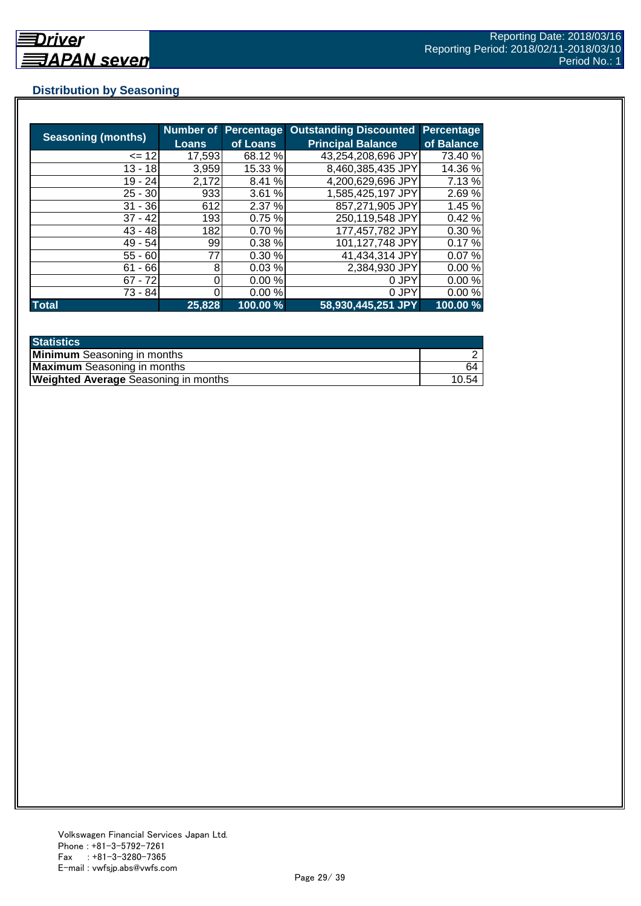## Distribution by Seasoning

| Seasoning (months) | Number of Loans | Percentage of Loans | Outstanding Discounted Principal Balance | Percentage of Balance |
|---|---|---|---|---|
| <= 12 | 17,593 | 68.12 % | 43,254,208,696 JPY | 73.40 % |
| 13 - 18 | 3,959 | 15.33 % | 8,460,385,435 JPY | 14.36 % |
| 19 - 24 | 2,172 | 8.41 % | 4,200,629,696 JPY | 7.13 % |
| 25 - 30 | 933 | 3.61 % | 1,585,425,197 JPY | 2.69 % |
| 31 - 36 | 612 | 2.37 % | 857,271,905 JPY | 1.45 % |
| 37 - 42 | 193 | 0.75 % | 250,119,548 JPY | 0.42 % |
| 43 - 48 | 182 | 0.70 % | 177,457,782 JPY | 0.30 % |
| 49 - 54 | 99 | 0.38 % | 101,127,748 JPY | 0.17 % |
| 55 - 60 | 77 | 0.30 % | 41,434,314 JPY | 0.07 % |
| 61 - 66 | 8 | 0.03 % | 2,384,930 JPY | 0.00 % |
| 67 - 72 | 0 | 0.00 % | 0 JPY | 0.00 % |
| 73 - 84 | 0 | 0.00 % | 0 JPY | 0.00 % |
| **Total** | **25,828** | **100.00 %** | **58,930,445,251 JPY** | **100.00 %** |

| Statistics | |
|---|---|
| **Minimum** Seasoning in months | 2 |
| **Maximum** Seasoning in months | 64 |
| **Weighted Average** Seasoning in months | 10.54 |

Volkswagen Financial Services Japan Ltd.
Phone : +81-3-5792-7261
Fax : +81-3-3280-7365
E-mail : vwfsjp.abs@vwfs.com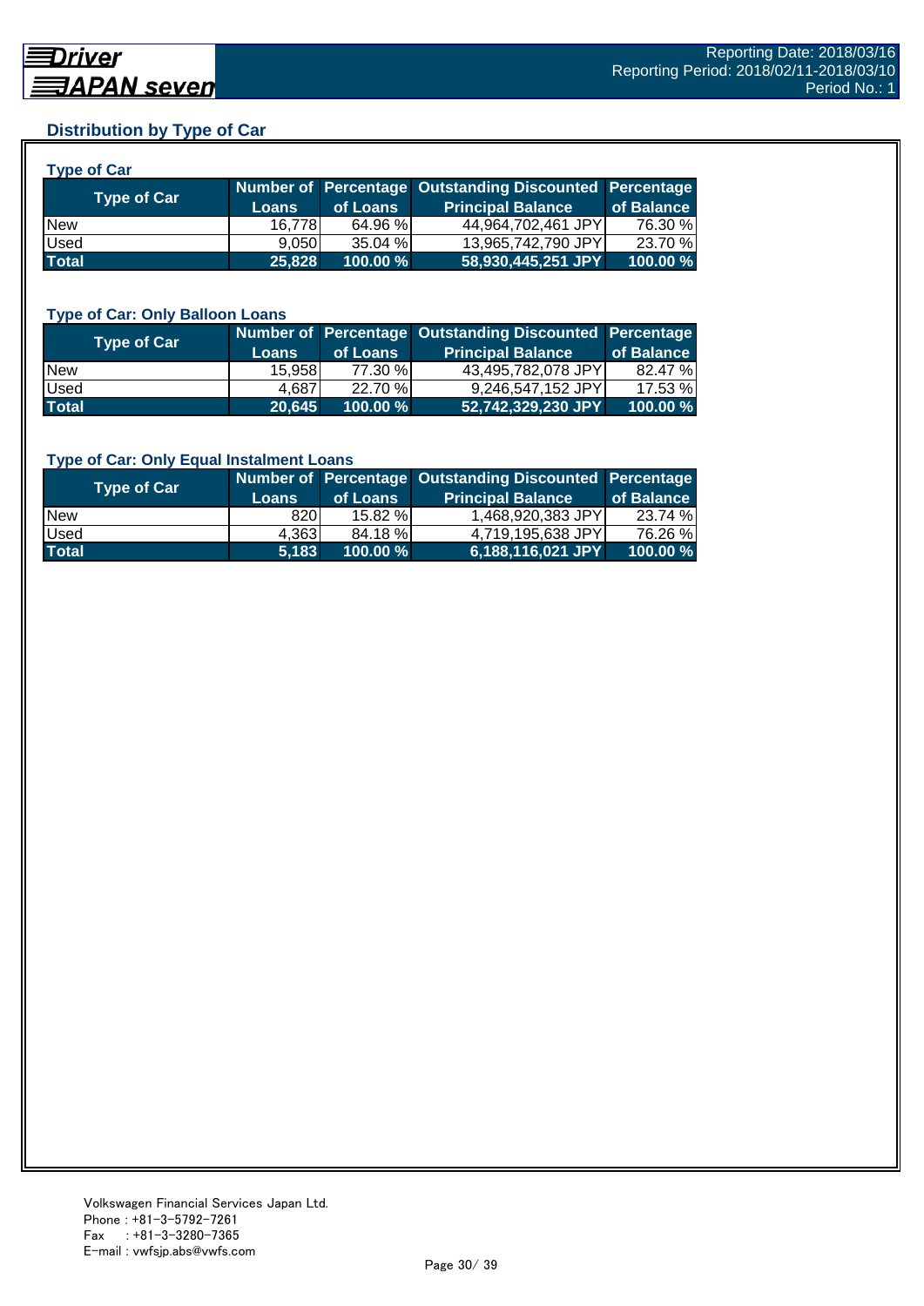## Distribution by Type of Car

### Type of Car

| Type of Car | Number of Loans | Percentage of Loans | Outstanding Discounted Principal Balance | Percentage of Balance |
|---|---|---|---|---|
| New | 16,778 | 64.96 % | 44,964,702,461 JPY | 76.30 % |
| Used | 9,050 | 35.04 % | 13,965,742,790 JPY | 23.70 % |
| **Total** | **25,828** | **100.00 %** | **58,930,445,251 JPY** | **100.00 %** |

### Type of Car: Only Balloon Loans

| Type of Car | Number of Loans | Percentage of Loans | Outstanding Discounted Principal Balance | Percentage of Balance |
|---|---|---|---|---|
| New | 15,958 | 77.30 % | 43,495,782,078 JPY | 82.47 % |
| Used | 4,687 | 22.70 % | 9,246,547,152 JPY | 17.53 % |
| **Total** | **20,645** | **100.00 %** | **52,742,329,230 JPY** | **100.00 %** |

### Type of Car: Only Equal Instalment Loans

| Type of Car | Number of Loans | Percentage of Loans | Outstanding Discounted Principal Balance | Percentage of Balance |
|---|---|---|---|---|
| New | 820 | 15.82 % | 1,468,920,383 JPY | 23.74 % |
| Used | 4,363 | 84.18 % | 4,719,195,638 JPY | 76.26 % |
| **Total** | **5,183** | **100.00 %** | **6,188,116,021 JPY** | **100.00 %** |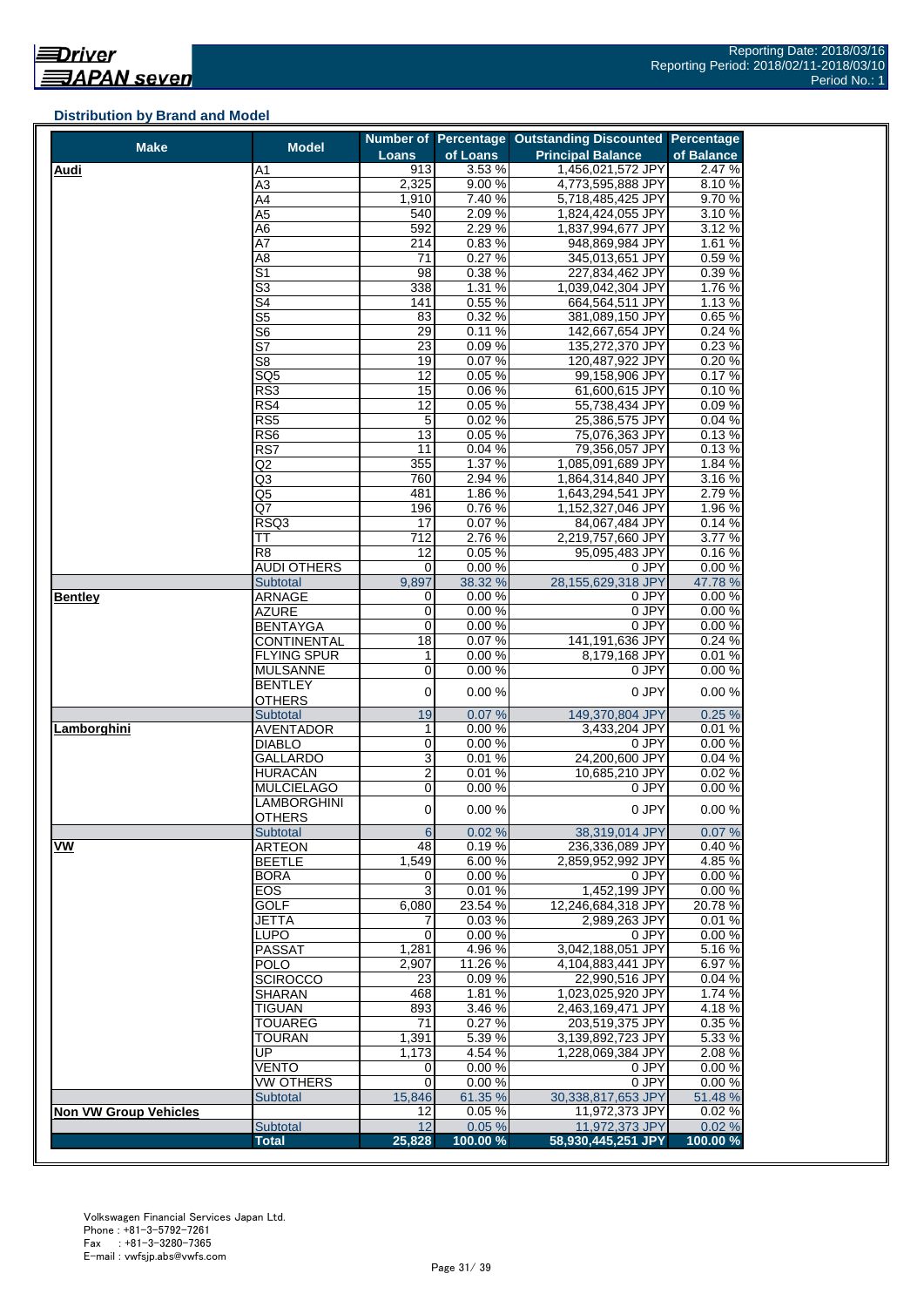Reporting Date: 2018/03/16
Reporting Period: 2018/02/11-2018/03/10
Period No.: 1

### Distribution by Brand and Model

| Make | Model | Number of Loans | Percentage of Loans | Outstanding Discounted Principal Balance | Percentage of Balance |
|---|---|---|---|---|---|
| **Audi** | A1 | 913 | 3.53 % | 1,456,021,572 JPY | 2.47 % |
| | A3 | 2,325 | 9.00 % | 4,773,595,888 JPY | 8.10 % |
| | A4 | 1,910 | 7.40 % | 5,718,485,425 JPY | 9.70 % |
| | A5 | 540 | 2.09 % | 1,824,424,055 JPY | 3.10 % |
| | A6 | 592 | 2.29 % | 1,837,994,677 JPY | 3.12 % |
| | A7 | 214 | 0.83 % | 948,869,984 JPY | 1.61 % |
| | A8 | 71 | 0.27 % | 345,013,651 JPY | 0.59 % |
| | S1 | 98 | 0.38 % | 227,834,462 JPY | 0.39 % |
| | S3 | 338 | 1.31 % | 1,039,042,304 JPY | 1.76 % |
| | S4 | 141 | 0.55 % | 664,564,511 JPY | 1.13 % |
| | S5 | 83 | 0.32 % | 381,089,150 JPY | 0.65 % |
| | S6 | 29 | 0.11 % | 142,667,654 JPY | 0.24 % |
| | S7 | 23 | 0.09 % | 135,272,370 JPY | 0.23 % |
| | S8 | 19 | 0.07 % | 120,487,922 JPY | 0.20 % |
| | SQ5 | 12 | 0.05 % | 99,158,906 JPY | 0.17 % |
| | RS3 | 15 | 0.06 % | 61,600,615 JPY | 0.10 % |
| | RS4 | 12 | 0.05 % | 55,738,434 JPY | 0.09 % |
| | RS5 | 5 | 0.02 % | 25,386,575 JPY | 0.04 % |
| | RS6 | 13 | 0.05 % | 75,076,363 JPY | 0.13 % |
| | RS7 | 11 | 0.04 % | 79,356,057 JPY | 0.13 % |
| | Q2 | 355 | 1.37 % | 1,085,091,689 JPY | 1.84 % |
| | Q3 | 760 | 2.94 % | 1,864,314,840 JPY | 3.16 % |
| | Q5 | 481 | 1.86 % | 1,643,294,541 JPY | 2.79 % |
| | Q7 | 196 | 0.76 % | 1,152,327,046 JPY | 1.96 % |
| | RSQ3 | 17 | 0.07 % | 84,067,484 JPY | 0.14 % |
| | TT | 712 | 2.76 % | 2,219,757,660 JPY | 3.77 % |
| | R8 | 12 | 0.05 % | 95,095,483 JPY | 0.16 % |
| | AUDI OTHERS | 0 | 0.00 % | 0 JPY | 0.00 % |
| | Subtotal | 9,897 | 38.32 % | 28,155,629,318 JPY | 47.78 % |
| **Bentley** | ARNAGE | 0 | 0.00 % | 0 JPY | 0.00 % |
| | AZURE | 0 | 0.00 % | 0 JPY | 0.00 % |
| | BENTAYGA | 0 | 0.00 % | 0 JPY | 0.00 % |
| | CONTINENTAL | 18 | 0.07 % | 141,191,636 JPY | 0.24 % |
| | FLYING SPUR | 1 | 0.00 % | 8,179,168 JPY | 0.01 % |
| | MULSANNE | 0 | 0.00 % | 0 JPY | 0.00 % |
| | BENTLEY OTHERS | 0 | 0.00 % | 0 JPY | 0.00 % |
| | Subtotal | 19 | 0.07 % | 149,370,804 JPY | 0.25 % |
| **Lamborghini** | AVENTADOR | 1 | 0.00 % | 3,433,204 JPY | 0.01 % |
| | DIABLO | 0 | 0.00 % | 0 JPY | 0.00 % |
| | GALLARDO | 3 | 0.01 % | 24,200,600 JPY | 0.04 % |
| | HURACAN | 2 | 0.01 % | 10,685,210 JPY | 0.02 % |
| | MULCIELAGO | 0 | 0.00 % | 0 JPY | 0.00 % |
| | LAMBORGHINI OTHERS | 0 | 0.00 % | 0 JPY | 0.00 % |
| | Subtotal | 6 | 0.02 % | 38,319,014 JPY | 0.07 % |
| **VW** | ARTEON | 48 | 0.19 % | 236,336,089 JPY | 0.40 % |
| | BEETLE | 1,549 | 6.00 % | 2,859,952,992 JPY | 4.85 % |
| | BORA | 0 | 0.00 % | 0 JPY | 0.00 % |
| | EOS | 3 | 0.01 % | 1,452,199 JPY | 0.00 % |
| | GOLF | 6,080 | 23.54 % | 12,246,684,318 JPY | 20.78 % |
| | JETTA | 7 | 0.03 % | 2,989,263 JPY | 0.01 % |
| | LUPO | 0 | 0.00 % | 0 JPY | 0.00 % |
| | PASSAT | 1,281 | 4.96 % | 3,042,188,051 JPY | 5.16 % |
| | POLO | 2,907 | 11.26 % | 4,104,883,441 JPY | 6.97 % |
| | SCIROCCO | 23 | 0.09 % | 22,990,516 JPY | 0.04 % |
| | SHARAN | 468 | 1.81 % | 1,023,025,920 JPY | 1.74 % |
| | TIGUAN | 893 | 3.46 % | 2,463,169,471 JPY | 4.18 % |
| | TOUAREG | 71 | 0.27 % | 203,519,375 JPY | 0.35 % |
| | TOURAN | 1,391 | 5.39 % | 3,139,892,723 JPY | 5.33 % |
| | UP | 1,173 | 4.54 % | 1,228,069,384 JPY | 2.08 % |
| | VENTO | 0 | 0.00 % | 0 JPY | 0.00 % |
| | VW OTHERS | 0 | 0.00 % | 0 JPY | 0.00 % |
| | Subtotal | 15,846 | 61.35 % | 30,338,817,653 JPY | 51.48 % |
| **Non VW Group Vehicles** | | 12 | 0.05 % | 11,972,373 JPY | 0.02 % |
| | Subtotal | 12 | 0.05 % | 11,972,373 JPY | 0.02 % |
| | **Total** | **25,828** | **100.00 %** | **58,930,445,251 JPY** | **100.00 %** |

Volkswagen Financial Services Japan Ltd.
Phone : +81-3-5792-7261
Fax : +81-3-3280-7365
E-mail : vwfsjp.abs@vwfs.com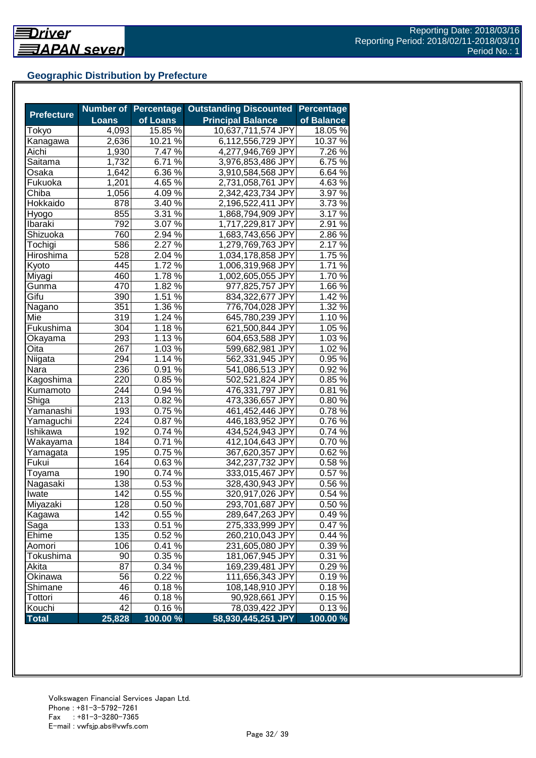## Geographic Distribution by Prefecture

| Prefecture | Number of Loans | Percentage of Loans | Outstanding Discounted Principal Balance | Percentage of Balance |
|---|---|---|---|---|
| Tokyo | 4,093 | 15.85 % | 10,637,711,574 JPY | 18.05 % |
| Kanagawa | 2,636 | 10.21 % | 6,112,556,729 JPY | 10.37 % |
| Aichi | 1,930 | 7.47 % | 4,277,946,769 JPY | 7.26 % |
| Saitama | 1,732 | 6.71 % | 3,976,853,486 JPY | 6.75 % |
| Osaka | 1,642 | 6.36 % | 3,910,584,568 JPY | 6.64 % |
| Fukuoka | 1,201 | 4.65 % | 2,731,058,761 JPY | 4.63 % |
| Chiba | 1,056 | 4.09 % | 2,342,423,734 JPY | 3.97 % |
| Hokkaido | 878 | 3.40 % | 2,196,522,411 JPY | 3.73 % |
| Hyogo | 855 | 3.31 % | 1,868,794,909 JPY | 3.17 % |
| Ibaraki | 792 | 3.07 % | 1,717,229,817 JPY | 2.91 % |
| Shizuoka | 760 | 2.94 % | 1,683,743,656 JPY | 2.86 % |
| Tochigi | 586 | 2.27 % | 1,279,769,763 JPY | 2.17 % |
| Hiroshima | 528 | 2.04 % | 1,034,178,858 JPY | 1.75 % |
| Kyoto | 445 | 1.72 % | 1,006,319,968 JPY | 1.71 % |
| Miyagi | 460 | 1.78 % | 1,002,605,055 JPY | 1.70 % |
| Gunma | 470 | 1.82 % | 977,825,757 JPY | 1.66 % |
| Gifu | 390 | 1.51 % | 834,322,677 JPY | 1.42 % |
| Nagano | 351 | 1.36 % | 776,704,028 JPY | 1.32 % |
| Mie | 319 | 1.24 % | 645,780,239 JPY | 1.10 % |
| Fukushima | 304 | 1.18 % | 621,500,844 JPY | 1.05 % |
| Okayama | 293 | 1.13 % | 604,653,588 JPY | 1.03 % |
| Oita | 267 | 1.03 % | 599,682,981 JPY | 1.02 % |
| Niigata | 294 | 1.14 % | 562,331,945 JPY | 0.95 % |
| Nara | 236 | 0.91 % | 541,086,513 JPY | 0.92 % |
| Kagoshima | 220 | 0.85 % | 502,521,824 JPY | 0.85 % |
| Kumamoto | 244 | 0.94 % | 476,331,797 JPY | 0.81 % |
| Shiga | 213 | 0.82 % | 473,336,657 JPY | 0.80 % |
| Yamanashi | 193 | 0.75 % | 461,452,446 JPY | 0.78 % |
| Yamaguchi | 224 | 0.87 % | 446,183,952 JPY | 0.76 % |
| Ishikawa | 192 | 0.74 % | 434,524,943 JPY | 0.74 % |
| Wakayama | 184 | 0.71 % | 412,104,643 JPY | 0.70 % |
| Yamagata | 195 | 0.75 % | 367,620,357 JPY | 0.62 % |
| Fukui | 164 | 0.63 % | 342,237,732 JPY | 0.58 % |
| Toyama | 190 | 0.74 % | 333,015,467 JPY | 0.57 % |
| Nagasaki | 138 | 0.53 % | 328,430,943 JPY | 0.56 % |
| Iwate | 142 | 0.55 % | 320,917,026 JPY | 0.54 % |
| Miyazaki | 128 | 0.50 % | 293,701,687 JPY | 0.50 % |
| Kagawa | 142 | 0.55 % | 289,647,263 JPY | 0.49 % |
| Saga | 133 | 0.51 % | 275,333,999 JPY | 0.47 % |
| Ehime | 135 | 0.52 % | 260,210,043 JPY | 0.44 % |
| Aomori | 106 | 0.41 % | 231,605,080 JPY | 0.39 % |
| Tokushima | 90 | 0.35 % | 181,067,945 JPY | 0.31 % |
| Akita | 87 | 0.34 % | 169,239,481 JPY | 0.29 % |
| Okinawa | 56 | 0.22 % | 111,656,343 JPY | 0.19 % |
| Shimane | 46 | 0.18 % | 108,148,910 JPY | 0.18 % |
| Tottori | 46 | 0.18 % | 90,928,661 JPY | 0.15 % |
| Kouchi | 42 | 0.16 % | 78,039,422 JPY | 0.13 % |
| **Total** | **25,828** | **100.00 %** | **58,930,445,251 JPY** | **100.00 %** |

Volkswagen Financial Services Japan Ltd.
Phone : +81-3-5792-7261
Fax : +81-3-3280-7365
E-mail : vwfsjp.abs@vwfs.com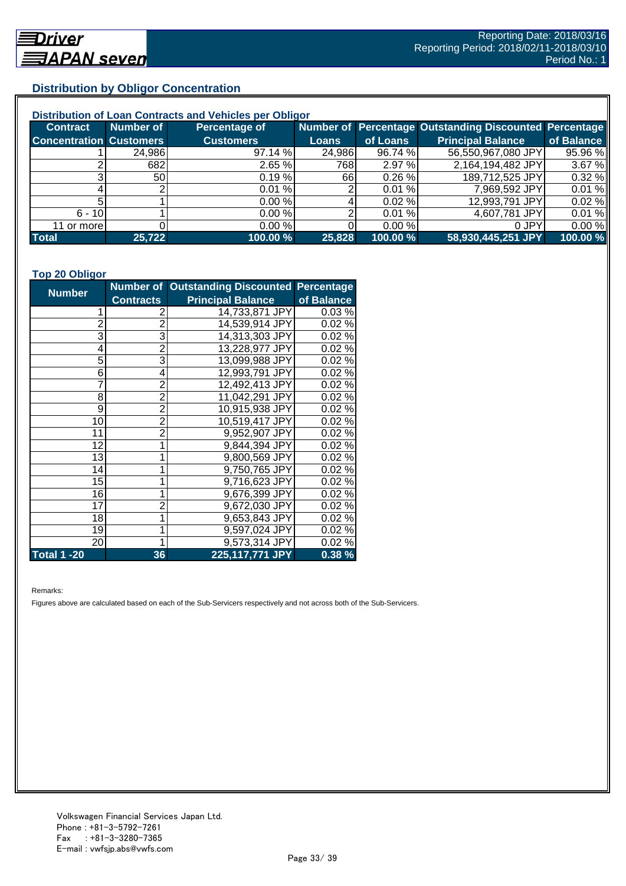## Distribution by Obligor Concentration

### Distribution of Loan Contracts and Vehicles per Obligor

| Contract Concentration | Number of Customers | Percentage of Customers | Number of Loans | Percentage of Loans | Outstanding Discounted Principal Balance | Percentage of Balance |
|---|---|---|---|---|---|---|
| 1 | 24,986 | 97.14 % | 24,986 | 96.74 % | 56,550,967,080 JPY | 95.96 % |
| 2 | 682 | 2.65 % | 768 | 2.97 % | 2,164,194,482 JPY | 3.67 % |
| 3 | 50 | 0.19 % | 66 | 0.26 % | 189,712,525 JPY | 0.32 % |
| 4 | 2 | 0.01 % | 2 | 0.01 % | 7,969,592 JPY | 0.01 % |
| 5 | 1 | 0.00 % | 4 | 0.02 % | 12,993,791 JPY | 0.02 % |
| 6 - 10 | 1 | 0.00 % | 2 | 0.01 % | 4,607,781 JPY | 0.01 % |
| 11 or more | 0 | 0.00 % | 0 | 0.00 % | 0 JPY | 0.00 % |
| **Total** | **25,722** | **100.00 %** | **25,828** | **100.00 %** | **58,930,445,251 JPY** | **100.00 %** |

### Top 20 Obligor

| Number | Number of Contracts | Outstanding Discounted Principal Balance | Percentage of Balance |
|---|---|---|---|
| 1 | 2 | 14,733,871 JPY | 0.03 % |
| 2 | 2 | 14,539,914 JPY | 0.02 % |
| 3 | 3 | 14,313,303 JPY | 0.02 % |
| 4 | 2 | 13,228,977 JPY | 0.02 % |
| 5 | 3 | 13,099,988 JPY | 0.02 % |
| 6 | 4 | 12,993,791 JPY | 0.02 % |
| 7 | 2 | 12,492,413 JPY | 0.02 % |
| 8 | 2 | 11,042,291 JPY | 0.02 % |
| 9 | 2 | 10,915,938 JPY | 0.02 % |
| 10 | 2 | 10,519,417 JPY | 0.02 % |
| 11 | 2 | 9,952,907 JPY | 0.02 % |
| 12 | 1 | 9,844,394 JPY | 0.02 % |
| 13 | 1 | 9,800,569 JPY | 0.02 % |
| 14 | 1 | 9,750,765 JPY | 0.02 % |
| 15 | 1 | 9,716,623 JPY | 0.02 % |
| 16 | 1 | 9,676,399 JPY | 0.02 % |
| 17 | 2 | 9,672,030 JPY | 0.02 % |
| 18 | 1 | 9,653,843 JPY | 0.02 % |
| 19 | 1 | 9,597,024 JPY | 0.02 % |
| 20 | 1 | 9,573,314 JPY | 0.02 % |
| **Total 1 -20** | **36** | **225,117,771 JPY** | **0.38 %** |

Remarks:

Figures above are calculated based on each of the Sub-Servicers respectively and not across both of the Sub-Servicers.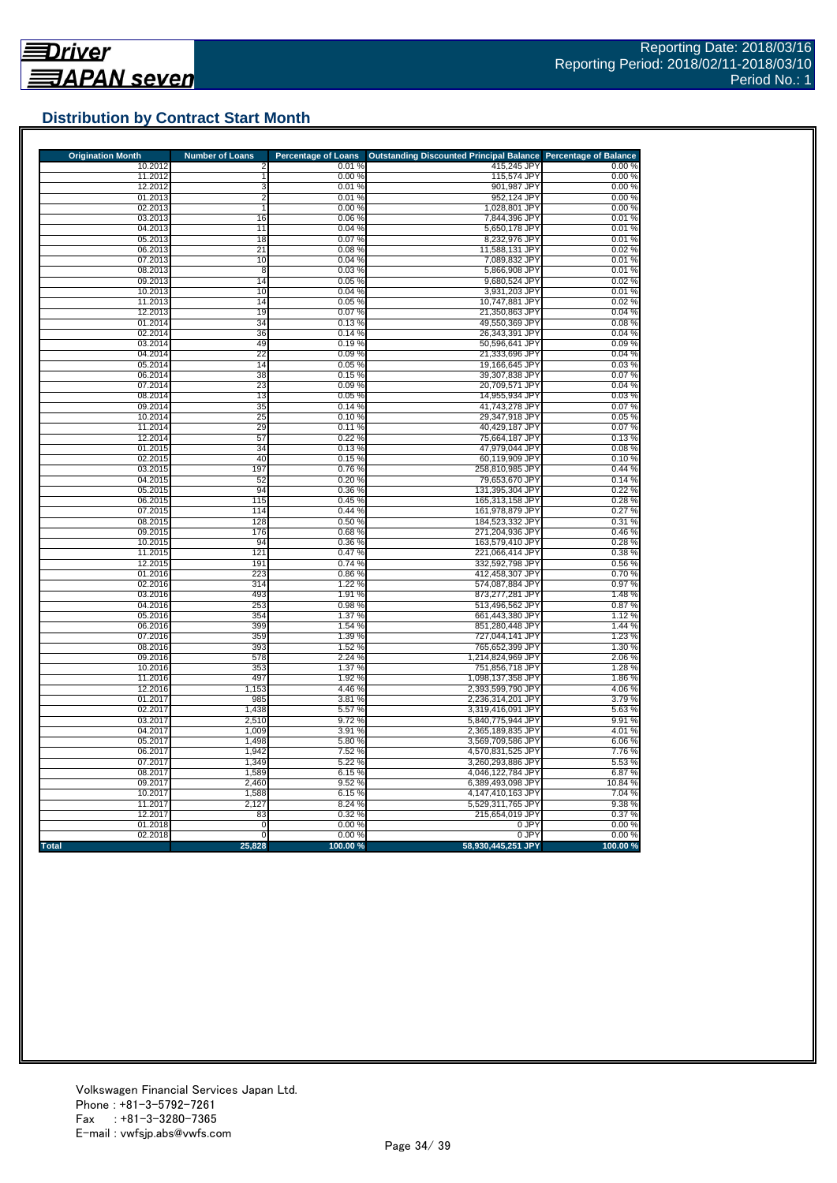## Distribution by Contract Start Month

| Origination Month | Number of Loans | Percentage of Loans | Outstanding Discounted Principal Balance | Percentage of Balance |
|---|---|---|---|---|
| 10.2012 | 2 | 0.01 % | 415,245 JPY | 0.00 % |
| 11.2012 | 1 | 0.00 % | 115,574 JPY | 0.00 % |
| 12.2012 | 3 | 0.01 % | 901,987 JPY | 0.00 % |
| 01.2013 | 2 | 0.01 % | 952,124 JPY | 0.00 % |
| 02.2013 | 1 | 0.00 % | 1,028,801 JPY | 0.00 % |
| 03.2013 | 16 | 0.06 % | 7,844,396 JPY | 0.01 % |
| 04.2013 | 11 | 0.04 % | 5,650,178 JPY | 0.01 % |
| 05.2013 | 18 | 0.07 % | 8,232,976 JPY | 0.01 % |
| 06.2013 | 21 | 0.08 % | 11,588,131 JPY | 0.02 % |
| 07.2013 | 10 | 0.04 % | 7,089,832 JPY | 0.01 % |
| 08.2013 | 8 | 0.03 % | 5,866,908 JPY | 0.01 % |
| 09.2013 | 14 | 0.05 % | 9,680,524 JPY | 0.02 % |
| 10.2013 | 10 | 0.04 % | 3,931,203 JPY | 0.01 % |
| 11.2013 | 14 | 0.05 % | 10,747,881 JPY | 0.02 % |
| 12.2013 | 19 | 0.07 % | 21,350,863 JPY | 0.04 % |
| 01.2014 | 34 | 0.13 % | 49,550,369 JPY | 0.08 % |
| 02.2014 | 36 | 0.14 % | 26,343,391 JPY | 0.04 % |
| 03.2014 | 49 | 0.19 % | 50,596,641 JPY | 0.09 % |
| 04.2014 | 22 | 0.09 % | 21,333,696 JPY | 0.04 % |
| 05.2014 | 14 | 0.05 % | 19,166,645 JPY | 0.03 % |
| 06.2014 | 38 | 0.15 % | 39,307,838 JPY | 0.07 % |
| 07.2014 | 23 | 0.09 % | 20,709,571 JPY | 0.04 % |
| 08.2014 | 13 | 0.05 % | 14,955,934 JPY | 0.03 % |
| 09.2014 | 35 | 0.14 % | 41,743,278 JPY | 0.07 % |
| 10.2014 | 25 | 0.10 % | 29,347,918 JPY | 0.05 % |
| 11.2014 | 29 | 0.11 % | 40,429,187 JPY | 0.07 % |
| 12.2014 | 57 | 0.22 % | 75,664,187 JPY | 0.13 % |
| 01.2015 | 34 | 0.13 % | 47,979,044 JPY | 0.08 % |
| 02.2015 | 40 | 0.15 % | 60,119,909 JPY | 0.10 % |
| 03.2015 | 197 | 0.76 % | 258,810,985 JPY | 0.44 % |
| 04.2015 | 52 | 0.20 % | 79,653,670 JPY | 0.14 % |
| 05.2015 | 94 | 0.36 % | 131,395,304 JPY | 0.22 % |
| 06.2015 | 115 | 0.45 % | 165,313,158 JPY | 0.28 % |
| 07.2015 | 114 | 0.44 % | 161,978,879 JPY | 0.27 % |
| 08.2015 | 128 | 0.50 % | 184,523,332 JPY | 0.31 % |
| 09.2015 | 176 | 0.68 % | 271,204,936 JPY | 0.46 % |
| 10.2015 | 94 | 0.36 % | 163,579,410 JPY | 0.28 % |
| 11.2015 | 121 | 0.47 % | 221,066,414 JPY | 0.38 % |
| 12.2015 | 191 | 0.74 % | 332,592,798 JPY | 0.56 % |
| 01.2016 | 223 | 0.86 % | 412,458,307 JPY | 0.70 % |
| 02.2016 | 314 | 1.22 % | 574,087,884 JPY | 0.97 % |
| 03.2016 | 493 | 1.91 % | 873,277,281 JPY | 1.48 % |
| 04.2016 | 253 | 0.98 % | 513,496,562 JPY | 0.87 % |
| 05.2016 | 354 | 1.37 % | 661,443,380 JPY | 1.12 % |
| 06.2016 | 399 | 1.54 % | 851,280,448 JPY | 1.44 % |
| 07.2016 | 359 | 1.39 % | 727,044,141 JPY | 1.23 % |
| 08.2016 | 393 | 1.52 % | 765,652,399 JPY | 1.30 % |
| 09.2016 | 578 | 2.24 % | 1,214,824,969 JPY | 2.06 % |
| 10.2016 | 353 | 1.37 % | 751,856,718 JPY | 1.28 % |
| 11.2016 | 497 | 1.92 % | 1,098,137,358 JPY | 1.86 % |
| 12.2016 | 1,153 | 4.46 % | 2,393,599,790 JPY | 4.06 % |
| 01.2017 | 985 | 3.81 % | 2,236,314,201 JPY | 3.79 % |
| 02.2017 | 1,438 | 5.57 % | 3,319,416,091 JPY | 5.63 % |
| 03.2017 | 2,510 | 9.72 % | 5,840,775,944 JPY | 9.91 % |
| 04.2017 | 1,009 | 3.91 % | 2,365,189,835 JPY | 4.01 % |
| 05.2017 | 1,498 | 5.80 % | 3,569,709,586 JPY | 6.06 % |
| 06.2017 | 1,942 | 7.52 % | 4,570,831,525 JPY | 7.76 % |
| 07.2017 | 1,349 | 5.22 % | 3,260,293,886 JPY | 5.53 % |
| 08.2017 | 1,589 | 6.15 % | 4,046,122,784 JPY | 6.87 % |
| 09.2017 | 2,460 | 9.52 % | 6,389,493,098 JPY | 10.84 % |
| 10.2017 | 1,588 | 6.15 % | 4,147,410,163 JPY | 7.04 % |
| 11.2017 | 2,127 | 8.24 % | 5,529,311,765 JPY | 9.38 % |
| 12.2017 | 83 | 0.32 % | 215,654,019 JPY | 0.37 % |
| 01.2018 | 0 | 0.00 % | 0 JPY | 0.00 % |
| 02.2018 | 0 | 0.00 % | 0 JPY | 0.00 % |
| **Total** | **25,828** | **100.00 %** | **58,930,445,251 JPY** | **100.00 %** |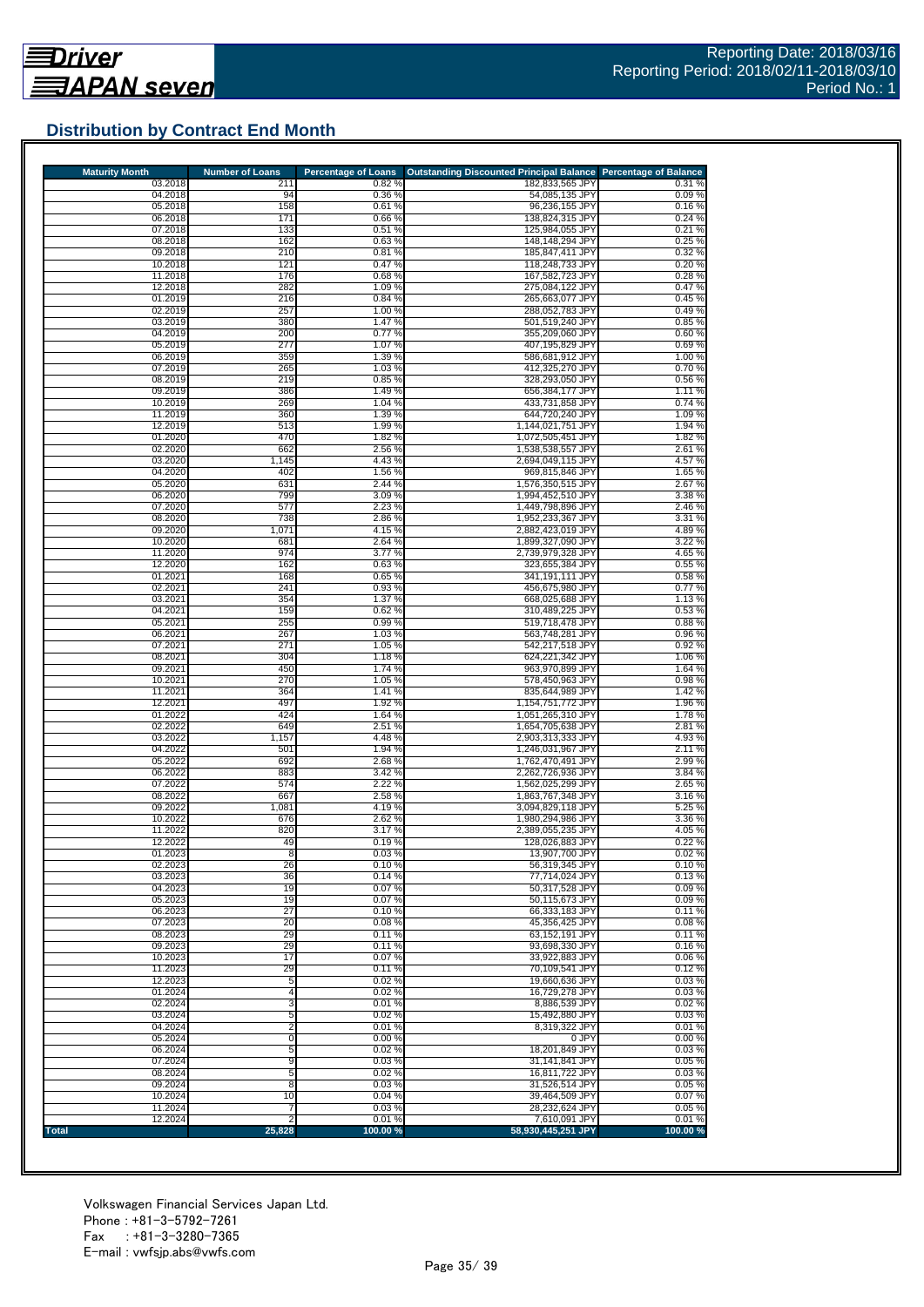Reporting Date: 2018/03/16
Reporting Period: 2018/02/11-2018/03/10
Period No.: 1

## Distribution by Contract End Month

| Maturity Month | Number of Loans | Percentage of Loans | Outstanding Discounted Principal Balance | Percentage of Balance |
|---|---|---|---|---|
| 03.2018 | 211 | 0.82 % | 182,833,565 JPY | 0.31 % |
| 04.2018 | 94 | 0.36 % | 54,085,135 JPY | 0.09 % |
| 05.2018 | 158 | 0.61 % | 96,236,155 JPY | 0.16 % |
| 06.2018 | 171 | 0.66 % | 138,824,315 JPY | 0.24 % |
| 07.2018 | 133 | 0.51 % | 125,984,055 JPY | 0.21 % |
| 08.2018 | 162 | 0.63 % | 148,148,294 JPY | 0.25 % |
| 09.2018 | 210 | 0.81 % | 185,847,411 JPY | 0.32 % |
| 10.2018 | 121 | 0.47 % | 118,248,733 JPY | 0.20 % |
| 11.2018 | 176 | 0.68 % | 167,582,723 JPY | 0.28 % |
| 12.2018 | 282 | 1.09 % | 275,084,122 JPY | 0.47 % |
| 01.2019 | 216 | 0.84 % | 265,663,077 JPY | 0.45 % |
| 02.2019 | 257 | 1.00 % | 288,052,783 JPY | 0.49 % |
| 03.2019 | 380 | 1.47 % | 501,519,240 JPY | 0.85 % |
| 04.2019 | 200 | 0.77 % | 355,209,060 JPY | 0.60 % |
| 05.2019 | 277 | 1.07 % | 407,195,829 JPY | 0.69 % |
| 06.2019 | 359 | 1.39 % | 586,681,912 JPY | 1.00 % |
| 07.2019 | 265 | 1.03 % | 412,325,270 JPY | 0.70 % |
| 08.2019 | 219 | 0.85 % | 328,293,050 JPY | 0.56 % |
| 09.2019 | 386 | 1.49 % | 656,384,177 JPY | 1.11 % |
| 10.2019 | 269 | 1.04 % | 433,731,858 JPY | 0.74 % |
| 11.2019 | 360 | 1.39 % | 644,720,240 JPY | 1.09 % |
| 12.2019 | 513 | 1.99 % | 1,144,021,751 JPY | 1.94 % |
| 01.2020 | 470 | 1.82 % | 1,072,505,451 JPY | 1.82 % |
| 02.2020 | 662 | 2.56 % | 1,538,538,557 JPY | 2.61 % |
| 03.2020 | 1,145 | 4.43 % | 2,694,049,115 JPY | 4.57 % |
| 04.2020 | 402 | 1.56 % | 969,815,846 JPY | 1.65 % |
| 05.2020 | 631 | 2.44 % | 1,576,350,515 JPY | 2.67 % |
| 06.2020 | 799 | 3.09 % | 1,994,452,510 JPY | 3.38 % |
| 07.2020 | 577 | 2.23 % | 1,449,798,896 JPY | 2.46 % |
| 08.2020 | 738 | 2.86 % | 1,952,233,367 JPY | 3.31 % |
| 09.2020 | 1,071 | 4.15 % | 2,882,423,019 JPY | 4.89 % |
| 10.2020 | 681 | 2.64 % | 1,899,327,090 JPY | 3.22 % |
| 11.2020 | 974 | 3.77 % | 2,739,979,328 JPY | 4.65 % |
| 12.2020 | 162 | 0.63 % | 323,655,384 JPY | 0.55 % |
| 01.2021 | 168 | 0.65 % | 341,191,111 JPY | 0.58 % |
| 02.2021 | 241 | 0.93 % | 456,675,980 JPY | 0.77 % |
| 03.2021 | 354 | 1.37 % | 668,025,688 JPY | 1.13 % |
| 04.2021 | 159 | 0.62 % | 310,489,225 JPY | 0.53 % |
| 05.2021 | 255 | 0.99 % | 519,718,478 JPY | 0.88 % |
| 06.2021 | 267 | 1.03 % | 563,748,281 JPY | 0.96 % |
| 07.2021 | 271 | 1.05 % | 542,217,518 JPY | 0.92 % |
| 08.2021 | 304 | 1.18 % | 624,221,342 JPY | 1.06 % |
| 09.2021 | 450 | 1.74 % | 963,970,899 JPY | 1.64 % |
| 10.2021 | 270 | 1.05 % | 578,450,963 JPY | 0.98 % |
| 11.2021 | 364 | 1.41 % | 835,644,989 JPY | 1.42 % |
| 12.2021 | 497 | 1.92 % | 1,154,751,772 JPY | 1.96 % |
| 01.2022 | 424 | 1.64 % | 1,051,265,310 JPY | 1.78 % |
| 02.2022 | 649 | 2.51 % | 1,654,705,638 JPY | 2.81 % |
| 03.2022 | 1,157 | 4.48 % | 2,903,313,333 JPY | 4.93 % |
| 04.2022 | 501 | 1.94 % | 1,246,031,967 JPY | 2.11 % |
| 05.2022 | 692 | 2.68 % | 1,762,470,491 JPY | 2.99 % |
| 06.2022 | 883 | 3.42 % | 2,262,726,936 JPY | 3.84 % |
| 07.2022 | 574 | 2.22 % | 1,562,025,299 JPY | 2.65 % |
| 08.2022 | 667 | 2.58 % | 1,863,767,348 JPY | 3.16 % |
| 09.2022 | 1,081 | 4.19 % | 3,094,829,118 JPY | 5.25 % |
| 10.2022 | 676 | 2.62 % | 1,980,294,986 JPY | 3.36 % |
| 11.2022 | 820 | 3.17 % | 2,389,055,235 JPY | 4.05 % |
| 12.2022 | 49 | 0.19 % | 128,026,883 JPY | 0.22 % |
| 01.2023 | 8 | 0.03 % | 13,907,700 JPY | 0.02 % |
| 02.2023 | 26 | 0.10 % | 56,319,345 JPY | 0.10 % |
| 03.2023 | 36 | 0.14 % | 77,714,024 JPY | 0.13 % |
| 04.2023 | 19 | 0.07 % | 50,317,528 JPY | 0.09 % |
| 05.2023 | 19 | 0.07 % | 50,115,673 JPY | 0.09 % |
| 06.2023 | 27 | 0.10 % | 66,333,183 JPY | 0.11 % |
| 07.2023 | 20 | 0.08 % | 45,356,425 JPY | 0.08 % |
| 08.2023 | 29 | 0.11 % | 63,152,191 JPY | 0.11 % |
| 09.2023 | 29 | 0.11 % | 93,698,330 JPY | 0.16 % |
| 10.2023 | 17 | 0.07 % | 33,922,883 JPY | 0.06 % |
| 11.2023 | 29 | 0.11 % | 70,109,541 JPY | 0.12 % |
| 12.2023 | 5 | 0.02 % | 19,660,636 JPY | 0.03 % |
| 01.2024 | 4 | 0.02 % | 16,729,278 JPY | 0.03 % |
| 02.2024 | 3 | 0.01 % | 8,886,539 JPY | 0.02 % |
| 03.2024 | 5 | 0.02 % | 15,492,880 JPY | 0.03 % |
| 04.2024 | 2 | 0.01 % | 8,319,322 JPY | 0.01 % |
| 05.2024 | 0 | 0.00 % | 0 JPY | 0.00 % |
| 06.2024 | 5 | 0.02 % | 18,201,849 JPY | 0.03 % |
| 07.2024 | 9 | 0.03 % | 31,141,841 JPY | 0.05 % |
| 08.2024 | 5 | 0.02 % | 16,811,722 JPY | 0.03 % |
| 09.2024 | 8 | 0.03 % | 31,526,514 JPY | 0.05 % |
| 10.2024 | 10 | 0.04 % | 39,464,509 JPY | 0.07 % |
| 11.2024 | 7 | 0.03 % | 28,232,624 JPY | 0.05 % |
| 12.2024 | 2 | 0.01 % | 7,610,091 JPY | 0.01 % |
| **Total** | **25,828** | **100.00 %** | **58,930,445,251 JPY** | **100.00 %** |

Volkswagen Financial Services Japan Ltd.
Phone : +81-3-5792-7261
Fax : +81-3-3280-7365
E-mail : vwfsjp.abs@vwfs.com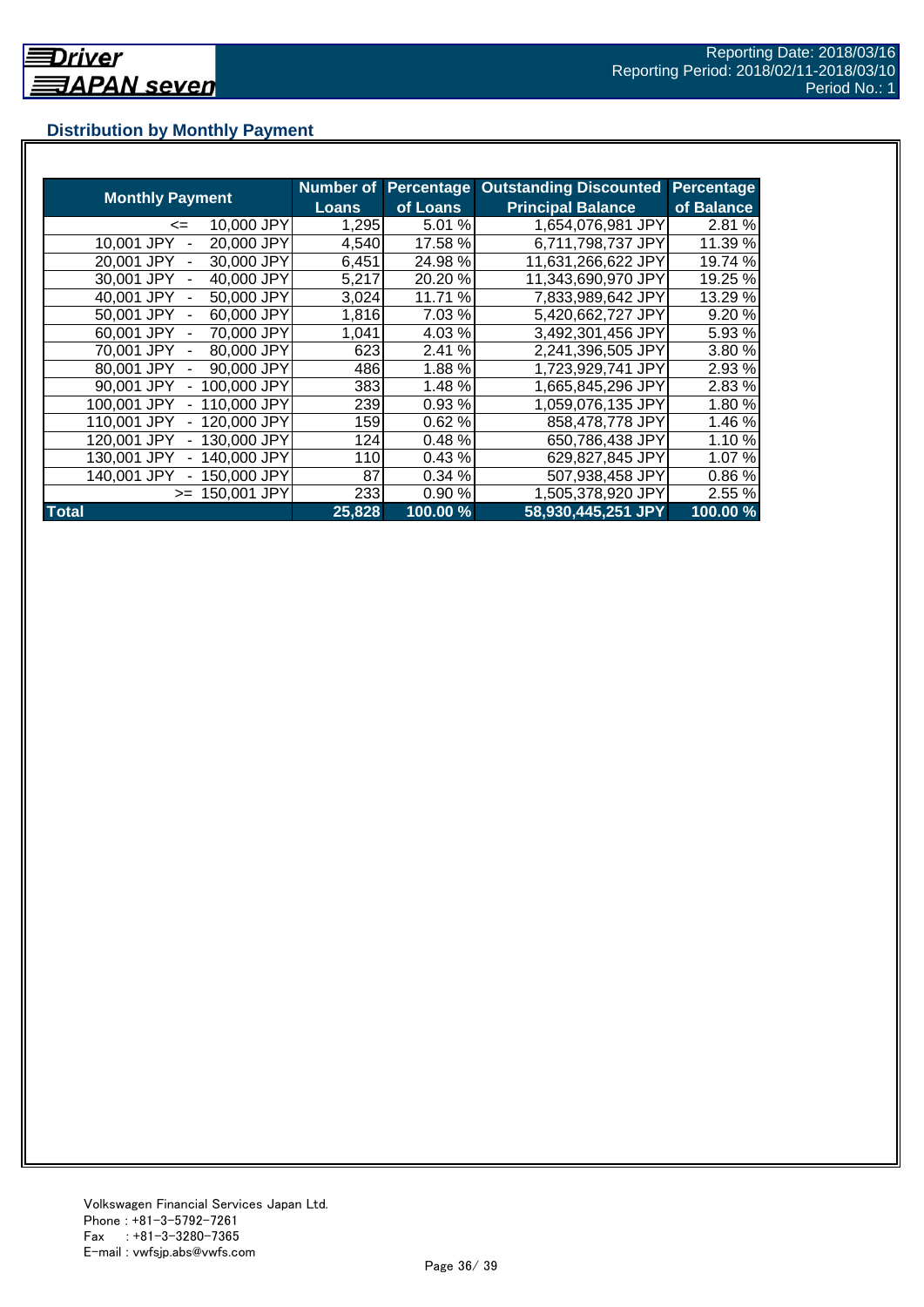## Distribution by Monthly Payment

| Monthly Payment | Number of Loans | Percentage of Loans | Outstanding Discounted Principal Balance | Percentage of Balance |
|---|---|---|---|---|
| <= 10,000 JPY | 1,295 | 5.01 % | 1,654,076,981 JPY | 2.81 % |
| 10,001 JPY - 20,000 JPY | 4,540 | 17.58 % | 6,711,798,737 JPY | 11.39 % |
| 20,001 JPY - 30,000 JPY | 6,451 | 24.98 % | 11,631,266,622 JPY | 19.74 % |
| 30,001 JPY - 40,000 JPY | 5,217 | 20.20 % | 11,343,690,970 JPY | 19.25 % |
| 40,001 JPY - 50,000 JPY | 3,024 | 11.71 % | 7,833,989,642 JPY | 13.29 % |
| 50,001 JPY - 60,000 JPY | 1,816 | 7.03 % | 5,420,662,727 JPY | 9.20 % |
| 60,001 JPY - 70,000 JPY | 1,041 | 4.03 % | 3,492,301,456 JPY | 5.93 % |
| 70,001 JPY - 80,000 JPY | 623 | 2.41 % | 2,241,396,505 JPY | 3.80 % |
| 80,001 JPY - 90,000 JPY | 486 | 1.88 % | 1,723,929,741 JPY | 2.93 % |
| 90,001 JPY - 100,000 JPY | 383 | 1.48 % | 1,665,845,296 JPY | 2.83 % |
| 100,001 JPY - 110,000 JPY | 239 | 0.93 % | 1,059,076,135 JPY | 1.80 % |
| 110,001 JPY - 120,000 JPY | 159 | 0.62 % | 858,478,778 JPY | 1.46 % |
| 120,001 JPY - 130,000 JPY | 124 | 0.48 % | 650,786,438 JPY | 1.10 % |
| 130,001 JPY - 140,000 JPY | 110 | 0.43 % | 629,827,845 JPY | 1.07 % |
| 140,001 JPY - 150,000 JPY | 87 | 0.34 % | 507,938,458 JPY | 0.86 % |
| >= 150,001 JPY | 233 | 0.90 % | 1,505,378,920 JPY | 2.55 % |
| **Total** | **25,828** | **100.00 %** | **58,930,445,251 JPY** | **100.00 %** |

Volkswagen Financial Services Japan Ltd.
Phone : +81-3-5792-7261
Fax : +81-3-3280-7365
E-mail : vwfsjp.abs@vwfs.com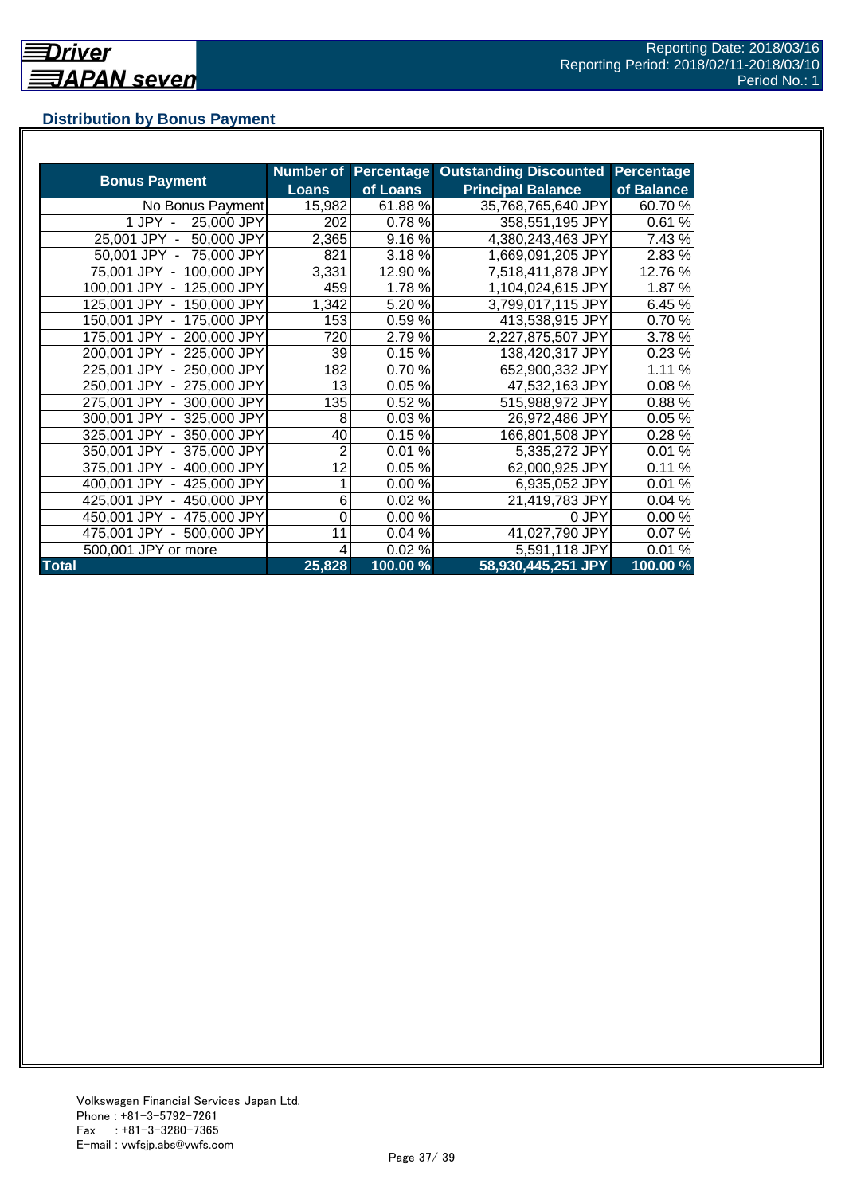## Distribution by Bonus Payment

| Bonus Payment | Number of Loans | Percentage of Loans | Outstanding Discounted Principal Balance | Percentage of Balance |
|---|---|---|---|---|
| No Bonus Payment | 15,982 | 61.88 % | 35,768,765,640 JPY | 60.70 % |
| 1 JPY - 25,000 JPY | 202 | 0.78 % | 358,551,195 JPY | 0.61 % |
| 25,001 JPY - 50,000 JPY | 2,365 | 9.16 % | 4,380,243,463 JPY | 7.43 % |
| 50,001 JPY - 75,000 JPY | 821 | 3.18 % | 1,669,091,205 JPY | 2.83 % |
| 75,001 JPY - 100,000 JPY | 3,331 | 12.90 % | 7,518,411,878 JPY | 12.76 % |
| 100,001 JPY - 125,000 JPY | 459 | 1.78 % | 1,104,024,615 JPY | 1.87 % |
| 125,001 JPY - 150,000 JPY | 1,342 | 5.20 % | 3,799,017,115 JPY | 6.45 % |
| 150,001 JPY - 175,000 JPY | 153 | 0.59 % | 413,538,915 JPY | 0.70 % |
| 175,001 JPY - 200,000 JPY | 720 | 2.79 % | 2,227,875,507 JPY | 3.78 % |
| 200,001 JPY - 225,000 JPY | 39 | 0.15 % | 138,420,317 JPY | 0.23 % |
| 225,001 JPY - 250,000 JPY | 182 | 0.70 % | 652,900,332 JPY | 1.11 % |
| 250,001 JPY - 275,000 JPY | 13 | 0.05 % | 47,532,163 JPY | 0.08 % |
| 275,001 JPY - 300,000 JPY | 135 | 0.52 % | 515,988,972 JPY | 0.88 % |
| 300,001 JPY - 325,000 JPY | 8 | 0.03 % | 26,972,486 JPY | 0.05 % |
| 325,001 JPY - 350,000 JPY | 40 | 0.15 % | 166,801,508 JPY | 0.28 % |
| 350,001 JPY - 375,000 JPY | 2 | 0.01 % | 5,335,272 JPY | 0.01 % |
| 375,001 JPY - 400,000 JPY | 12 | 0.05 % | 62,000,925 JPY | 0.11 % |
| 400,001 JPY - 425,000 JPY | 1 | 0.00 % | 6,935,052 JPY | 0.01 % |
| 425,001 JPY - 450,000 JPY | 6 | 0.02 % | 21,419,783 JPY | 0.04 % |
| 450,001 JPY - 475,000 JPY | 0 | 0.00 % | 0 JPY | 0.00 % |
| 475,001 JPY - 500,000 JPY | 11 | 0.04 % | 41,027,790 JPY | 0.07 % |
| 500,001 JPY or more | 4 | 0.02 % | 5,591,118 JPY | 0.01 % |
| **Total** | **25,828** | **100.00 %** | **58,930,445,251 JPY** | **100.00 %** |

Volkswagen Financial Services Japan Ltd.
Phone : +81-3-5792-7261
Fax : +81-3-3280-7365
E-mail : vwfsjp.abs@vwfs.com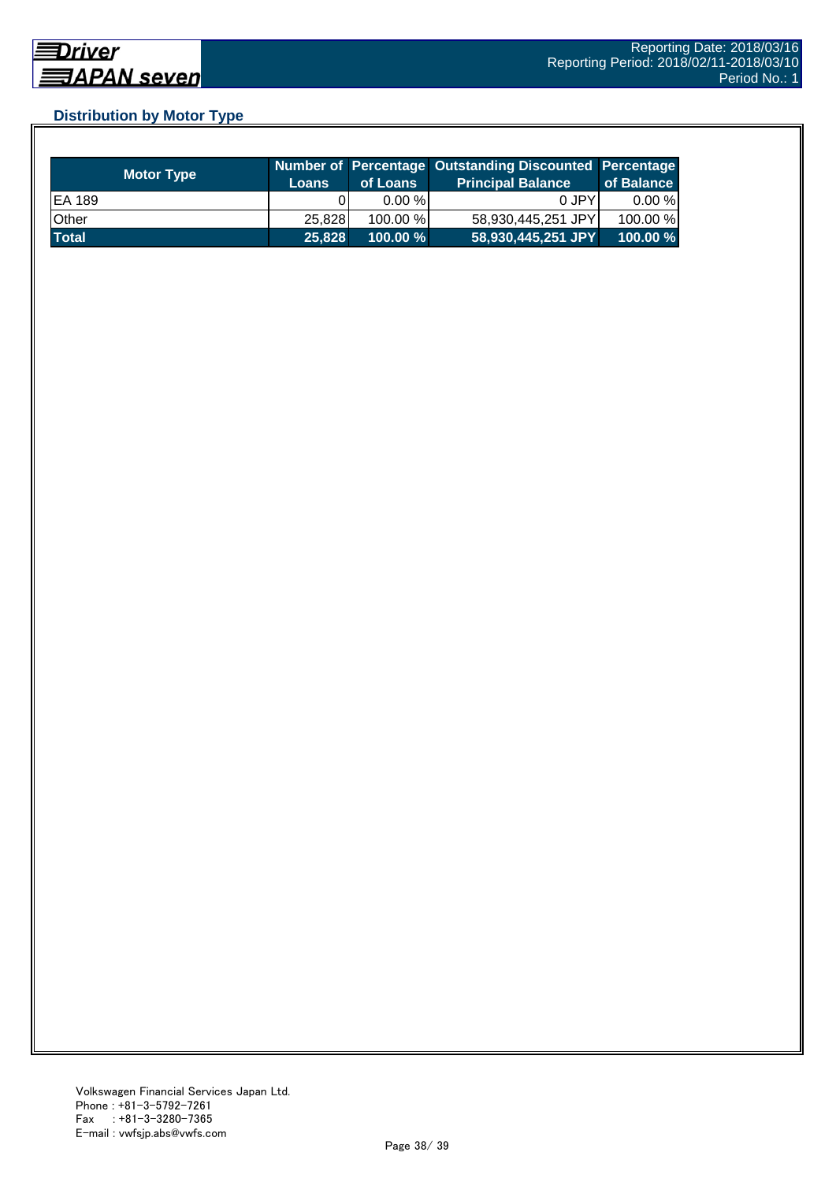## Distribution by Motor Type

| Motor Type | Number of Loans | Percentage of Loans | Outstanding Discounted Principal Balance | Percentage of Balance |
|---|---|---|---|---|
| EA 189 | 0 | 0.00 % | 0 JPY | 0.00 % |
| Other | 25,828 | 100.00 % | 58,930,445,251 JPY | 100.00 % |
| **Total** | **25,828** | **100.00 %** | **58,930,445,251 JPY** | **100.00 %** |

Volkswagen Financial Services Japan Ltd.
Phone : +81-3-5792-7261
Fax : +81-3-3280-7365
E-mail : vwfsjp.abs@vwfs.com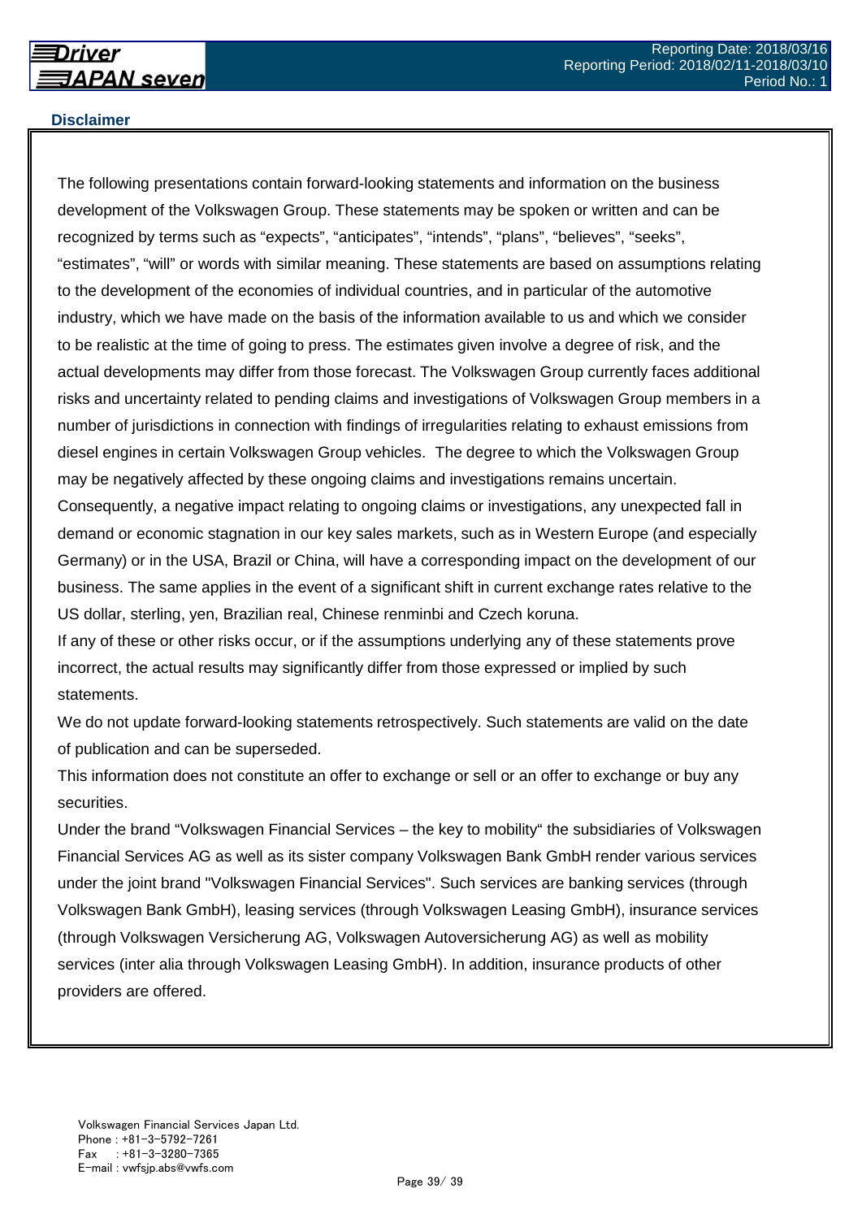### Disclaimer

The following presentations contain forward-looking statements and information on the business development of the Volkswagen Group. These statements may be spoken or written and can be recognized by terms such as “expects”, “anticipates”, “intends”, “plans”, “believes”, “seeks”, “estimates”, “will” or words with similar meaning. These statements are based on assumptions relating to the development of the economies of individual countries, and in particular of the automotive industry, which we have made on the basis of the information available to us and which we consider to be realistic at the time of going to press. The estimates given involve a degree of risk, and the actual developments may differ from those forecast. The Volkswagen Group currently faces additional risks and uncertainty related to pending claims and investigations of Volkswagen Group members in a number of jurisdictions in connection with findings of irregularities relating to exhaust emissions from diesel engines in certain Volkswagen Group vehicles. The degree to which the Volkswagen Group may be negatively affected by these ongoing claims and investigations remains uncertain.
Consequently, a negative impact relating to ongoing claims or investigations, any unexpected fall in demand or economic stagnation in our key sales markets, such as in Western Europe (and especially Germany) or in the USA, Brazil or China, will have a corresponding impact on the development of our business. The same applies in the event of a significant shift in current exchange rates relative to the US dollar, sterling, yen, Brazilian real, Chinese renminbi and Czech koruna.
If any of these or other risks occur, or if the assumptions underlying any of these statements prove incorrect, the actual results may significantly differ from those expressed or implied by such statements.
We do not update forward-looking statements retrospectively. Such statements are valid on the date of publication and can be superseded.
This information does not constitute an offer to exchange or sell or an offer to exchange or buy any securities.
Under the brand “Volkswagen Financial Services – the key to mobility“ the subsidiaries of Volkswagen Financial Services AG as well as its sister company Volkswagen Bank GmbH render various services under the joint brand "Volkswagen Financial Services". Such services are banking services (through Volkswagen Bank GmbH), leasing services (through Volkswagen Leasing GmbH), insurance services (through Volkswagen Versicherung AG, Volkswagen Autoversicherung AG) as well as mobility services (inter alia through Volkswagen Leasing GmbH). In addition, insurance products of other providers are offered.

Volkswagen Financial Services Japan Ltd.
Phone : +81-3-5792-7261
Fax : +81-3-3280-7365
E-mail : vwfsjp.abs@vwfs.com